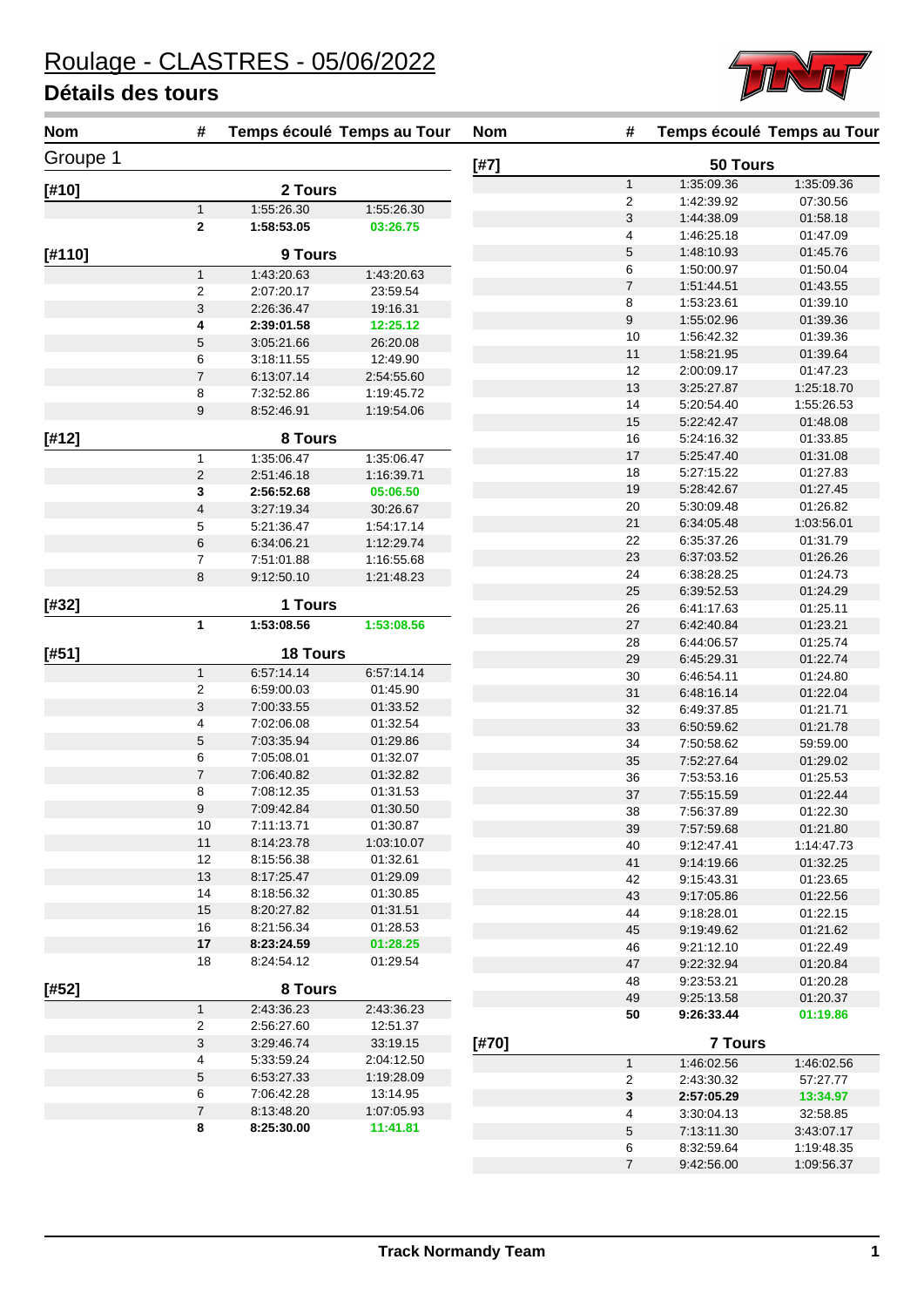# Roulage - CLASTRES - 05/06/2022

## Détails des tours

### Groupe 1

| Nom | # | Temps écoulé | Temps au Tour |
|---|---|---|---|
| **[#10]** | **2 Tours** | | |
| | 1 | 1:55:26.30 | 1:55:26.30 |
| | **2** | **1:58:53.05** | **03:26.75** |
| **[#110]** | **9 Tours** | | |
| | 1 | 1:43:20.63 | 1:43:20.63 |
| | 2 | 2:07:20.17 | 23:59.54 |
| | 3 | 2:26:36.47 | 19:16.31 |
| | **4** | **2:39:01.58** | **12:25.12** |
| | 5 | 3:05:21.66 | 26:20.08 |
| | 6 | 3:18:11.55 | 12:49.90 |
| | 7 | 6:13:07.14 | 2:54:55.60 |
| | 8 | 7:32:52.86 | 1:19:45.72 |
| | 9 | 8:52:46.91 | 1:19:54.06 |
| **[#12]** | **8 Tours** | | |
| | 1 | 1:35:06.47 | 1:35:06.47 |
| | 2 | 2:51:46.18 | 1:16:39.71 |
| | **3** | **2:56:52.68** | **05:06.50** |
| | 4 | 3:27:19.34 | 30:26.67 |
| | 5 | 5:21:36.47 | 1:54:17.14 |
| | 6 | 6:34:06.21 | 1:12:29.74 |
| | 7 | 7:51:01.88 | 1:16:55.68 |
| | 8 | 9:12:50.10 | 1:21:48.23 |
| **[#32]** | **1 Tours** | | |
| | **1** | **1:53:08.56** | **1:53:08.56** |
| **[#51]** | **18 Tours** | | |
| | 1 | 6:57:14.14 | 6:57:14.14 |
| | 2 | 6:59:00.03 | 01:45.90 |
| | 3 | 7:00:33.55 | 01:33.52 |
| | 4 | 7:02:06.08 | 01:32.54 |
| | 5 | 7:03:35.94 | 01:29.86 |
| | 6 | 7:05:08.01 | 01:32.07 |
| | 7 | 7:06:40.82 | 01:32.82 |
| | 8 | 7:08:12.35 | 01:31.53 |
| | 9 | 7:09:42.84 | 01:30.50 |
| | 10 | 7:11:13.71 | 01:30.87 |
| | 11 | 8:14:23.78 | 1:03:10.07 |
| | 12 | 8:15:56.38 | 01:32.61 |
| | 13 | 8:17:25.47 | 01:29.09 |
| | 14 | 8:18:56.32 | 01:30.85 |
| | 15 | 8:20:27.82 | 01:31.51 |
| | 16 | 8:21:56.34 | 01:28.53 |
| | **17** | **8:23:24.59** | **01:28.25** |
| | 18 | 8:24:54.12 | 01:29.54 |
| **[#52]** | **8 Tours** | | |
| | 1 | 2:43:36.23 | 2:43:36.23 |
| | 2 | 2:56:27.60 | 12:51.37 |
| | 3 | 3:29:46.74 | 33:19.15 |
| | 4 | 5:33:59.24 | 2:04:12.50 |
| | 5 | 6:53:27.33 | 1:19:28.09 |
| | 6 | 7:06:42.28 | 13:14.95 |
| | 7 | 8:13:48.20 | 1:07:05.93 |
| | **8** | **8:25:30.00** | **11:41.81** |
| **[#7]** | **50 Tours** | | |
| | 1 | 1:35:09.36 | 1:35:09.36 |
| | 2 | 1:42:39.92 | 07:30.56 |
| | 3 | 1:44:38.09 | 01:58.18 |
| | 4 | 1:46:25.18 | 01:47.09 |
| | 5 | 1:48:10.93 | 01:45.76 |
| | 6 | 1:50:00.97 | 01:50.04 |
| | 7 | 1:51:44.51 | 01:43.55 |
| | 8 | 1:53:23.61 | 01:39.10 |
| | 9 | 1:55:02.96 | 01:39.36 |
| | 10 | 1:56:42.32 | 01:39.36 |
| | 11 | 1:58:21.95 | 01:39.64 |
| | 12 | 2:00:09.17 | 01:47.23 |
| | 13 | 3:25:27.87 | 1:25:18.70 |
| | 14 | 5:20:54.40 | 1:55:26.53 |
| | 15 | 5:22:42.47 | 01:48.08 |
| | 16 | 5:24:16.32 | 01:33.85 |
| | 17 | 5:25:47.40 | 01:31.08 |
| | 18 | 5:27:15.22 | 01:27.83 |
| | 19 | 5:28:42.67 | 01:27.45 |
| | 20 | 5:30:09.48 | 01:26.82 |
| | 21 | 6:34:05.48 | 1:03:56.01 |
| | 22 | 6:35:37.26 | 01:31.79 |
| | 23 | 6:37:03.52 | 01:26.26 |
| | 24 | 6:38:28.25 | 01:24.73 |
| | 25 | 6:39:52.53 | 01:24.29 |
| | 26 | 6:41:17.63 | 01:25.11 |
| | 27 | 6:42:40.84 | 01:23.21 |
| | 28 | 6:44:06.57 | 01:25.74 |
| | 29 | 6:45:29.31 | 01:22.74 |
| | 30 | 6:46:54.11 | 01:24.80 |
| | 31 | 6:48:16.14 | 01:22.04 |
| | 32 | 6:49:37.85 | 01:21.71 |
| | 33 | 6:50:59.62 | 01:21.78 |
| | 34 | 7:50:58.62 | 59:59.00 |
| | 35 | 7:52:27.64 | 01:29.02 |
| | 36 | 7:53:53.16 | 01:25.53 |
| | 37 | 7:55:15.59 | 01:22.44 |
| | 38 | 7:56:37.89 | 01:22.30 |
| | 39 | 7:57:59.68 | 01:21.80 |
| | 40 | 9:12:47.41 | 1:14:47.73 |
| | 41 | 9:14:19.66 | 01:32.25 |
| | 42 | 9:15:43.31 | 01:23.65 |
| | 43 | 9:17:05.86 | 01:22.56 |
| | 44 | 9:18:28.01 | 01:22.15 |
| | 45 | 9:19:49.62 | 01:21.62 |
| | 46 | 9:21:12.10 | 01:22.49 |
| | 47 | 9:22:32.94 | 01:20.84 |
| | 48 | 9:23:53.21 | 01:20.28 |
| | 49 | 9:25:13.58 | 01:20.37 |
| | **50** | **9:26:33.44** | **01:19.86** |
| **[#70]** | **7 Tours** | | |
| | 1 | 1:46:02.56 | 1:46:02.56 |
| | 2 | 2:43:30.32 | 57:27.77 |
| | **3** | **2:57:05.29** | **13:34.97** |
| | 4 | 3:30:04.13 | 32:58.85 |
| | 5 | 7:13:11.30 | 3:43:07.17 |
| | 6 | 8:32:59.64 | 1:19:48.35 |
| | 7 | 9:42:56.00 | 1:09:56.37 |

**Track Normandy Team**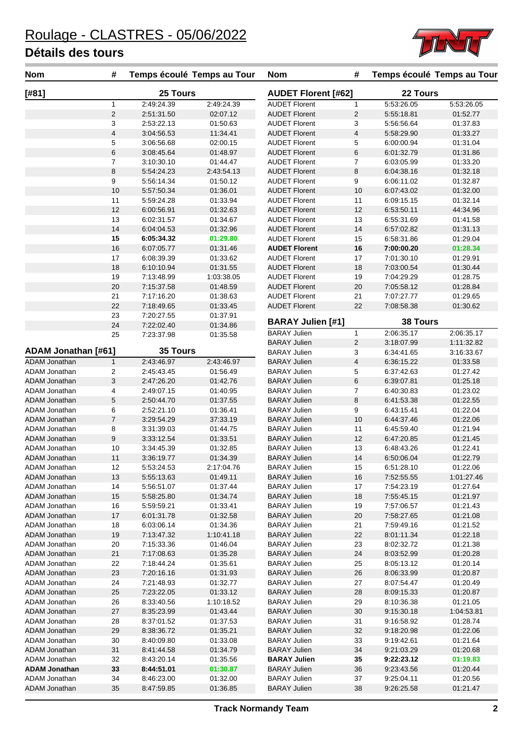# Roulage - CLASTRES - 05/06/2022

## Détails des tours

| Nom | # | Temps écoulé | Temps au Tour |
|---|---|---|---|
| **[#81]** | | **25 Tours** | |
| | 1 | 2:49:24.39 | 2:49:24.39 |
| | 2 | 2:51:31.50 | 02:07.12 |
| | 3 | 2:53:22.13 | 01:50.63 |
| | 4 | 3:04:56.53 | 11:34.41 |
| | 5 | 3:06:56.68 | 02:00.15 |
| | 6 | 3:08:45.64 | 01:48.97 |
| | 7 | 3:10:30.10 | 01:44.47 |
| | 8 | 5:54:24.23 | 2:43:54.13 |
| | 9 | 5:56:14.34 | 01:50.12 |
| | 10 | 5:57:50.34 | 01:36.01 |
| | 11 | 5:59:24.28 | 01:33.94 |
| | 12 | 6:00:56.91 | 01:32.63 |
| | 13 | 6:02:31.57 | 01:34.67 |
| | 14 | 6:04:04.53 | 01:32.96 |
| | **15** | **6:05:34.32** | **01:29.80** |
| | 16 | 6:07:05.77 | 01:31.46 |
| | 17 | 6:08:39.39 | 01:33.62 |
| | 18 | 6:10:10.94 | 01:31.55 |
| | 19 | 7:13:48.99 | 1:03:38.05 |
| | 20 | 7:15:37.58 | 01:48.59 |
| | 21 | 7:17:16.20 | 01:38.63 |
| | 22 | 7:18:49.65 | 01:33.45 |
| | 23 | 7:20:27.55 | 01:37.91 |
| | 24 | 7:22:02.40 | 01:34.86 |
| | 25 | 7:23:37.98 | 01:35.58 |

| Nom | # | Temps écoulé | Temps au Tour |
|---|---|---|---|
| **ADAM Jonathan [#61]** | | **35 Tours** | |
| ADAM Jonathan | 1 | 2:43:46.97 | 2:43:46.97 |
| ADAM Jonathan | 2 | 2:45:43.45 | 01:56.49 |
| ADAM Jonathan | 3 | 2:47:26.20 | 01:42.76 |
| ADAM Jonathan | 4 | 2:49:07.15 | 01:40.95 |
| ADAM Jonathan | 5 | 2:50:44.70 | 01:37.55 |
| ADAM Jonathan | 6 | 2:52:21.10 | 01:36.41 |
| ADAM Jonathan | 7 | 3:29:54.29 | 37:33.19 |
| ADAM Jonathan | 8 | 3:31:39.03 | 01:44.75 |
| ADAM Jonathan | 9 | 3:33:12.54 | 01:33.51 |
| ADAM Jonathan | 10 | 3:34:45.39 | 01:32.85 |
| ADAM Jonathan | 11 | 3:36:19.77 | 01:34.39 |
| ADAM Jonathan | 12 | 5:53:24.53 | 2:17:04.76 |
| ADAM Jonathan | 13 | 5:55:13.63 | 01:49.11 |
| ADAM Jonathan | 14 | 5:56:51.07 | 01:37.44 |
| ADAM Jonathan | 15 | 5:58:25.80 | 01:34.74 |
| ADAM Jonathan | 16 | 5:59:59.21 | 01:33.41 |
| ADAM Jonathan | 17 | 6:01:31.78 | 01:32.58 |
| ADAM Jonathan | 18 | 6:03:06.14 | 01:34.36 |
| ADAM Jonathan | 19 | 7:13:47.32 | 1:10:41.18 |
| ADAM Jonathan | 20 | 7:15:33.36 | 01:46.04 |
| ADAM Jonathan | 21 | 7:17:08.63 | 01:35.28 |
| ADAM Jonathan | 22 | 7:18:44.24 | 01:35.61 |
| ADAM Jonathan | 23 | 7:20:16.16 | 01:31.93 |
| ADAM Jonathan | 24 | 7:21:48.93 | 01:32.77 |
| ADAM Jonathan | 25 | 7:23:22.05 | 01:33.12 |
| ADAM Jonathan | 26 | 8:33:40.56 | 1:10:18.52 |
| ADAM Jonathan | 27 | 8:35:23.99 | 01:43.44 |
| ADAM Jonathan | 28 | 8:37:01.52 | 01:37.53 |
| ADAM Jonathan | 29 | 8:38:36.72 | 01:35.21 |
| ADAM Jonathan | 30 | 8:40:09.80 | 01:33.08 |
| ADAM Jonathan | 31 | 8:41:44.58 | 01:34.79 |
| ADAM Jonathan | 32 | 8:43:20.14 | 01:35.56 |
| **ADAM Jonathan** | **33** | **8:44:51.01** | **01:30.87** |
| ADAM Jonathan | 34 | 8:46:23.00 | 01:32.00 |
| ADAM Jonathan | 35 | 8:47:59.85 | 01:36.85 |

| Nom | # | Temps écoulé | Temps au Tour |
|---|---|---|---|
| **AUDET Florent [#62]** | | **22 Tours** | |
| AUDET Florent | 1 | 5:53:26.05 | 5:53:26.05 |
| AUDET Florent | 2 | 5:55:18.81 | 01:52.77 |
| AUDET Florent | 3 | 5:56:56.64 | 01:37.83 |
| AUDET Florent | 4 | 5:58:29.90 | 01:33.27 |
| AUDET Florent | 5 | 6:00:00.94 | 01:31.04 |
| AUDET Florent | 6 | 6:01:32.79 | 01:31.86 |
| AUDET Florent | 7 | 6:03:05.99 | 01:33.20 |
| AUDET Florent | 8 | 6:04:38.16 | 01:32.18 |
| AUDET Florent | 9 | 6:06:11.02 | 01:32.87 |
| AUDET Florent | 10 | 6:07:43.02 | 01:32.00 |
| AUDET Florent | 11 | 6:09:15.15 | 01:32.14 |
| AUDET Florent | 12 | 6:53:50.11 | 44:34.96 |
| AUDET Florent | 13 | 6:55:31.69 | 01:41.58 |
| AUDET Florent | 14 | 6:57:02.82 | 01:31.13 |
| AUDET Florent | 15 | 6:58:31.86 | 01:29.04 |
| **AUDET Florent** | **16** | **7:00:00.20** | **01:28.34** |
| AUDET Florent | 17 | 7:01:30.10 | 01:29.91 |
| AUDET Florent | 18 | 7:03:00.54 | 01:30.44 |
| AUDET Florent | 19 | 7:04:29.29 | 01:28.75 |
| AUDET Florent | 20 | 7:05:58.12 | 01:28.84 |
| AUDET Florent | 21 | 7:07:27.77 | 01:29.65 |
| AUDET Florent | 22 | 7:08:58.38 | 01:30.62 |

| Nom | # | Temps écoulé | Temps au Tour |
|---|---|---|---|
| **BARAY Julien [#1]** | | **38 Tours** | |
| BARAY Julien | 1 | 2:06:35.17 | 2:06:35.17 |
| BARAY Julien | 2 | 3:18:07.99 | 1:11:32.82 |
| BARAY Julien | 3 | 6:34:41.65 | 3:16:33.67 |
| BARAY Julien | 4 | 6:36:15.22 | 01:33.58 |
| BARAY Julien | 5 | 6:37:42.63 | 01:27.42 |
| BARAY Julien | 6 | 6:39:07.81 | 01:25.18 |
| BARAY Julien | 7 | 6:40:30.83 | 01:23.02 |
| BARAY Julien | 8 | 6:41:53.38 | 01:22.55 |
| BARAY Julien | 9 | 6:43:15.41 | 01:22.04 |
| BARAY Julien | 10 | 6:44:37.46 | 01:22.06 |
| BARAY Julien | 11 | 6:45:59.40 | 01:21.94 |
| BARAY Julien | 12 | 6:47:20.85 | 01:21.45 |
| BARAY Julien | 13 | 6:48:43.26 | 01:22.41 |
| BARAY Julien | 14 | 6:50:06.04 | 01:22.79 |
| BARAY Julien | 15 | 6:51:28.10 | 01:22.06 |
| BARAY Julien | 16 | 7:52:55.55 | 1:01:27.46 |
| BARAY Julien | 17 | 7:54:23.19 | 01:27.64 |
| BARAY Julien | 18 | 7:55:45.15 | 01:21.97 |
| BARAY Julien | 19 | 7:57:06.57 | 01:21.43 |
| BARAY Julien | 20 | 7:58:27.65 | 01:21.08 |
| BARAY Julien | 21 | 7:59:49.16 | 01:21.52 |
| BARAY Julien | 22 | 8:01:11.34 | 01:22.18 |
| BARAY Julien | 23 | 8:02:32.72 | 01:21.38 |
| BARAY Julien | 24 | 8:03:52.99 | 01:20.28 |
| BARAY Julien | 25 | 8:05:13.12 | 01:20.14 |
| BARAY Julien | 26 | 8:06:33.99 | 01:20.87 |
| BARAY Julien | 27 | 8:07:54.47 | 01:20.49 |
| BARAY Julien | 28 | 8:09:15.33 | 01:20.87 |
| BARAY Julien | 29 | 8:10:36.38 | 01:21.05 |
| BARAY Julien | 30 | 9:15:30.18 | 1:04:53.81 |
| BARAY Julien | 31 | 9:16:58.92 | 01:28.74 |
| BARAY Julien | 32 | 9:18:20.98 | 01:22.06 |
| BARAY Julien | 33 | 9:19:42.61 | 01:21.64 |
| BARAY Julien | 34 | 9:21:03.29 | 01:20.68 |
| **BARAY Julien** | **35** | **9:22:23.12** | **01:19.83** |
| BARAY Julien | 36 | 9:23:43.56 | 01:20.44 |
| BARAY Julien | 37 | 9:25:04.11 | 01:20.56 |
| BARAY Julien | 38 | 9:26:25.58 | 01:21.47 |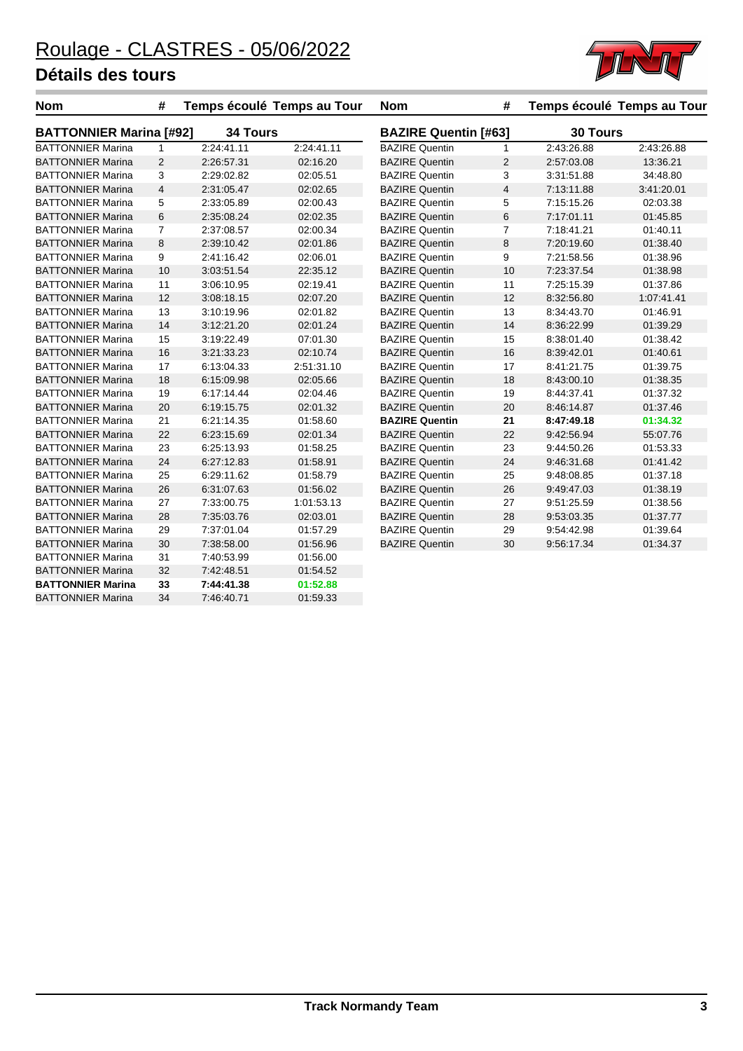# Roulage - CLASTRES - 05/06/2022

## Détails des tours

| Nom | # | Temps écoulé | Temps au Tour |
|---|---|---|---|
| **BATTONNIER Marina [#92]** | | **34 Tours** | |
| BATTONNIER Marina | 1 | 2:24:41.11 | 2:24:41.11 |
| BATTONNIER Marina | 2 | 2:26:57.31 | 02:16.20 |
| BATTONNIER Marina | 3 | 2:29:02.82 | 02:05.51 |
| BATTONNIER Marina | 4 | 2:31:05.47 | 02:02.65 |
| BATTONNIER Marina | 5 | 2:33:05.89 | 02:00.43 |
| BATTONNIER Marina | 6 | 2:35:08.24 | 02:02.35 |
| BATTONNIER Marina | 7 | 2:37:08.57 | 02:00.34 |
| BATTONNIER Marina | 8 | 2:39:10.42 | 02:01.86 |
| BATTONNIER Marina | 9 | 2:41:16.42 | 02:06.01 |
| BATTONNIER Marina | 10 | 3:03:51.54 | 22:35.12 |
| BATTONNIER Marina | 11 | 3:06:10.95 | 02:19.41 |
| BATTONNIER Marina | 12 | 3:08:18.15 | 02:07.20 |
| BATTONNIER Marina | 13 | 3:10:19.96 | 02:01.82 |
| BATTONNIER Marina | 14 | 3:12:21.20 | 02:01.24 |
| BATTONNIER Marina | 15 | 3:19:22.49 | 07:01.30 |
| BATTONNIER Marina | 16 | 3:21:33.23 | 02:10.74 |
| BATTONNIER Marina | 17 | 6:13:04.33 | 2:51:31.10 |
| BATTONNIER Marina | 18 | 6:15:09.98 | 02:05.66 |
| BATTONNIER Marina | 19 | 6:17:14.44 | 02:04.46 |
| BATTONNIER Marina | 20 | 6:19:15.75 | 02:01.32 |
| BATTONNIER Marina | 21 | 6:21:14.35 | 01:58.60 |
| BATTONNIER Marina | 22 | 6:23:15.69 | 02:01.34 |
| BATTONNIER Marina | 23 | 6:25:13.93 | 01:58.25 |
| BATTONNIER Marina | 24 | 6:27:12.83 | 01:58.91 |
| BATTONNIER Marina | 25 | 6:29:11.62 | 01:58.79 |
| BATTONNIER Marina | 26 | 6:31:07.63 | 01:56.02 |
| BATTONNIER Marina | 27 | 7:33:00.75 | 1:01:53.13 |
| BATTONNIER Marina | 28 | 7:35:03.76 | 02:03.01 |
| BATTONNIER Marina | 29 | 7:37:01.04 | 01:57.29 |
| BATTONNIER Marina | 30 | 7:38:58.00 | 01:56.96 |
| BATTONNIER Marina | 31 | 7:40:53.99 | 01:56.00 |
| BATTONNIER Marina | 32 | 7:42:48.51 | 01:54.52 |
| **BATTONNIER Marina** | **33** | **7:44:41.38** | **01:52.88** |
| BATTONNIER Marina | 34 | 7:46:40.71 | 01:59.33 |

| Nom | # | Temps écoulé | Temps au Tour |
|---|---|---|---|
| **BAZIRE Quentin [#63]** | | **30 Tours** | |
| BAZIRE Quentin | 1 | 2:43:26.88 | 2:43:26.88 |
| BAZIRE Quentin | 2 | 2:57:03.08 | 13:36.21 |
| BAZIRE Quentin | 3 | 3:31:51.88 | 34:48.80 |
| BAZIRE Quentin | 4 | 7:13:11.88 | 3:41:20.01 |
| BAZIRE Quentin | 5 | 7:15:15.26 | 02:03.38 |
| BAZIRE Quentin | 6 | 7:17:01.11 | 01:45.85 |
| BAZIRE Quentin | 7 | 7:18:41.21 | 01:40.11 |
| BAZIRE Quentin | 8 | 7:20:19.60 | 01:38.40 |
| BAZIRE Quentin | 9 | 7:21:58.56 | 01:38.96 |
| BAZIRE Quentin | 10 | 7:23:37.54 | 01:38.98 |
| BAZIRE Quentin | 11 | 7:25:15.39 | 01:37.86 |
| BAZIRE Quentin | 12 | 8:32:56.80 | 1:07:41.41 |
| BAZIRE Quentin | 13 | 8:34:43.70 | 01:46.91 |
| BAZIRE Quentin | 14 | 8:36:22.99 | 01:39.29 |
| BAZIRE Quentin | 15 | 8:38:01.40 | 01:38.42 |
| BAZIRE Quentin | 16 | 8:39:42.01 | 01:40.61 |
| BAZIRE Quentin | 17 | 8:41:21.75 | 01:39.75 |
| BAZIRE Quentin | 18 | 8:43:00.10 | 01:38.35 |
| BAZIRE Quentin | 19 | 8:44:37.41 | 01:37.32 |
| BAZIRE Quentin | 20 | 8:46:14.87 | 01:37.46 |
| **BAZIRE Quentin** | **21** | **8:47:49.18** | **01:34.32** |
| BAZIRE Quentin | 22 | 9:42:56.94 | 55:07.76 |
| BAZIRE Quentin | 23 | 9:44:50.26 | 01:53.33 |
| BAZIRE Quentin | 24 | 9:46:31.68 | 01:41.42 |
| BAZIRE Quentin | 25 | 9:48:08.85 | 01:37.18 |
| BAZIRE Quentin | 26 | 9:49:47.03 | 01:38.19 |
| BAZIRE Quentin | 27 | 9:51:25.59 | 01:38.56 |
| BAZIRE Quentin | 28 | 9:53:03.35 | 01:37.77 |
| BAZIRE Quentin | 29 | 9:54:42.98 | 01:39.64 |
| BAZIRE Quentin | 30 | 9:56:17.34 | 01:34.37 |

**Track Normandy Team**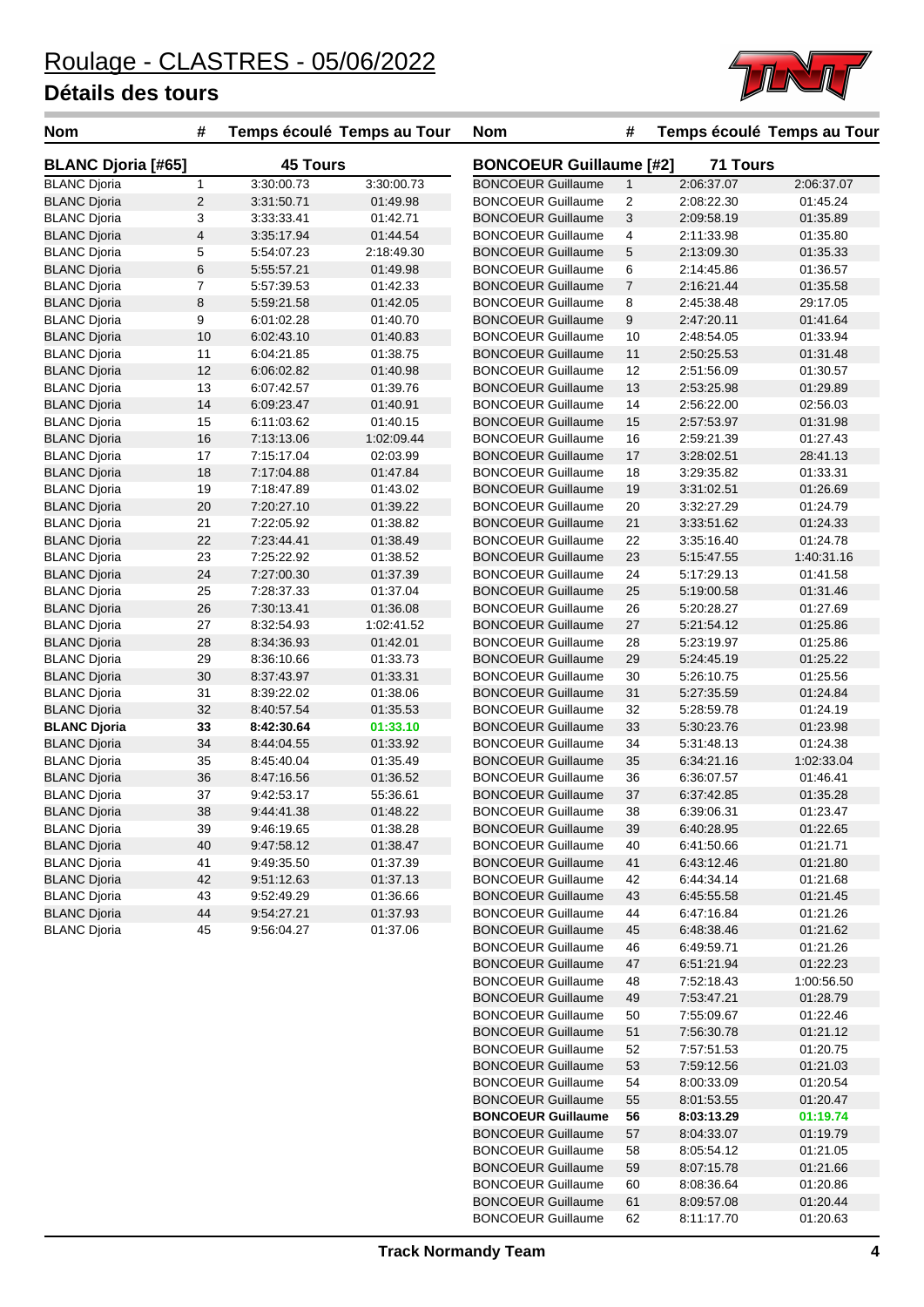# Roulage - CLASTRES - 05/06/2022

## Détails des tours

| Nom | # | Temps écoulé | Temps au Tour |
|---|---|---|---|
| **BLANC Djoria [#65]** | | **45 Tours** | |
| BLANC Djoria | 1 | 3:30:00.73 | 3:30:00.73 |
| BLANC Djoria | 2 | 3:31:50.71 | 01:49.98 |
| BLANC Djoria | 3 | 3:33:33.41 | 01:42.71 |
| BLANC Djoria | 4 | 3:35:17.94 | 01:44.54 |
| BLANC Djoria | 5 | 5:54:07.23 | 2:18:49.30 |
| BLANC Djoria | 6 | 5:55:57.21 | 01:49.98 |
| BLANC Djoria | 7 | 5:57:39.53 | 01:42.33 |
| BLANC Djoria | 8 | 5:59:21.58 | 01:42.05 |
| BLANC Djoria | 9 | 6:01:02.28 | 01:40.70 |
| BLANC Djoria | 10 | 6:02:43.10 | 01:40.83 |
| BLANC Djoria | 11 | 6:04:21.85 | 01:38.75 |
| BLANC Djoria | 12 | 6:06:02.82 | 01:40.98 |
| BLANC Djoria | 13 | 6:07:42.57 | 01:39.76 |
| BLANC Djoria | 14 | 6:09:23.47 | 01:40.91 |
| BLANC Djoria | 15 | 6:11:03.62 | 01:40.15 |
| BLANC Djoria | 16 | 7:13:13.06 | 1:02:09.44 |
| BLANC Djoria | 17 | 7:15:17.04 | 02:03.99 |
| BLANC Djoria | 18 | 7:17:04.88 | 01:47.84 |
| BLANC Djoria | 19 | 7:18:47.89 | 01:43.02 |
| BLANC Djoria | 20 | 7:20:27.10 | 01:39.22 |
| BLANC Djoria | 21 | 7:22:05.92 | 01:38.82 |
| BLANC Djoria | 22 | 7:23:44.41 | 01:38.49 |
| BLANC Djoria | 23 | 7:25:22.92 | 01:38.52 |
| BLANC Djoria | 24 | 7:27:00.30 | 01:37.39 |
| BLANC Djoria | 25 | 7:28:37.33 | 01:37.04 |
| BLANC Djoria | 26 | 7:30:13.41 | 01:36.08 |
| BLANC Djoria | 27 | 8:32:54.93 | 1:02:41.52 |
| BLANC Djoria | 28 | 8:34:36.93 | 01:42.01 |
| BLANC Djoria | 29 | 8:36:10.66 | 01:33.73 |
| BLANC Djoria | 30 | 8:37:43.97 | 01:33.31 |
| BLANC Djoria | 31 | 8:39:22.02 | 01:38.06 |
| BLANC Djoria | 32 | 8:40:57.54 | 01:35.53 |
| **BLANC Djoria** | **33** | **8:42:30.64** | **01:33.10** |
| BLANC Djoria | 34 | 8:44:04.55 | 01:33.92 |
| BLANC Djoria | 35 | 8:45:40.04 | 01:35.49 |
| BLANC Djoria | 36 | 8:47:16.56 | 01:36.52 |
| BLANC Djoria | 37 | 9:42:53.17 | 55:36.61 |
| BLANC Djoria | 38 | 9:44:41.38 | 01:48.22 |
| BLANC Djoria | 39 | 9:46:19.65 | 01:38.28 |
| BLANC Djoria | 40 | 9:47:58.12 | 01:38.47 |
| BLANC Djoria | 41 | 9:49:35.50 | 01:37.39 |
| BLANC Djoria | 42 | 9:51:12.63 | 01:37.13 |
| BLANC Djoria | 43 | 9:52:49.29 | 01:36.66 |
| BLANC Djoria | 44 | 9:54:27.21 | 01:37.93 |
| BLANC Djoria | 45 | 9:56:04.27 | 01:37.06 |

| Nom | # | Temps écoulé | Temps au Tour |
|---|---|---|---|
| **BONCOEUR Guillaume [#2]** | | **71 Tours** | |
| BONCOEUR Guillaume | 1 | 2:06:37.07 | 2:06:37.07 |
| BONCOEUR Guillaume | 2 | 2:08:22.30 | 01:45.24 |
| BONCOEUR Guillaume | 3 | 2:09:58.19 | 01:35.89 |
| BONCOEUR Guillaume | 4 | 2:11:33.98 | 01:35.80 |
| BONCOEUR Guillaume | 5 | 2:13:09.30 | 01:35.33 |
| BONCOEUR Guillaume | 6 | 2:14:45.86 | 01:36.57 |
| BONCOEUR Guillaume | 7 | 2:16:21.44 | 01:35.58 |
| BONCOEUR Guillaume | 8 | 2:45:38.48 | 29:17.05 |
| BONCOEUR Guillaume | 9 | 2:47:20.11 | 01:41.64 |
| BONCOEUR Guillaume | 10 | 2:48:54.05 | 01:33.94 |
| BONCOEUR Guillaume | 11 | 2:50:25.53 | 01:31.48 |
| BONCOEUR Guillaume | 12 | 2:51:56.09 | 01:30.57 |
| BONCOEUR Guillaume | 13 | 2:53:25.98 | 01:29.89 |
| BONCOEUR Guillaume | 14 | 2:56:22.00 | 02:56.03 |
| BONCOEUR Guillaume | 15 | 2:57:53.97 | 01:31.98 |
| BONCOEUR Guillaume | 16 | 2:59:21.39 | 01:27.43 |
| BONCOEUR Guillaume | 17 | 3:28:02.51 | 28:41.13 |
| BONCOEUR Guillaume | 18 | 3:29:35.82 | 01:33.31 |
| BONCOEUR Guillaume | 19 | 3:31:02.51 | 01:26.69 |
| BONCOEUR Guillaume | 20 | 3:32:27.29 | 01:24.79 |
| BONCOEUR Guillaume | 21 | 3:33:51.62 | 01:24.33 |
| BONCOEUR Guillaume | 22 | 3:35:16.40 | 01:24.78 |
| BONCOEUR Guillaume | 23 | 5:15:47.55 | 1:40:31.16 |
| BONCOEUR Guillaume | 24 | 5:17:29.13 | 01:41.58 |
| BONCOEUR Guillaume | 25 | 5:19:00.58 | 01:31.46 |
| BONCOEUR Guillaume | 26 | 5:20:28.27 | 01:27.69 |
| BONCOEUR Guillaume | 27 | 5:21:54.12 | 01:25.86 |
| BONCOEUR Guillaume | 28 | 5:23:19.97 | 01:25.86 |
| BONCOEUR Guillaume | 29 | 5:24:45.19 | 01:25.22 |
| BONCOEUR Guillaume | 30 | 5:26:10.75 | 01:25.56 |
| BONCOEUR Guillaume | 31 | 5:27:35.59 | 01:24.84 |
| BONCOEUR Guillaume | 32 | 5:28:59.78 | 01:24.19 |
| BONCOEUR Guillaume | 33 | 5:30:23.76 | 01:23.98 |
| BONCOEUR Guillaume | 34 | 5:31:48.13 | 01:24.38 |
| BONCOEUR Guillaume | 35 | 6:34:21.16 | 1:02:33.04 |
| BONCOEUR Guillaume | 36 | 6:36:07.57 | 01:46.41 |
| BONCOEUR Guillaume | 37 | 6:37:42.85 | 01:35.28 |
| BONCOEUR Guillaume | 38 | 6:39:06.31 | 01:23.47 |
| BONCOEUR Guillaume | 39 | 6:40:28.95 | 01:22.65 |
| BONCOEUR Guillaume | 40 | 6:41:50.66 | 01:21.71 |
| BONCOEUR Guillaume | 41 | 6:43:12.46 | 01:21.80 |
| BONCOEUR Guillaume | 42 | 6:44:34.14 | 01:21.68 |
| BONCOEUR Guillaume | 43 | 6:45:55.58 | 01:21.45 |
| BONCOEUR Guillaume | 44 | 6:47:16.84 | 01:21.26 |
| BONCOEUR Guillaume | 45 | 6:48:38.46 | 01:21.62 |
| BONCOEUR Guillaume | 46 | 6:49:59.71 | 01:21.26 |
| BONCOEUR Guillaume | 47 | 6:51:21.94 | 01:22.23 |
| BONCOEUR Guillaume | 48 | 7:52:18.43 | 1:00:56.50 |
| BONCOEUR Guillaume | 49 | 7:53:47.21 | 01:28.79 |
| BONCOEUR Guillaume | 50 | 7:55:09.67 | 01:22.46 |
| BONCOEUR Guillaume | 51 | 7:56:30.78 | 01:21.12 |
| BONCOEUR Guillaume | 52 | 7:57:51.53 | 01:20.75 |
| BONCOEUR Guillaume | 53 | 7:59:12.56 | 01:21.03 |
| BONCOEUR Guillaume | 54 | 8:00:33.09 | 01:20.54 |
| BONCOEUR Guillaume | 55 | 8:01:53.55 | 01:20.47 |
| **BONCOEUR Guillaume** | **56** | **8:03:13.29** | **01:19.74** |
| BONCOEUR Guillaume | 57 | 8:04:33.07 | 01:19.79 |
| BONCOEUR Guillaume | 58 | 8:05:54.12 | 01:21.05 |
| BONCOEUR Guillaume | 59 | 8:07:15.78 | 01:21.66 |
| BONCOEUR Guillaume | 60 | 8:08:36.64 | 01:20.86 |
| BONCOEUR Guillaume | 61 | 8:09:57.08 | 01:20.44 |
| BONCOEUR Guillaume | 62 | 8:11:17.70 | 01:20.63 |

Track Normandy Team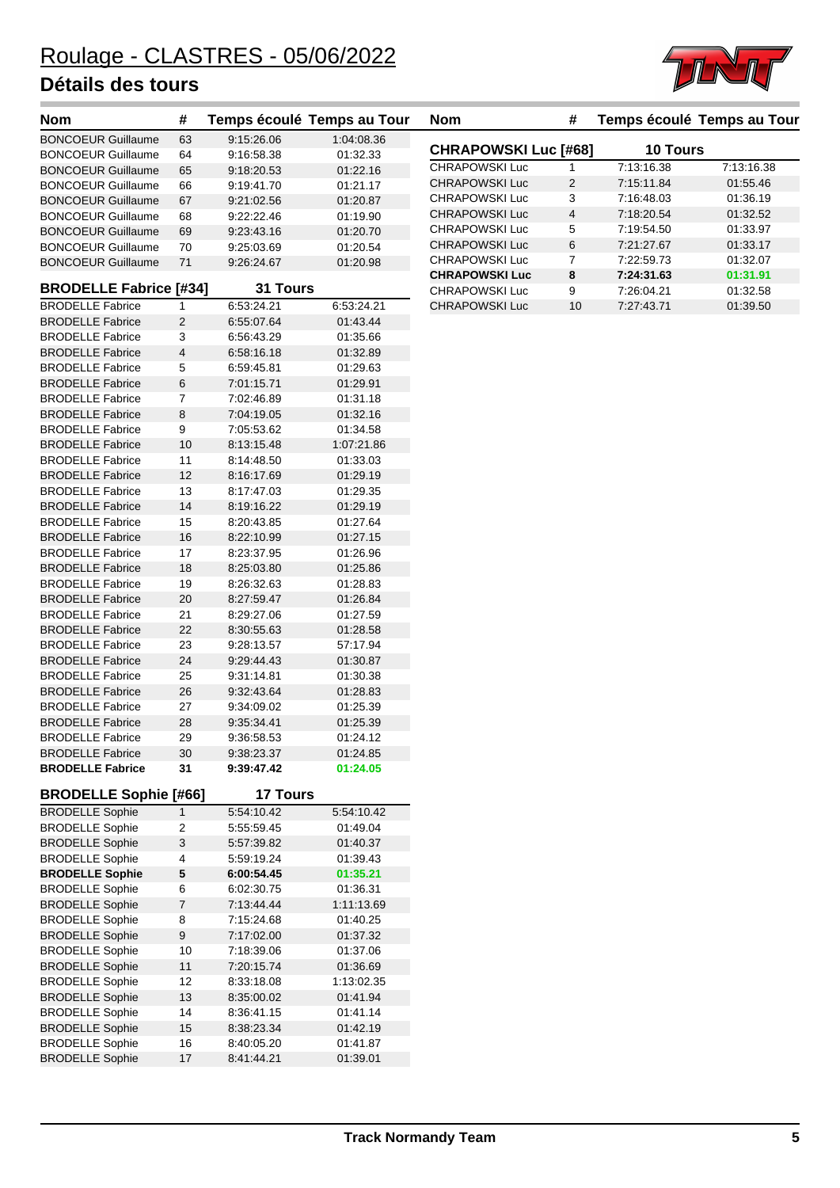# Roulage - CLASTRES - 05/06/2022

## Détails des tours

| Nom | # | Temps écoulé | Temps au Tour |
|---|---|---|---|
| BONCOEUR Guillaume | 63 | 9:15:26.06 | 1:04:08.36 |
| BONCOEUR Guillaume | 64 | 9:16:58.38 | 01:32.33 |
| BONCOEUR Guillaume | 65 | 9:18:20.53 | 01:22.16 |
| BONCOEUR Guillaume | 66 | 9:19:41.70 | 01:21.17 |
| BONCOEUR Guillaume | 67 | 9:21:02.56 | 01:20.87 |
| BONCOEUR Guillaume | 68 | 9:22:22.46 | 01:19.90 |
| BONCOEUR Guillaume | 69 | 9:23:43.16 | 01:20.70 |
| BONCOEUR Guillaume | 70 | 9:25:03.69 | 01:20.54 |
| BONCOEUR Guillaume | 71 | 9:26:24.67 | 01:20.98 |

**BRODELLE Fabrice [#34]** — **31 Tours**

| Nom | # | Temps écoulé | Temps au Tour |
|---|---|---|---|
| BRODELLE Fabrice | 1 | 6:53:24.21 | 6:53:24.21 |
| BRODELLE Fabrice | 2 | 6:55:07.64 | 01:43.44 |
| BRODELLE Fabrice | 3 | 6:56:43.29 | 01:35.66 |
| BRODELLE Fabrice | 4 | 6:58:16.18 | 01:32.89 |
| BRODELLE Fabrice | 5 | 6:59:45.81 | 01:29.63 |
| BRODELLE Fabrice | 6 | 7:01:15.71 | 01:29.91 |
| BRODELLE Fabrice | 7 | 7:02:46.89 | 01:31.18 |
| BRODELLE Fabrice | 8 | 7:04:19.05 | 01:32.16 |
| BRODELLE Fabrice | 9 | 7:05:53.62 | 01:34.58 |
| BRODELLE Fabrice | 10 | 8:13:15.48 | 1:07:21.86 |
| BRODELLE Fabrice | 11 | 8:14:48.50 | 01:33.03 |
| BRODELLE Fabrice | 12 | 8:16:17.69 | 01:29.19 |
| BRODELLE Fabrice | 13 | 8:17:47.03 | 01:29.35 |
| BRODELLE Fabrice | 14 | 8:19:16.22 | 01:29.19 |
| BRODELLE Fabrice | 15 | 8:20:43.85 | 01:27.64 |
| BRODELLE Fabrice | 16 | 8:22:10.99 | 01:27.15 |
| BRODELLE Fabrice | 17 | 8:23:37.95 | 01:26.96 |
| BRODELLE Fabrice | 18 | 8:25:03.80 | 01:25.86 |
| BRODELLE Fabrice | 19 | 8:26:32.63 | 01:28.83 |
| BRODELLE Fabrice | 20 | 8:27:59.47 | 01:26.84 |
| BRODELLE Fabrice | 21 | 8:29:27.06 | 01:27.59 |
| BRODELLE Fabrice | 22 | 8:30:55.63 | 01:28.58 |
| BRODELLE Fabrice | 23 | 9:28:13.57 | 57:17.94 |
| BRODELLE Fabrice | 24 | 9:29:44.43 | 01:30.87 |
| BRODELLE Fabrice | 25 | 9:31:14.81 | 01:30.38 |
| BRODELLE Fabrice | 26 | 9:32:43.64 | 01:28.83 |
| BRODELLE Fabrice | 27 | 9:34:09.02 | 01:25.39 |
| BRODELLE Fabrice | 28 | 9:35:34.41 | 01:25.39 |
| BRODELLE Fabrice | 29 | 9:36:58.53 | 01:24.12 |
| BRODELLE Fabrice | 30 | 9:38:23.37 | 01:24.85 |
| **BRODELLE Fabrice** | **31** | **9:39:47.42** | **01:24.05** |

**BRODELLE Sophie [#66]** — **17 Tours**

| Nom | # | Temps écoulé | Temps au Tour |
|---|---|---|---|
| BRODELLE Sophie | 1 | 5:54:10.42 | 5:54:10.42 |
| BRODELLE Sophie | 2 | 5:55:59.45 | 01:49.04 |
| BRODELLE Sophie | 3 | 5:57:39.82 | 01:40.37 |
| BRODELLE Sophie | 4 | 5:59:19.24 | 01:39.43 |
| **BRODELLE Sophie** | **5** | **6:00:54.45** | **01:35.21** |
| BRODELLE Sophie | 6 | 6:02:30.75 | 01:36.31 |
| BRODELLE Sophie | 7 | 7:13:44.44 | 1:11:13.69 |
| BRODELLE Sophie | 8 | 7:15:24.68 | 01:40.25 |
| BRODELLE Sophie | 9 | 7:17:02.00 | 01:37.32 |
| BRODELLE Sophie | 10 | 7:18:39.06 | 01:37.06 |
| BRODELLE Sophie | 11 | 7:20:15.74 | 01:36.69 |
| BRODELLE Sophie | 12 | 8:33:18.08 | 1:13:02.35 |
| BRODELLE Sophie | 13 | 8:35:00.02 | 01:41.94 |
| BRODELLE Sophie | 14 | 8:36:41.15 | 01:41.14 |
| BRODELLE Sophie | 15 | 8:38:23.34 | 01:42.19 |
| BRODELLE Sophie | 16 | 8:40:05.20 | 01:41.87 |
| BRODELLE Sophie | 17 | 8:41:44.21 | 01:39.01 |

**CHRAPOWSKI Luc [#68]** — **10 Tours**

| Nom | # | Temps écoulé | Temps au Tour |
|---|---|---|---|
| CHRAPOWSKI Luc | 1 | 7:13:16.38 | 7:13:16.38 |
| CHRAPOWSKI Luc | 2 | 7:15:11.84 | 01:55.46 |
| CHRAPOWSKI Luc | 3 | 7:16:48.03 | 01:36.19 |
| CHRAPOWSKI Luc | 4 | 7:18:20.54 | 01:32.52 |
| CHRAPOWSKI Luc | 5 | 7:19:54.50 | 01:33.97 |
| CHRAPOWSKI Luc | 6 | 7:21:27.67 | 01:33.17 |
| CHRAPOWSKI Luc | 7 | 7:22:59.73 | 01:32.07 |
| **CHRAPOWSKI Luc** | **8** | **7:24:31.63** | **01:31.91** |
| CHRAPOWSKI Luc | 9 | 7:26:04.21 | 01:32.58 |
| CHRAPOWSKI Luc | 10 | 7:27:43.71 | 01:39.50 |

Track Normandy Team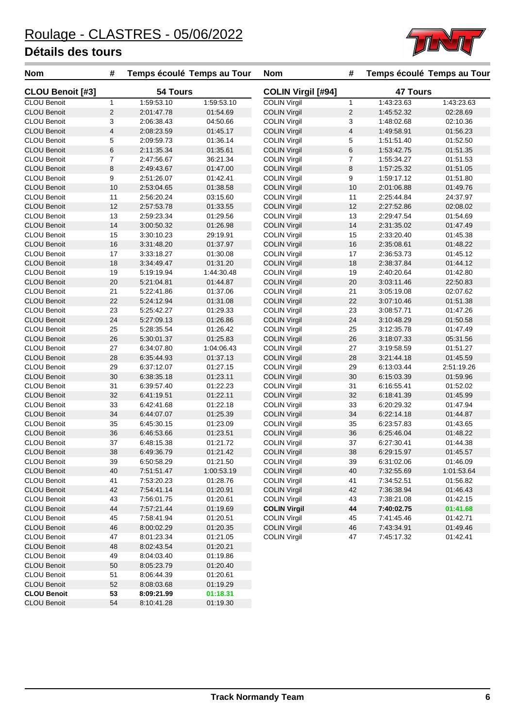# Roulage - CLASTRES - 05/06/2022

## Détails des tours

| Nom | # | Temps écoulé | Temps au Tour |
|---|---|---|---|
| **CLOU Benoit [#3]** | | **54 Tours** | |
| CLOU Benoit | 1 | 1:59:53.10 | 1:59:53.10 |
| CLOU Benoit | 2 | 2:01:47.78 | 01:54.69 |
| CLOU Benoit | 3 | 2:06:38.43 | 04:50.66 |
| CLOU Benoit | 4 | 2:08:23.59 | 01:45.17 |
| CLOU Benoit | 5 | 2:09:59.73 | 01:36.14 |
| CLOU Benoit | 6 | 2:11:35.34 | 01:35.61 |
| CLOU Benoit | 7 | 2:47:56.67 | 36:21.34 |
| CLOU Benoit | 8 | 2:49:43.67 | 01:47.00 |
| CLOU Benoit | 9 | 2:51:26.07 | 01:42.41 |
| CLOU Benoit | 10 | 2:53:04.65 | 01:38.58 |
| CLOU Benoit | 11 | 2:56:20.24 | 03:15.60 |
| CLOU Benoit | 12 | 2:57:53.78 | 01:33.55 |
| CLOU Benoit | 13 | 2:59:23.34 | 01:29.56 |
| CLOU Benoit | 14 | 3:00:50.32 | 01:26.98 |
| CLOU Benoit | 15 | 3:30:10.23 | 29:19.91 |
| CLOU Benoit | 16 | 3:31:48.20 | 01:37.97 |
| CLOU Benoit | 17 | 3:33:18.27 | 01:30.08 |
| CLOU Benoit | 18 | 3:34:49.47 | 01:31.20 |
| CLOU Benoit | 19 | 5:19:19.94 | 1:44:30.48 |
| CLOU Benoit | 20 | 5:21:04.81 | 01:44.87 |
| CLOU Benoit | 21 | 5:22:41.86 | 01:37.06 |
| CLOU Benoit | 22 | 5:24:12.94 | 01:31.08 |
| CLOU Benoit | 23 | 5:25:42.27 | 01:29.33 |
| CLOU Benoit | 24 | 5:27:09.13 | 01:26.86 |
| CLOU Benoit | 25 | 5:28:35.54 | 01:26.42 |
| CLOU Benoit | 26 | 5:30:01.37 | 01:25.83 |
| CLOU Benoit | 27 | 6:34:07.80 | 1:04:06.43 |
| CLOU Benoit | 28 | 6:35:44.93 | 01:37.13 |
| CLOU Benoit | 29 | 6:37:12.07 | 01:27.15 |
| CLOU Benoit | 30 | 6:38:35.18 | 01:23.11 |
| CLOU Benoit | 31 | 6:39:57.40 | 01:22.23 |
| CLOU Benoit | 32 | 6:41:19.51 | 01:22.11 |
| CLOU Benoit | 33 | 6:42:41.68 | 01:22.18 |
| CLOU Benoit | 34 | 6:44:07.07 | 01:25.39 |
| CLOU Benoit | 35 | 6:45:30.15 | 01:23.09 |
| CLOU Benoit | 36 | 6:46:53.66 | 01:23.51 |
| CLOU Benoit | 37 | 6:48:15.38 | 01:21.72 |
| CLOU Benoit | 38 | 6:49:36.79 | 01:21.42 |
| CLOU Benoit | 39 | 6:50:58.29 | 01:21.50 |
| CLOU Benoit | 40 | 7:51:51.47 | 1:00:53.19 |
| CLOU Benoit | 41 | 7:53:20.23 | 01:28.76 |
| CLOU Benoit | 42 | 7:54:41.14 | 01:20.91 |
| CLOU Benoit | 43 | 7:56:01.75 | 01:20.61 |
| CLOU Benoit | 44 | 7:57:21.44 | 01:19.69 |
| CLOU Benoit | 45 | 7:58:41.94 | 01:20.51 |
| CLOU Benoit | 46 | 8:00:02.29 | 01:20.35 |
| CLOU Benoit | 47 | 8:01:23.34 | 01:21.05 |
| CLOU Benoit | 48 | 8:02:43.54 | 01:20.21 |
| CLOU Benoit | 49 | 8:04:03.40 | 01:19.86 |
| CLOU Benoit | 50 | 8:05:23.79 | 01:20.40 |
| CLOU Benoit | 51 | 8:06:44.39 | 01:20.61 |
| CLOU Benoit | 52 | 8:08:03.68 | 01:19.29 |
| **CLOU Benoit** | **53** | **8:09:21.99** | **01:18.31** |
| CLOU Benoit | 54 | 8:10:41.28 | 01:19.30 |

| Nom | # | Temps écoulé | Temps au Tour |
|---|---|---|---|
| **COLIN Virgil [#94]** | | **47 Tours** | |
| COLIN Virgil | 1 | 1:43:23.63 | 1:43:23.63 |
| COLIN Virgil | 2 | 1:45:52.32 | 02:28.69 |
| COLIN Virgil | 3 | 1:48:02.68 | 02:10.36 |
| COLIN Virgil | 4 | 1:49:58.91 | 01:56.23 |
| COLIN Virgil | 5 | 1:51:51.40 | 01:52.50 |
| COLIN Virgil | 6 | 1:53:42.75 | 01:51.35 |
| COLIN Virgil | 7 | 1:55:34.27 | 01:51.53 |
| COLIN Virgil | 8 | 1:57:25.32 | 01:51.05 |
| COLIN Virgil | 9 | 1:59:17.12 | 01:51.80 |
| COLIN Virgil | 10 | 2:01:06.88 | 01:49.76 |
| COLIN Virgil | 11 | 2:25:44.84 | 24:37.97 |
| COLIN Virgil | 12 | 2:27:52.86 | 02:08.02 |
| COLIN Virgil | 13 | 2:29:47.54 | 01:54.69 |
| COLIN Virgil | 14 | 2:31:35.02 | 01:47.49 |
| COLIN Virgil | 15 | 2:33:20.40 | 01:45.38 |
| COLIN Virgil | 16 | 2:35:08.61 | 01:48.22 |
| COLIN Virgil | 17 | 2:36:53.73 | 01:45.12 |
| COLIN Virgil | 18 | 2:38:37.84 | 01:44.12 |
| COLIN Virgil | 19 | 2:40:20.64 | 01:42.80 |
| COLIN Virgil | 20 | 3:03:11.46 | 22:50.83 |
| COLIN Virgil | 21 | 3:05:19.08 | 02:07.62 |
| COLIN Virgil | 22 | 3:07:10.46 | 01:51.38 |
| COLIN Virgil | 23 | 3:08:57.71 | 01:47.26 |
| COLIN Virgil | 24 | 3:10:48.29 | 01:50.58 |
| COLIN Virgil | 25 | 3:12:35.78 | 01:47.49 |
| COLIN Virgil | 26 | 3:18:07.33 | 05:31.56 |
| COLIN Virgil | 27 | 3:19:58.59 | 01:51.27 |
| COLIN Virgil | 28 | 3:21:44.18 | 01:45.59 |
| COLIN Virgil | 29 | 6:13:03.44 | 2:51:19.26 |
| COLIN Virgil | 30 | 6:15:03.39 | 01:59.96 |
| COLIN Virgil | 31 | 6:16:55.41 | 01:52.02 |
| COLIN Virgil | 32 | 6:18:41.39 | 01:45.99 |
| COLIN Virgil | 33 | 6:20:29.32 | 01:47.94 |
| COLIN Virgil | 34 | 6:22:14.18 | 01:44.87 |
| COLIN Virgil | 35 | 6:23:57.83 | 01:43.65 |
| COLIN Virgil | 36 | 6:25:46.04 | 01:48.22 |
| COLIN Virgil | 37 | 6:27:30.41 | 01:44.38 |
| COLIN Virgil | 38 | 6:29:15.97 | 01:45.57 |
| COLIN Virgil | 39 | 6:31:02.06 | 01:46.09 |
| COLIN Virgil | 40 | 7:32:55.69 | 1:01:53.64 |
| COLIN Virgil | 41 | 7:34:52.51 | 01:56.82 |
| COLIN Virgil | 42 | 7:36:38.94 | 01:46.43 |
| COLIN Virgil | 43 | 7:38:21.08 | 01:42.15 |
| **COLIN Virgil** | **44** | **7:40:02.75** | **01:41.68** |
| COLIN Virgil | 45 | 7:41:45.46 | 01:42.71 |
| COLIN Virgil | 46 | 7:43:34.91 | 01:49.46 |
| COLIN Virgil | 47 | 7:45:17.32 | 01:42.41 |

Track Normandy Team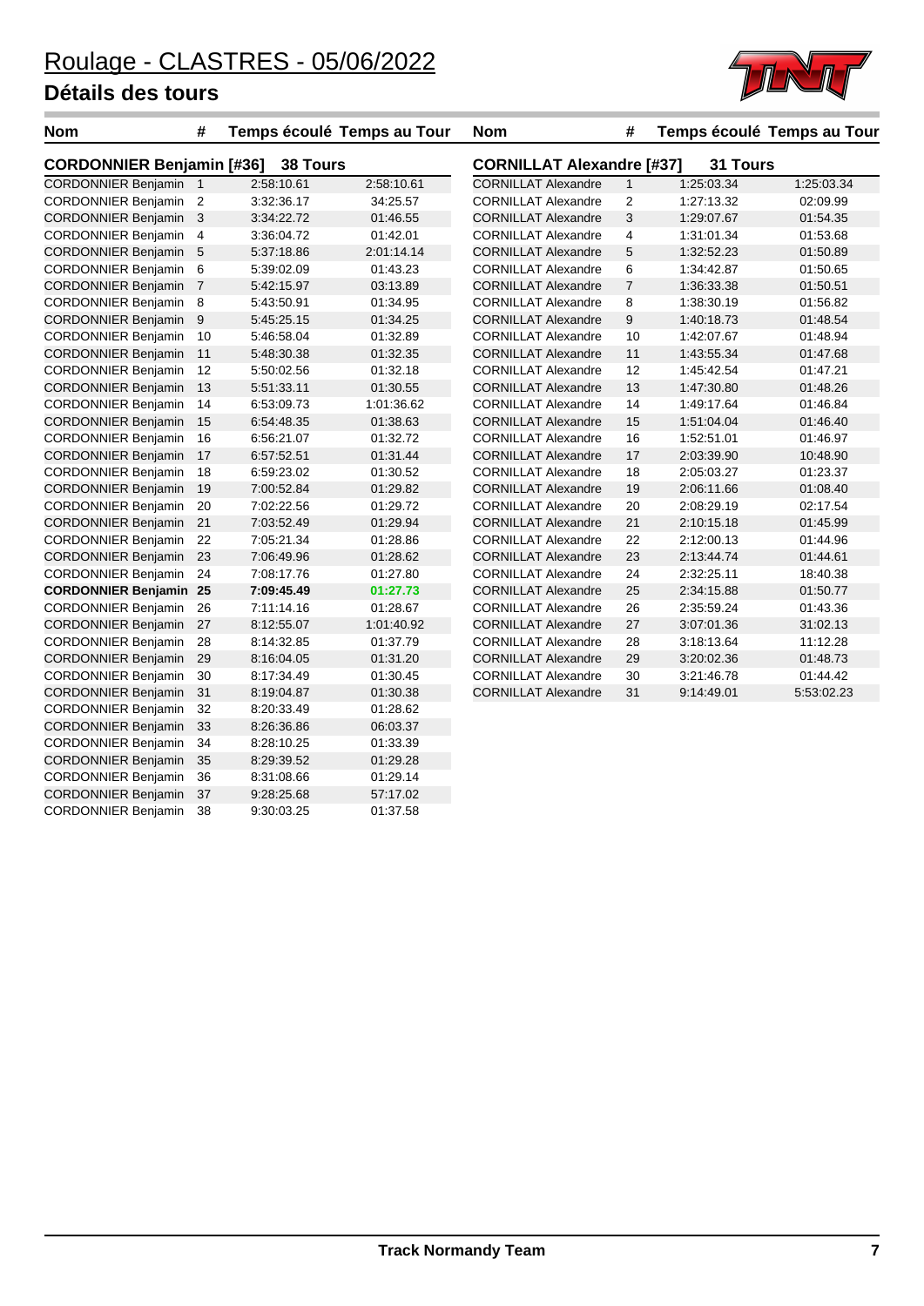# Roulage - CLASTRES - 05/06/2022

## Détails des tours

### CORDONNIER Benjamin [#36] 38 Tours

| Nom | # | Temps écoulé | Temps au Tour |
|---|---|---|---|
| CORDONNIER Benjamin | 1 | 2:58:10.61 | 2:58:10.61 |
| CORDONNIER Benjamin | 2 | 3:32:36.17 | 34:25.57 |
| CORDONNIER Benjamin | 3 | 3:34:22.72 | 01:46.55 |
| CORDONNIER Benjamin | 4 | 3:36:04.72 | 01:42.01 |
| CORDONNIER Benjamin | 5 | 5:37:18.86 | 2:01:14.14 |
| CORDONNIER Benjamin | 6 | 5:39:02.09 | 01:43.23 |
| CORDONNIER Benjamin | 7 | 5:42:15.97 | 03:13.89 |
| CORDONNIER Benjamin | 8 | 5:43:50.91 | 01:34.95 |
| CORDONNIER Benjamin | 9 | 5:45:25.15 | 01:34.25 |
| CORDONNIER Benjamin | 10 | 5:46:58.04 | 01:32.89 |
| CORDONNIER Benjamin | 11 | 5:48:30.38 | 01:32.35 |
| CORDONNIER Benjamin | 12 | 5:50:02.56 | 01:32.18 |
| CORDONNIER Benjamin | 13 | 5:51:33.11 | 01:30.55 |
| CORDONNIER Benjamin | 14 | 6:53:09.73 | 1:01:36.62 |
| CORDONNIER Benjamin | 15 | 6:54:48.35 | 01:38.63 |
| CORDONNIER Benjamin | 16 | 6:56:21.07 | 01:32.72 |
| CORDONNIER Benjamin | 17 | 6:57:52.51 | 01:31.44 |
| CORDONNIER Benjamin | 18 | 6:59:23.02 | 01:30.52 |
| CORDONNIER Benjamin | 19 | 7:00:52.84 | 01:29.82 |
| CORDONNIER Benjamin | 20 | 7:02:22.56 | 01:29.72 |
| CORDONNIER Benjamin | 21 | 7:03:52.49 | 01:29.94 |
| CORDONNIER Benjamin | 22 | 7:05:21.34 | 01:28.86 |
| CORDONNIER Benjamin | 23 | 7:06:49.96 | 01:28.62 |
| CORDONNIER Benjamin | 24 | 7:08:17.76 | 01:27.80 |
| **CORDONNIER Benjamin** | **25** | **7:09:45.49** | **01:27.73** |
| CORDONNIER Benjamin | 26 | 7:11:14.16 | 01:28.67 |
| CORDONNIER Benjamin | 27 | 8:12:55.07 | 1:01:40.92 |
| CORDONNIER Benjamin | 28 | 8:14:32.85 | 01:37.79 |
| CORDONNIER Benjamin | 29 | 8:16:04.05 | 01:31.20 |
| CORDONNIER Benjamin | 30 | 8:17:34.49 | 01:30.45 |
| CORDONNIER Benjamin | 31 | 8:19:04.87 | 01:30.38 |
| CORDONNIER Benjamin | 32 | 8:20:33.49 | 01:28.62 |
| CORDONNIER Benjamin | 33 | 8:26:36.86 | 06:03.37 |
| CORDONNIER Benjamin | 34 | 8:28:10.25 | 01:33.39 |
| CORDONNIER Benjamin | 35 | 8:29:39.52 | 01:29.28 |
| CORDONNIER Benjamin | 36 | 8:31:08.66 | 01:29.14 |
| CORDONNIER Benjamin | 37 | 9:28:25.68 | 57:17.02 |
| CORDONNIER Benjamin | 38 | 9:30:03.25 | 01:37.58 |

### CORNILLAT Alexandre [#37] 31 Tours

| Nom | # | Temps écoulé | Temps au Tour |
|---|---|---|---|
| CORNILLAT Alexandre | 1 | 1:25:03.34 | 1:25:03.34 |
| CORNILLAT Alexandre | 2 | 1:27:13.32 | 02:09.99 |
| CORNILLAT Alexandre | 3 | 1:29:07.67 | 01:54.35 |
| CORNILLAT Alexandre | 4 | 1:31:01.34 | 01:53.68 |
| CORNILLAT Alexandre | 5 | 1:32:52.23 | 01:50.89 |
| CORNILLAT Alexandre | 6 | 1:34:42.87 | 01:50.65 |
| CORNILLAT Alexandre | 7 | 1:36:33.38 | 01:50.51 |
| CORNILLAT Alexandre | 8 | 1:38:30.19 | 01:56.82 |
| CORNILLAT Alexandre | 9 | 1:40:18.73 | 01:48.54 |
| CORNILLAT Alexandre | 10 | 1:42:07.67 | 01:48.94 |
| CORNILLAT Alexandre | 11 | 1:43:55.34 | 01:47.68 |
| CORNILLAT Alexandre | 12 | 1:45:42.54 | 01:47.21 |
| CORNILLAT Alexandre | 13 | 1:47:30.80 | 01:48.26 |
| CORNILLAT Alexandre | 14 | 1:49:17.64 | 01:46.84 |
| CORNILLAT Alexandre | 15 | 1:51:04.04 | 01:46.40 |
| CORNILLAT Alexandre | 16 | 1:52:51.01 | 01:46.97 |
| CORNILLAT Alexandre | 17 | 2:03:39.90 | 10:48.90 |
| CORNILLAT Alexandre | 18 | 2:05:03.27 | 01:23.37 |
| CORNILLAT Alexandre | 19 | 2:06:11.66 | 01:08.40 |
| CORNILLAT Alexandre | 20 | 2:08:29.19 | 02:17.54 |
| CORNILLAT Alexandre | 21 | 2:10:15.18 | 01:45.99 |
| CORNILLAT Alexandre | 22 | 2:12:00.13 | 01:44.96 |
| CORNILLAT Alexandre | 23 | 2:13:44.74 | 01:44.61 |
| CORNILLAT Alexandre | 24 | 2:32:25.11 | 18:40.38 |
| CORNILLAT Alexandre | 25 | 2:34:15.88 | 01:50.77 |
| CORNILLAT Alexandre | 26 | 2:35:59.24 | 01:43.36 |
| CORNILLAT Alexandre | 27 | 3:07:01.36 | 31:02.13 |
| CORNILLAT Alexandre | 28 | 3:18:13.64 | 11:12.28 |
| CORNILLAT Alexandre | 29 | 3:20:02.36 | 01:48.73 |
| CORNILLAT Alexandre | 30 | 3:21:46.78 | 01:44.42 |
| CORNILLAT Alexandre | 31 | 9:14:49.01 | 5:53:02.23 |

Track Normandy Team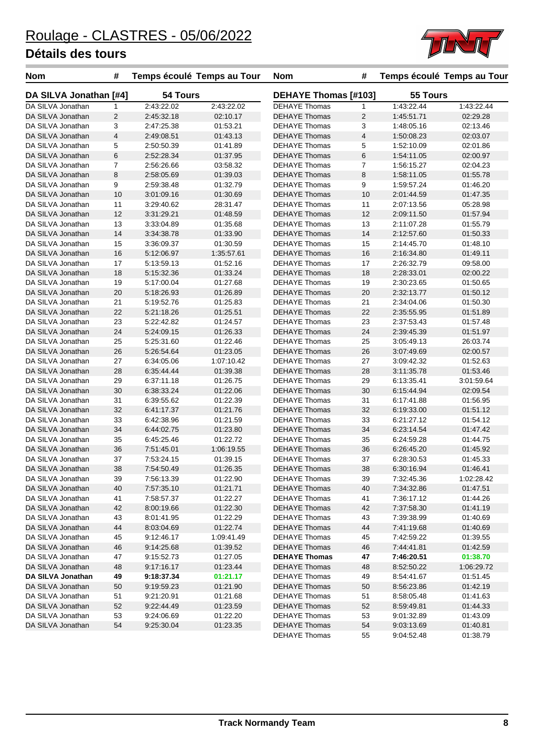# Roulage - CLASTRES - 05/06/2022

## Détails des tours

| Nom | # | Temps écoulé | Temps au Tour |
|---|---|---|---|
| **DA SILVA Jonathan [#4]** | | **54 Tours** | |
| DA SILVA Jonathan | 1 | 2:43:22.02 | 2:43:22.02 |
| DA SILVA Jonathan | 2 | 2:45:32.18 | 02:10.17 |
| DA SILVA Jonathan | 3 | 2:47:25.38 | 01:53.21 |
| DA SILVA Jonathan | 4 | 2:49:08.51 | 01:43.13 |
| DA SILVA Jonathan | 5 | 2:50:50.39 | 01:41.89 |
| DA SILVA Jonathan | 6 | 2:52:28.34 | 01:37.95 |
| DA SILVA Jonathan | 7 | 2:56:26.66 | 03:58.32 |
| DA SILVA Jonathan | 8 | 2:58:05.69 | 01:39.03 |
| DA SILVA Jonathan | 9 | 2:59:38.48 | 01:32.79 |
| DA SILVA Jonathan | 10 | 3:01:09.16 | 01:30.69 |
| DA SILVA Jonathan | 11 | 3:29:40.62 | 28:31.47 |
| DA SILVA Jonathan | 12 | 3:31:29.21 | 01:48.59 |
| DA SILVA Jonathan | 13 | 3:33:04.89 | 01:35.68 |
| DA SILVA Jonathan | 14 | 3:34:38.78 | 01:33.90 |
| DA SILVA Jonathan | 15 | 3:36:09.37 | 01:30.59 |
| DA SILVA Jonathan | 16 | 5:12:06.97 | 1:35:57.61 |
| DA SILVA Jonathan | 17 | 5:13:59.13 | 01:52.16 |
| DA SILVA Jonathan | 18 | 5:15:32.36 | 01:33.24 |
| DA SILVA Jonathan | 19 | 5:17:00.04 | 01:27.68 |
| DA SILVA Jonathan | 20 | 5:18:26.93 | 01:26.89 |
| DA SILVA Jonathan | 21 | 5:19:52.76 | 01:25.83 |
| DA SILVA Jonathan | 22 | 5:21:18.26 | 01:25.51 |
| DA SILVA Jonathan | 23 | 5:22:42.82 | 01:24.57 |
| DA SILVA Jonathan | 24 | 5:24:09.15 | 01:26.33 |
| DA SILVA Jonathan | 25 | 5:25:31.60 | 01:22.46 |
| DA SILVA Jonathan | 26 | 5:26:54.64 | 01:23.05 |
| DA SILVA Jonathan | 27 | 6:34:05.06 | 1:07:10.42 |
| DA SILVA Jonathan | 28 | 6:35:44.44 | 01:39.38 |
| DA SILVA Jonathan | 29 | 6:37:11.18 | 01:26.75 |
| DA SILVA Jonathan | 30 | 6:38:33.24 | 01:22.06 |
| DA SILVA Jonathan | 31 | 6:39:55.62 | 01:22.39 |
| DA SILVA Jonathan | 32 | 6:41:17.37 | 01:21.76 |
| DA SILVA Jonathan | 33 | 6:42:38.96 | 01:21.59 |
| DA SILVA Jonathan | 34 | 6:44:02.75 | 01:23.80 |
| DA SILVA Jonathan | 35 | 6:45:25.46 | 01:22.72 |
| DA SILVA Jonathan | 36 | 7:51:45.01 | 1:06:19.55 |
| DA SILVA Jonathan | 37 | 7:53:24.15 | 01:39.15 |
| DA SILVA Jonathan | 38 | 7:54:50.49 | 01:26.35 |
| DA SILVA Jonathan | 39 | 7:56:13.39 | 01:22.90 |
| DA SILVA Jonathan | 40 | 7:57:35.10 | 01:21.71 |
| DA SILVA Jonathan | 41 | 7:58:57.37 | 01:22.27 |
| DA SILVA Jonathan | 42 | 8:00:19.66 | 01:22.30 |
| DA SILVA Jonathan | 43 | 8:01:41.95 | 01:22.29 |
| DA SILVA Jonathan | 44 | 8:03:04.69 | 01:22.74 |
| DA SILVA Jonathan | 45 | 9:12:46.17 | 1:09:41.49 |
| DA SILVA Jonathan | 46 | 9:14:25.68 | 01:39.52 |
| DA SILVA Jonathan | 47 | 9:15:52.73 | 01:27.05 |
| DA SILVA Jonathan | 48 | 9:17:16.17 | 01:23.44 |
| **DA SILVA Jonathan** | **49** | **9:18:37.34** | **01:21.17** |
| DA SILVA Jonathan | 50 | 9:19:59.23 | 01:21.90 |
| DA SILVA Jonathan | 51 | 9:21:20.91 | 01:21.68 |
| DA SILVA Jonathan | 52 | 9:22:44.49 | 01:23.59 |
| DA SILVA Jonathan | 53 | 9:24:06.69 | 01:22.20 |
| DA SILVA Jonathan | 54 | 9:25:30.04 | 01:23.35 |

| Nom | # | Temps écoulé | Temps au Tour |
|---|---|---|---|
| **DEHAYE Thomas [#103]** | | **55 Tours** | |
| DEHAYE Thomas | 1 | 1:43:22.44 | 1:43:22.44 |
| DEHAYE Thomas | 2 | 1:45:51.71 | 02:29.28 |
| DEHAYE Thomas | 3 | 1:48:05.16 | 02:13.46 |
| DEHAYE Thomas | 4 | 1:50:08.23 | 02:03.07 |
| DEHAYE Thomas | 5 | 1:52:10.09 | 02:01.86 |
| DEHAYE Thomas | 6 | 1:54:11.05 | 02:00.97 |
| DEHAYE Thomas | 7 | 1:56:15.27 | 02:04.23 |
| DEHAYE Thomas | 8 | 1:58:11.05 | 01:55.78 |
| DEHAYE Thomas | 9 | 1:59:57.24 | 01:46.20 |
| DEHAYE Thomas | 10 | 2:01:44.59 | 01:47.35 |
| DEHAYE Thomas | 11 | 2:07:13.56 | 05:28.98 |
| DEHAYE Thomas | 12 | 2:09:11.50 | 01:57.94 |
| DEHAYE Thomas | 13 | 2:11:07.28 | 01:55.79 |
| DEHAYE Thomas | 14 | 2:12:57.60 | 01:50.33 |
| DEHAYE Thomas | 15 | 2:14:45.70 | 01:48.10 |
| DEHAYE Thomas | 16 | 2:16:34.80 | 01:49.11 |
| DEHAYE Thomas | 17 | 2:26:32.79 | 09:58.00 |
| DEHAYE Thomas | 18 | 2:28:33.01 | 02:00.22 |
| DEHAYE Thomas | 19 | 2:30:23.65 | 01:50.65 |
| DEHAYE Thomas | 20 | 2:32:13.77 | 01:50.12 |
| DEHAYE Thomas | 21 | 2:34:04.06 | 01:50.30 |
| DEHAYE Thomas | 22 | 2:35:55.95 | 01:51.89 |
| DEHAYE Thomas | 23 | 2:37:53.43 | 01:57.48 |
| DEHAYE Thomas | 24 | 2:39:45.39 | 01:51.97 |
| DEHAYE Thomas | 25 | 3:05:49.13 | 26:03.74 |
| DEHAYE Thomas | 26 | 3:07:49.69 | 02:00.57 |
| DEHAYE Thomas | 27 | 3:09:42.32 | 01:52.63 |
| DEHAYE Thomas | 28 | 3:11:35.78 | 01:53.46 |
| DEHAYE Thomas | 29 | 6:13:35.41 | 3:01:59.64 |
| DEHAYE Thomas | 30 | 6:15:44.94 | 02:09.54 |
| DEHAYE Thomas | 31 | 6:17:41.88 | 01:56.95 |
| DEHAYE Thomas | 32 | 6:19:33.00 | 01:51.12 |
| DEHAYE Thomas | 33 | 6:21:27.12 | 01:54.12 |
| DEHAYE Thomas | 34 | 6:23:14.54 | 01:47.42 |
| DEHAYE Thomas | 35 | 6:24:59.28 | 01:44.75 |
| DEHAYE Thomas | 36 | 6:26:45.20 | 01:45.92 |
| DEHAYE Thomas | 37 | 6:28:30.53 | 01:45.33 |
| DEHAYE Thomas | 38 | 6:30:16.94 | 01:46.41 |
| DEHAYE Thomas | 39 | 7:32:45.36 | 1:02:28.42 |
| DEHAYE Thomas | 40 | 7:34:32.86 | 01:47.51 |
| DEHAYE Thomas | 41 | 7:36:17.12 | 01:44.26 |
| DEHAYE Thomas | 42 | 7:37:58.30 | 01:41.19 |
| DEHAYE Thomas | 43 | 7:39:38.99 | 01:40.69 |
| DEHAYE Thomas | 44 | 7:41:19.68 | 01:40.69 |
| DEHAYE Thomas | 45 | 7:42:59.22 | 01:39.55 |
| DEHAYE Thomas | 46 | 7:44:41.81 | 01:42.59 |
| **DEHAYE Thomas** | **47** | **7:46:20.51** | **01:38.70** |
| DEHAYE Thomas | 48 | 8:52:50.22 | 1:06:29.72 |
| DEHAYE Thomas | 49 | 8:54:41.67 | 01:51.45 |
| DEHAYE Thomas | 50 | 8:56:23.86 | 01:42.19 |
| DEHAYE Thomas | 51 | 8:58:05.48 | 01:41.63 |
| DEHAYE Thomas | 52 | 8:59:49.81 | 01:44.33 |
| DEHAYE Thomas | 53 | 9:01:32.89 | 01:43.09 |
| DEHAYE Thomas | 54 | 9:03:13.69 | 01:40.81 |
| DEHAYE Thomas | 55 | 9:04:52.48 | 01:38.79 |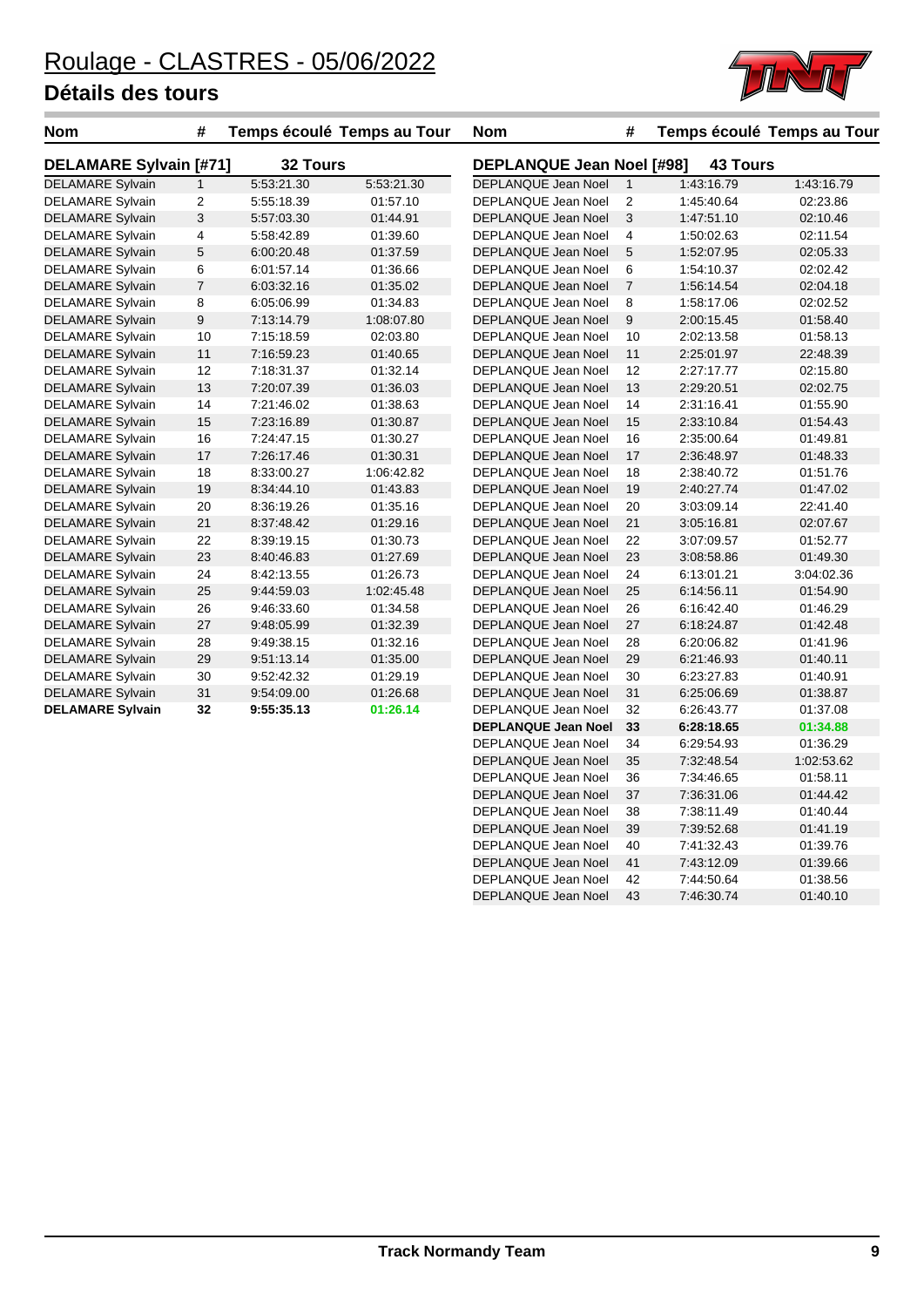# Roulage - CLASTRES - 05/06/2022

## Détails des tours

| Nom | # | Temps écoulé | Temps au Tour |
|---|---|---|---|
| **DELAMARE Sylvain [#71]** | | **32 Tours** | |
| DELAMARE Sylvain | 1 | 5:53:21.30 | 5:53:21.30 |
| DELAMARE Sylvain | 2 | 5:55:18.39 | 01:57.10 |
| DELAMARE Sylvain | 3 | 5:57:03.30 | 01:44.91 |
| DELAMARE Sylvain | 4 | 5:58:42.89 | 01:39.60 |
| DELAMARE Sylvain | 5 | 6:00:20.48 | 01:37.59 |
| DELAMARE Sylvain | 6 | 6:01:57.14 | 01:36.66 |
| DELAMARE Sylvain | 7 | 6:03:32.16 | 01:35.02 |
| DELAMARE Sylvain | 8 | 6:05:06.99 | 01:34.83 |
| DELAMARE Sylvain | 9 | 7:13:14.79 | 1:08:07.80 |
| DELAMARE Sylvain | 10 | 7:15:18.59 | 02:03.80 |
| DELAMARE Sylvain | 11 | 7:16:59.23 | 01:40.65 |
| DELAMARE Sylvain | 12 | 7:18:31.37 | 01:32.14 |
| DELAMARE Sylvain | 13 | 7:20:07.39 | 01:36.03 |
| DELAMARE Sylvain | 14 | 7:21:46.02 | 01:38.63 |
| DELAMARE Sylvain | 15 | 7:23:16.89 | 01:30.87 |
| DELAMARE Sylvain | 16 | 7:24:47.15 | 01:30.27 |
| DELAMARE Sylvain | 17 | 7:26:17.46 | 01:30.31 |
| DELAMARE Sylvain | 18 | 8:33:00.27 | 1:06:42.82 |
| DELAMARE Sylvain | 19 | 8:34:44.10 | 01:43.83 |
| DELAMARE Sylvain | 20 | 8:36:19.26 | 01:35.16 |
| DELAMARE Sylvain | 21 | 8:37:48.42 | 01:29.16 |
| DELAMARE Sylvain | 22 | 8:39:19.15 | 01:30.73 |
| DELAMARE Sylvain | 23 | 8:40:46.83 | 01:27.69 |
| DELAMARE Sylvain | 24 | 8:42:13.55 | 01:26.73 |
| DELAMARE Sylvain | 25 | 9:44:59.03 | 1:02:45.48 |
| DELAMARE Sylvain | 26 | 9:46:33.60 | 01:34.58 |
| DELAMARE Sylvain | 27 | 9:48:05.99 | 01:32.39 |
| DELAMARE Sylvain | 28 | 9:49:38.15 | 01:32.16 |
| DELAMARE Sylvain | 29 | 9:51:13.14 | 01:35.00 |
| DELAMARE Sylvain | 30 | 9:52:42.32 | 01:29.19 |
| DELAMARE Sylvain | 31 | 9:54:09.00 | 01:26.68 |
| **DELAMARE Sylvain** | **32** | **9:55:35.13** | **01:26.14** |

| Nom | # | Temps écoulé | Temps au Tour |
|---|---|---|---|
| **DEPLANQUE Jean Noel [#98]** | | **43 Tours** | |
| DEPLANQUE Jean Noel | 1 | 1:43:16.79 | 1:43:16.79 |
| DEPLANQUE Jean Noel | 2 | 1:45:40.64 | 02:23.86 |
| DEPLANQUE Jean Noel | 3 | 1:47:51.10 | 02:10.46 |
| DEPLANQUE Jean Noel | 4 | 1:50:02.63 | 02:11.54 |
| DEPLANQUE Jean Noel | 5 | 1:52:07.95 | 02:05.33 |
| DEPLANQUE Jean Noel | 6 | 1:54:10.37 | 02:02.42 |
| DEPLANQUE Jean Noel | 7 | 1:56:14.54 | 02:04.18 |
| DEPLANQUE Jean Noel | 8 | 1:58:17.06 | 02:02.52 |
| DEPLANQUE Jean Noel | 9 | 2:00:15.45 | 01:58.40 |
| DEPLANQUE Jean Noel | 10 | 2:02:13.58 | 01:58.13 |
| DEPLANQUE Jean Noel | 11 | 2:25:01.97 | 22:48.39 |
| DEPLANQUE Jean Noel | 12 | 2:27:17.77 | 02:15.80 |
| DEPLANQUE Jean Noel | 13 | 2:29:20.51 | 02:02.75 |
| DEPLANQUE Jean Noel | 14 | 2:31:16.41 | 01:55.90 |
| DEPLANQUE Jean Noel | 15 | 2:33:10.84 | 01:54.43 |
| DEPLANQUE Jean Noel | 16 | 2:35:00.64 | 01:49.81 |
| DEPLANQUE Jean Noel | 17 | 2:36:48.97 | 01:48.33 |
| DEPLANQUE Jean Noel | 18 | 2:38:40.72 | 01:51.76 |
| DEPLANQUE Jean Noel | 19 | 2:40:27.74 | 01:47.02 |
| DEPLANQUE Jean Noel | 20 | 3:03:09.14 | 22:41.40 |
| DEPLANQUE Jean Noel | 21 | 3:05:16.81 | 02:07.67 |
| DEPLANQUE Jean Noel | 22 | 3:07:09.57 | 01:52.77 |
| DEPLANQUE Jean Noel | 23 | 3:08:58.86 | 01:49.30 |
| DEPLANQUE Jean Noel | 24 | 6:13:01.21 | 3:04:02.36 |
| DEPLANQUE Jean Noel | 25 | 6:14:56.11 | 01:54.90 |
| DEPLANQUE Jean Noel | 26 | 6:16:42.40 | 01:46.29 |
| DEPLANQUE Jean Noel | 27 | 6:18:24.87 | 01:42.48 |
| DEPLANQUE Jean Noel | 28 | 6:20:06.82 | 01:41.96 |
| DEPLANQUE Jean Noel | 29 | 6:21:46.93 | 01:40.11 |
| DEPLANQUE Jean Noel | 30 | 6:23:27.83 | 01:40.91 |
| DEPLANQUE Jean Noel | 31 | 6:25:06.69 | 01:38.87 |
| DEPLANQUE Jean Noel | 32 | 6:26:43.77 | 01:37.08 |
| **DEPLANQUE Jean Noel** | **33** | **6:28:18.65** | **01:34.88** |
| DEPLANQUE Jean Noel | 34 | 6:29:54.93 | 01:36.29 |
| DEPLANQUE Jean Noel | 35 | 7:32:48.54 | 1:02:53.62 |
| DEPLANQUE Jean Noel | 36 | 7:34:46.65 | 01:58.11 |
| DEPLANQUE Jean Noel | 37 | 7:36:31.06 | 01:44.42 |
| DEPLANQUE Jean Noel | 38 | 7:38:11.49 | 01:40.44 |
| DEPLANQUE Jean Noel | 39 | 7:39:52.68 | 01:41.19 |
| DEPLANQUE Jean Noel | 40 | 7:41:32.43 | 01:39.76 |
| DEPLANQUE Jean Noel | 41 | 7:43:12.09 | 01:39.66 |
| DEPLANQUE Jean Noel | 42 | 7:44:50.64 | 01:38.56 |
| DEPLANQUE Jean Noel | 43 | 7:46:30.74 | 01:40.10 |

Track Normandy Team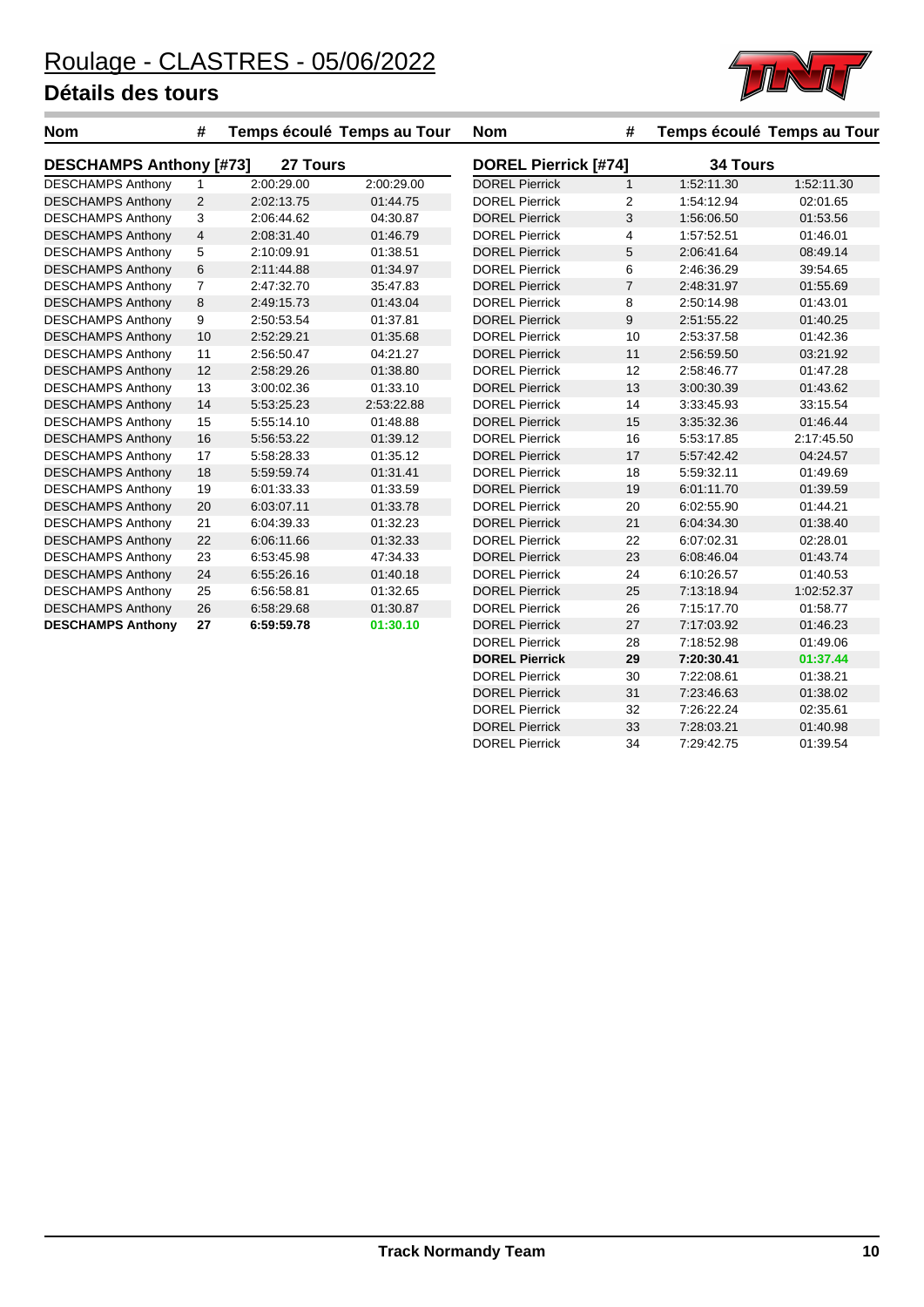# Roulage - CLASTRES - 05/06/2022

## Détails des tours

### DESCHAMPS Anthony [#73] — 27 Tours

| Nom | # | Temps écoulé | Temps au Tour |
|---|---|---|---|
| DESCHAMPS Anthony | 1 | 2:00:29.00 | 2:00:29.00 |
| DESCHAMPS Anthony | 2 | 2:02:13.75 | 01:44.75 |
| DESCHAMPS Anthony | 3 | 2:06:44.62 | 04:30.87 |
| DESCHAMPS Anthony | 4 | 2:08:31.40 | 01:46.79 |
| DESCHAMPS Anthony | 5 | 2:10:09.91 | 01:38.51 |
| DESCHAMPS Anthony | 6 | 2:11:44.88 | 01:34.97 |
| DESCHAMPS Anthony | 7 | 2:47:32.70 | 35:47.83 |
| DESCHAMPS Anthony | 8 | 2:49:15.73 | 01:43.04 |
| DESCHAMPS Anthony | 9 | 2:50:53.54 | 01:37.81 |
| DESCHAMPS Anthony | 10 | 2:52:29.21 | 01:35.68 |
| DESCHAMPS Anthony | 11 | 2:56:50.47 | 04:21.27 |
| DESCHAMPS Anthony | 12 | 2:58:29.26 | 01:38.80 |
| DESCHAMPS Anthony | 13 | 3:00:02.36 | 01:33.10 |
| DESCHAMPS Anthony | 14 | 5:53:25.23 | 2:53:22.88 |
| DESCHAMPS Anthony | 15 | 5:55:14.10 | 01:48.88 |
| DESCHAMPS Anthony | 16 | 5:56:53.22 | 01:39.12 |
| DESCHAMPS Anthony | 17 | 5:58:28.33 | 01:35.12 |
| DESCHAMPS Anthony | 18 | 5:59:59.74 | 01:31.41 |
| DESCHAMPS Anthony | 19 | 6:01:33.33 | 01:33.59 |
| DESCHAMPS Anthony | 20 | 6:03:07.11 | 01:33.78 |
| DESCHAMPS Anthony | 21 | 6:04:39.33 | 01:32.23 |
| DESCHAMPS Anthony | 22 | 6:06:11.66 | 01:32.33 |
| DESCHAMPS Anthony | 23 | 6:53:45.98 | 47:34.33 |
| DESCHAMPS Anthony | 24 | 6:55:26.16 | 01:40.18 |
| DESCHAMPS Anthony | 25 | 6:56:58.81 | 01:32.65 |
| DESCHAMPS Anthony | 26 | 6:58:29.68 | 01:30.87 |
| **DESCHAMPS Anthony** | **27** | **6:59:59.78** | **01:30.10** |

### DOREL Pierrick [#74] — 34 Tours

| Nom | # | Temps écoulé | Temps au Tour |
|---|---|---|---|
| DOREL Pierrick | 1 | 1:52:11.30 | 1:52:11.30 |
| DOREL Pierrick | 2 | 1:54:12.94 | 02:01.65 |
| DOREL Pierrick | 3 | 1:56:06.50 | 01:53.56 |
| DOREL Pierrick | 4 | 1:57:52.51 | 01:46.01 |
| DOREL Pierrick | 5 | 2:06:41.64 | 08:49.14 |
| DOREL Pierrick | 6 | 2:46:36.29 | 39:54.65 |
| DOREL Pierrick | 7 | 2:48:31.97 | 01:55.69 |
| DOREL Pierrick | 8 | 2:50:14.98 | 01:43.01 |
| DOREL Pierrick | 9 | 2:51:55.22 | 01:40.25 |
| DOREL Pierrick | 10 | 2:53:37.58 | 01:42.36 |
| DOREL Pierrick | 11 | 2:56:59.50 | 03:21.92 |
| DOREL Pierrick | 12 | 2:58:46.77 | 01:47.28 |
| DOREL Pierrick | 13 | 3:00:30.39 | 01:43.62 |
| DOREL Pierrick | 14 | 3:33:45.93 | 33:15.54 |
| DOREL Pierrick | 15 | 3:35:32.36 | 01:46.44 |
| DOREL Pierrick | 16 | 5:53:17.85 | 2:17:45.50 |
| DOREL Pierrick | 17 | 5:57:42.42 | 04:24.57 |
| DOREL Pierrick | 18 | 5:59:32.11 | 01:49.69 |
| DOREL Pierrick | 19 | 6:01:11.70 | 01:39.59 |
| DOREL Pierrick | 20 | 6:02:55.90 | 01:44.21 |
| DOREL Pierrick | 21 | 6:04:34.30 | 01:38.40 |
| DOREL Pierrick | 22 | 6:07:02.31 | 02:28.01 |
| DOREL Pierrick | 23 | 6:08:46.04 | 01:43.74 |
| DOREL Pierrick | 24 | 6:10:26.57 | 01:40.53 |
| DOREL Pierrick | 25 | 7:13:18.94 | 1:02:52.37 |
| DOREL Pierrick | 26 | 7:15:17.70 | 01:58.77 |
| DOREL Pierrick | 27 | 7:17:03.92 | 01:46.23 |
| DOREL Pierrick | 28 | 7:18:52.98 | 01:49.06 |
| **DOREL Pierrick** | **29** | **7:20:30.41** | **01:37.44** |
| DOREL Pierrick | 30 | 7:22:08.61 | 01:38.21 |
| DOREL Pierrick | 31 | 7:23:46.63 | 01:38.02 |
| DOREL Pierrick | 32 | 7:26:22.24 | 02:35.61 |
| DOREL Pierrick | 33 | 7:28:03.21 | 01:40.98 |
| DOREL Pierrick | 34 | 7:29:42.75 | 01:39.54 |

Track Normandy Team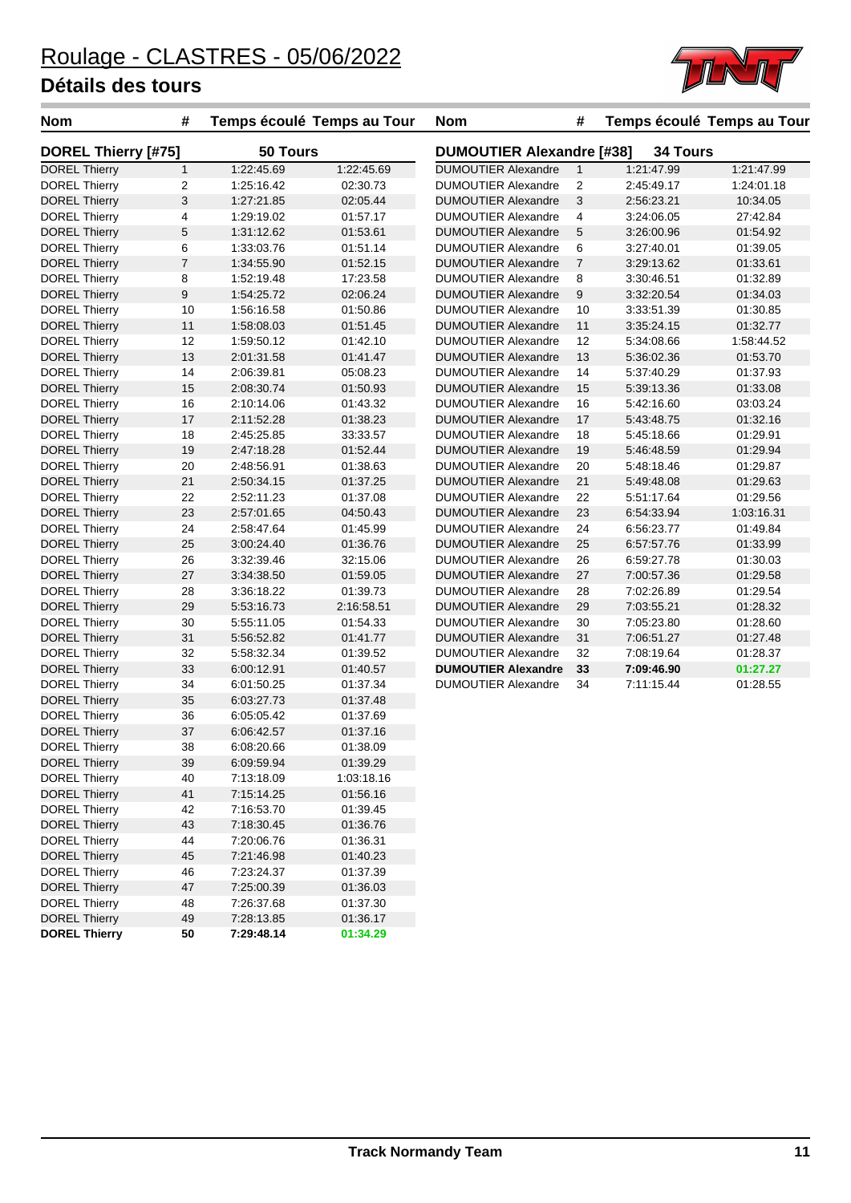# Roulage - CLASTRES - 05/06/2022

## Détails des tours

| Nom | # | Temps écoulé | Temps au Tour |
|---|---|---|---|
| **DOREL Thierry [#75]** | | **50 Tours** | |
| DOREL Thierry | 1 | 1:22:45.69 | 1:22:45.69 |
| DOREL Thierry | 2 | 1:25:16.42 | 02:30.73 |
| DOREL Thierry | 3 | 1:27:21.85 | 02:05.44 |
| DOREL Thierry | 4 | 1:29:19.02 | 01:57.17 |
| DOREL Thierry | 5 | 1:31:12.62 | 01:53.61 |
| DOREL Thierry | 6 | 1:33:03.76 | 01:51.14 |
| DOREL Thierry | 7 | 1:34:55.90 | 01:52.15 |
| DOREL Thierry | 8 | 1:52:19.48 | 17:23.58 |
| DOREL Thierry | 9 | 1:54:25.72 | 02:06.24 |
| DOREL Thierry | 10 | 1:56:16.58 | 01:50.86 |
| DOREL Thierry | 11 | 1:58:08.03 | 01:51.45 |
| DOREL Thierry | 12 | 1:59:50.12 | 01:42.10 |
| DOREL Thierry | 13 | 2:01:31.58 | 01:41.47 |
| DOREL Thierry | 14 | 2:06:39.81 | 05:08.23 |
| DOREL Thierry | 15 | 2:08:30.74 | 01:50.93 |
| DOREL Thierry | 16 | 2:10:14.06 | 01:43.32 |
| DOREL Thierry | 17 | 2:11:52.28 | 01:38.23 |
| DOREL Thierry | 18 | 2:45:25.85 | 33:33.57 |
| DOREL Thierry | 19 | 2:47:18.28 | 01:52.44 |
| DOREL Thierry | 20 | 2:48:56.91 | 01:38.63 |
| DOREL Thierry | 21 | 2:50:34.15 | 01:37.25 |
| DOREL Thierry | 22 | 2:52:11.23 | 01:37.08 |
| DOREL Thierry | 23 | 2:57:01.65 | 04:50.43 |
| DOREL Thierry | 24 | 2:58:47.64 | 01:45.99 |
| DOREL Thierry | 25 | 3:00:24.40 | 01:36.76 |
| DOREL Thierry | 26 | 3:32:39.46 | 32:15.06 |
| DOREL Thierry | 27 | 3:34:38.50 | 01:59.05 |
| DOREL Thierry | 28 | 3:36:18.22 | 01:39.73 |
| DOREL Thierry | 29 | 5:53:16.73 | 2:16:58.51 |
| DOREL Thierry | 30 | 5:55:11.05 | 01:54.33 |
| DOREL Thierry | 31 | 5:56:52.82 | 01:41.77 |
| DOREL Thierry | 32 | 5:58:32.34 | 01:39.52 |
| DOREL Thierry | 33 | 6:00:12.91 | 01:40.57 |
| DOREL Thierry | 34 | 6:01:50.25 | 01:37.34 |
| DOREL Thierry | 35 | 6:03:27.73 | 01:37.48 |
| DOREL Thierry | 36 | 6:05:05.42 | 01:37.69 |
| DOREL Thierry | 37 | 6:06:42.57 | 01:37.16 |
| DOREL Thierry | 38 | 6:08:20.66 | 01:38.09 |
| DOREL Thierry | 39 | 6:09:59.94 | 01:39.29 |
| DOREL Thierry | 40 | 7:13:18.09 | 1:03:18.16 |
| DOREL Thierry | 41 | 7:15:14.25 | 01:56.16 |
| DOREL Thierry | 42 | 7:16:53.70 | 01:39.45 |
| DOREL Thierry | 43 | 7:18:30.45 | 01:36.76 |
| DOREL Thierry | 44 | 7:20:06.76 | 01:36.31 |
| DOREL Thierry | 45 | 7:21:46.98 | 01:40.23 |
| DOREL Thierry | 46 | 7:23:24.37 | 01:37.39 |
| DOREL Thierry | 47 | 7:25:00.39 | 01:36.03 |
| DOREL Thierry | 48 | 7:26:37.68 | 01:37.30 |
| DOREL Thierry | 49 | 7:28:13.85 | 01:36.17 |
| **DOREL Thierry** | **50** | **7:29:48.14** | **01:34.29** |

| Nom | # | Temps écoulé | Temps au Tour |
|---|---|---|---|
| **DUMOUTIER Alexandre [#38]** | | **34 Tours** | |
| DUMOUTIER Alexandre | 1 | 1:21:47.99 | 1:21:47.99 |
| DUMOUTIER Alexandre | 2 | 2:45:49.17 | 1:24:01.18 |
| DUMOUTIER Alexandre | 3 | 2:56:23.21 | 10:34.05 |
| DUMOUTIER Alexandre | 4 | 3:24:06.05 | 27:42.84 |
| DUMOUTIER Alexandre | 5 | 3:26:00.96 | 01:54.92 |
| DUMOUTIER Alexandre | 6 | 3:27:40.01 | 01:39.05 |
| DUMOUTIER Alexandre | 7 | 3:29:13.62 | 01:33.61 |
| DUMOUTIER Alexandre | 8 | 3:30:46.51 | 01:32.89 |
| DUMOUTIER Alexandre | 9 | 3:32:20.54 | 01:34.03 |
| DUMOUTIER Alexandre | 10 | 3:33:51.39 | 01:30.85 |
| DUMOUTIER Alexandre | 11 | 3:35:24.15 | 01:32.77 |
| DUMOUTIER Alexandre | 12 | 5:34:08.66 | 1:58:44.52 |
| DUMOUTIER Alexandre | 13 | 5:36:02.36 | 01:53.70 |
| DUMOUTIER Alexandre | 14 | 5:37:40.29 | 01:37.93 |
| DUMOUTIER Alexandre | 15 | 5:39:13.36 | 01:33.08 |
| DUMOUTIER Alexandre | 16 | 5:42:16.60 | 03:03.24 |
| DUMOUTIER Alexandre | 17 | 5:43:48.75 | 01:32.16 |
| DUMOUTIER Alexandre | 18 | 5:45:18.66 | 01:29.91 |
| DUMOUTIER Alexandre | 19 | 5:46:48.59 | 01:29.94 |
| DUMOUTIER Alexandre | 20 | 5:48:18.46 | 01:29.87 |
| DUMOUTIER Alexandre | 21 | 5:49:48.08 | 01:29.63 |
| DUMOUTIER Alexandre | 22 | 5:51:17.64 | 01:29.56 |
| DUMOUTIER Alexandre | 23 | 6:54:33.94 | 1:03:16.31 |
| DUMOUTIER Alexandre | 24 | 6:56:23.77 | 01:49.84 |
| DUMOUTIER Alexandre | 25 | 6:57:57.76 | 01:33.99 |
| DUMOUTIER Alexandre | 26 | 6:59:27.78 | 01:30.03 |
| DUMOUTIER Alexandre | 27 | 7:00:57.36 | 01:29.58 |
| DUMOUTIER Alexandre | 28 | 7:02:26.89 | 01:29.54 |
| DUMOUTIER Alexandre | 29 | 7:03:55.21 | 01:28.32 |
| DUMOUTIER Alexandre | 30 | 7:05:23.80 | 01:28.60 |
| DUMOUTIER Alexandre | 31 | 7:06:51.27 | 01:27.48 |
| DUMOUTIER Alexandre | 32 | 7:08:19.64 | 01:28.37 |
| **DUMOUTIER Alexandre** | **33** | **7:09:46.90** | **01:27.27** |
| DUMOUTIER Alexandre | 34 | 7:11:15.44 | 01:28.55 |

**Track Normandy Team**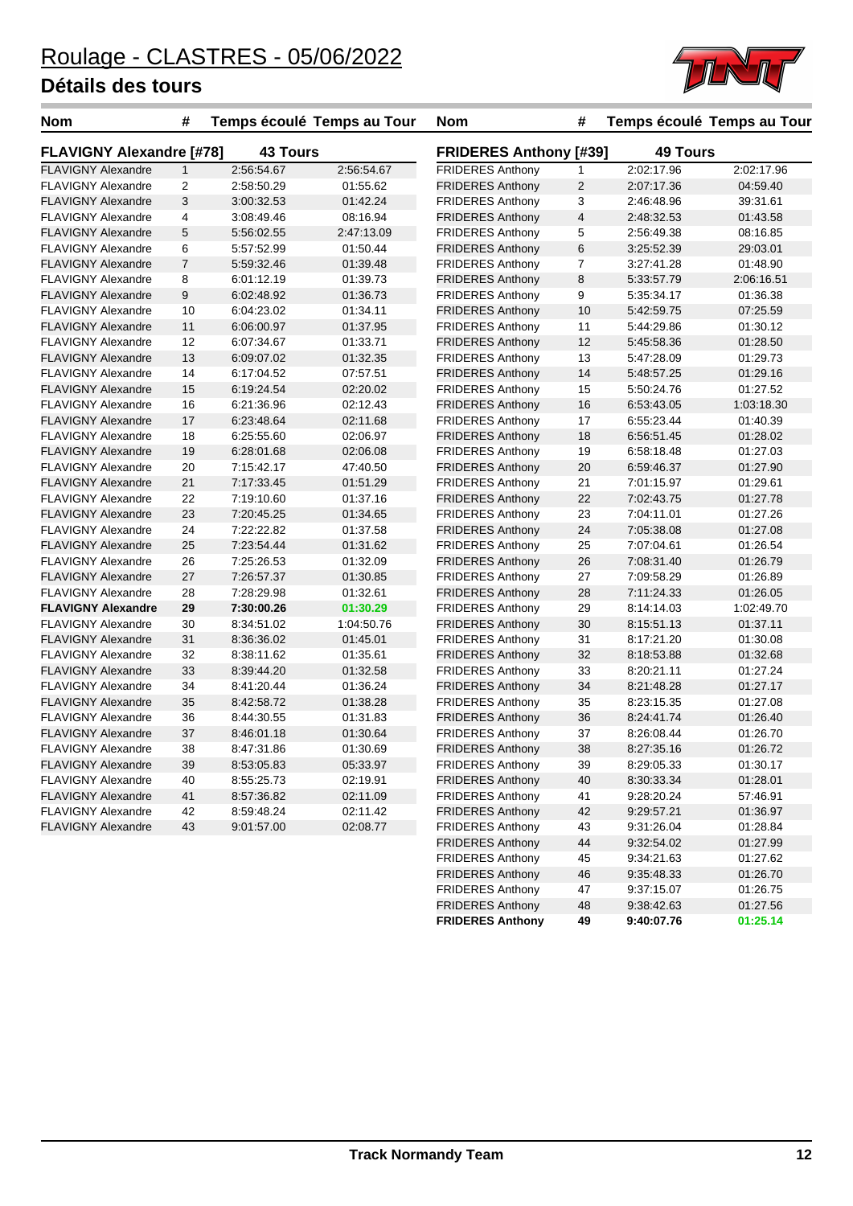# Roulage - CLASTRES - 05/06/2022

## Détails des tours

| Nom | # | Temps écoulé | Temps au Tour |
|---|---|---|---|
| **FLAVIGNY Alexandre [#78]** | | **43 Tours** | |
| FLAVIGNY Alexandre | 1 | 2:56:54.67 | 2:56:54.67 |
| FLAVIGNY Alexandre | 2 | 2:58:50.29 | 01:55.62 |
| FLAVIGNY Alexandre | 3 | 3:00:32.53 | 01:42.24 |
| FLAVIGNY Alexandre | 4 | 3:08:49.46 | 08:16.94 |
| FLAVIGNY Alexandre | 5 | 5:56:02.55 | 2:47:13.09 |
| FLAVIGNY Alexandre | 6 | 5:57:52.99 | 01:50.44 |
| FLAVIGNY Alexandre | 7 | 5:59:32.46 | 01:39.48 |
| FLAVIGNY Alexandre | 8 | 6:01:12.19 | 01:39.73 |
| FLAVIGNY Alexandre | 9 | 6:02:48.92 | 01:36.73 |
| FLAVIGNY Alexandre | 10 | 6:04:23.02 | 01:34.11 |
| FLAVIGNY Alexandre | 11 | 6:06:00.97 | 01:37.95 |
| FLAVIGNY Alexandre | 12 | 6:07:34.67 | 01:33.71 |
| FLAVIGNY Alexandre | 13 | 6:09:07.02 | 01:32.35 |
| FLAVIGNY Alexandre | 14 | 6:17:04.52 | 07:57.51 |
| FLAVIGNY Alexandre | 15 | 6:19:24.54 | 02:20.02 |
| FLAVIGNY Alexandre | 16 | 6:21:36.96 | 02:12.43 |
| FLAVIGNY Alexandre | 17 | 6:23:48.64 | 02:11.68 |
| FLAVIGNY Alexandre | 18 | 6:25:55.60 | 02:06.97 |
| FLAVIGNY Alexandre | 19 | 6:28:01.68 | 02:06.08 |
| FLAVIGNY Alexandre | 20 | 7:15:42.17 | 47:40.50 |
| FLAVIGNY Alexandre | 21 | 7:17:33.45 | 01:51.29 |
| FLAVIGNY Alexandre | 22 | 7:19:10.60 | 01:37.16 |
| FLAVIGNY Alexandre | 23 | 7:20:45.25 | 01:34.65 |
| FLAVIGNY Alexandre | 24 | 7:22:22.82 | 01:37.58 |
| FLAVIGNY Alexandre | 25 | 7:23:54.44 | 01:31.62 |
| FLAVIGNY Alexandre | 26 | 7:25:26.53 | 01:32.09 |
| FLAVIGNY Alexandre | 27 | 7:26:57.37 | 01:30.85 |
| FLAVIGNY Alexandre | 28 | 7:28:29.98 | 01:32.61 |
| **FLAVIGNY Alexandre** | **29** | **7:30:00.26** | **01:30.29** |
| FLAVIGNY Alexandre | 30 | 8:34:51.02 | 1:04:50.76 |
| FLAVIGNY Alexandre | 31 | 8:36:36.02 | 01:45.01 |
| FLAVIGNY Alexandre | 32 | 8:38:11.62 | 01:35.61 |
| FLAVIGNY Alexandre | 33 | 8:39:44.20 | 01:32.58 |
| FLAVIGNY Alexandre | 34 | 8:41:20.44 | 01:36.24 |
| FLAVIGNY Alexandre | 35 | 8:42:58.72 | 01:38.28 |
| FLAVIGNY Alexandre | 36 | 8:44:30.55 | 01:31.83 |
| FLAVIGNY Alexandre | 37 | 8:46:01.18 | 01:30.64 |
| FLAVIGNY Alexandre | 38 | 8:47:31.86 | 01:30.69 |
| FLAVIGNY Alexandre | 39 | 8:53:05.83 | 05:33.97 |
| FLAVIGNY Alexandre | 40 | 8:55:25.73 | 02:19.91 |
| FLAVIGNY Alexandre | 41 | 8:57:36.82 | 02:11.09 |
| FLAVIGNY Alexandre | 42 | 8:59:48.24 | 02:11.42 |
| FLAVIGNY Alexandre | 43 | 9:01:57.00 | 02:08.77 |

| Nom | # | Temps écoulé | Temps au Tour |
|---|---|---|---|
| **FRIDERES Anthony [#39]** | | **49 Tours** | |
| FRIDERES Anthony | 1 | 2:02:17.96 | 2:02:17.96 |
| FRIDERES Anthony | 2 | 2:07:17.36 | 04:59.40 |
| FRIDERES Anthony | 3 | 2:46:48.96 | 39:31.61 |
| FRIDERES Anthony | 4 | 2:48:32.53 | 01:43.58 |
| FRIDERES Anthony | 5 | 2:56:49.38 | 08:16.85 |
| FRIDERES Anthony | 6 | 3:25:52.39 | 29:03.01 |
| FRIDERES Anthony | 7 | 3:27:41.28 | 01:48.90 |
| FRIDERES Anthony | 8 | 5:33:57.79 | 2:06:16.51 |
| FRIDERES Anthony | 9 | 5:35:34.17 | 01:36.38 |
| FRIDERES Anthony | 10 | 5:42:59.75 | 07:25.59 |
| FRIDERES Anthony | 11 | 5:44:29.86 | 01:30.12 |
| FRIDERES Anthony | 12 | 5:45:58.36 | 01:28.50 |
| FRIDERES Anthony | 13 | 5:47:28.09 | 01:29.73 |
| FRIDERES Anthony | 14 | 5:48:57.25 | 01:29.16 |
| FRIDERES Anthony | 15 | 5:50:24.76 | 01:27.52 |
| FRIDERES Anthony | 16 | 6:53:43.05 | 1:03:18.30 |
| FRIDERES Anthony | 17 | 6:55:23.44 | 01:40.39 |
| FRIDERES Anthony | 18 | 6:56:51.45 | 01:28.02 |
| FRIDERES Anthony | 19 | 6:58:18.48 | 01:27.03 |
| FRIDERES Anthony | 20 | 6:59:46.37 | 01:27.90 |
| FRIDERES Anthony | 21 | 7:01:15.97 | 01:29.61 |
| FRIDERES Anthony | 22 | 7:02:43.75 | 01:27.78 |
| FRIDERES Anthony | 23 | 7:04:11.01 | 01:27.26 |
| FRIDERES Anthony | 24 | 7:05:38.08 | 01:27.08 |
| FRIDERES Anthony | 25 | 7:07:04.61 | 01:26.54 |
| FRIDERES Anthony | 26 | 7:08:31.40 | 01:26.79 |
| FRIDERES Anthony | 27 | 7:09:58.29 | 01:26.89 |
| FRIDERES Anthony | 28 | 7:11:24.33 | 01:26.05 |
| FRIDERES Anthony | 29 | 8:14:14.03 | 1:02:49.70 |
| FRIDERES Anthony | 30 | 8:15:51.13 | 01:37.11 |
| FRIDERES Anthony | 31 | 8:17:21.20 | 01:30.08 |
| FRIDERES Anthony | 32 | 8:18:53.88 | 01:32.68 |
| FRIDERES Anthony | 33 | 8:20:21.11 | 01:27.24 |
| FRIDERES Anthony | 34 | 8:21:48.28 | 01:27.17 |
| FRIDERES Anthony | 35 | 8:23:15.35 | 01:27.08 |
| FRIDERES Anthony | 36 | 8:24:41.74 | 01:26.40 |
| FRIDERES Anthony | 37 | 8:26:08.44 | 01:26.70 |
| FRIDERES Anthony | 38 | 8:27:35.16 | 01:26.72 |
| FRIDERES Anthony | 39 | 8:29:05.33 | 01:30.17 |
| FRIDERES Anthony | 40 | 8:30:33.34 | 01:28.01 |
| FRIDERES Anthony | 41 | 9:28:20.24 | 57:46.91 |
| FRIDERES Anthony | 42 | 9:29:57.21 | 01:36.97 |
| FRIDERES Anthony | 43 | 9:31:26.04 | 01:28.84 |
| FRIDERES Anthony | 44 | 9:32:54.02 | 01:27.99 |
| FRIDERES Anthony | 45 | 9:34:21.63 | 01:27.62 |
| FRIDERES Anthony | 46 | 9:35:48.33 | 01:26.70 |
| FRIDERES Anthony | 47 | 9:37:15.07 | 01:26.75 |
| FRIDERES Anthony | 48 | 9:38:42.63 | 01:27.56 |
| **FRIDERES Anthony** | **49** | **9:40:07.76** | **01:25.14** |

Track Normandy Team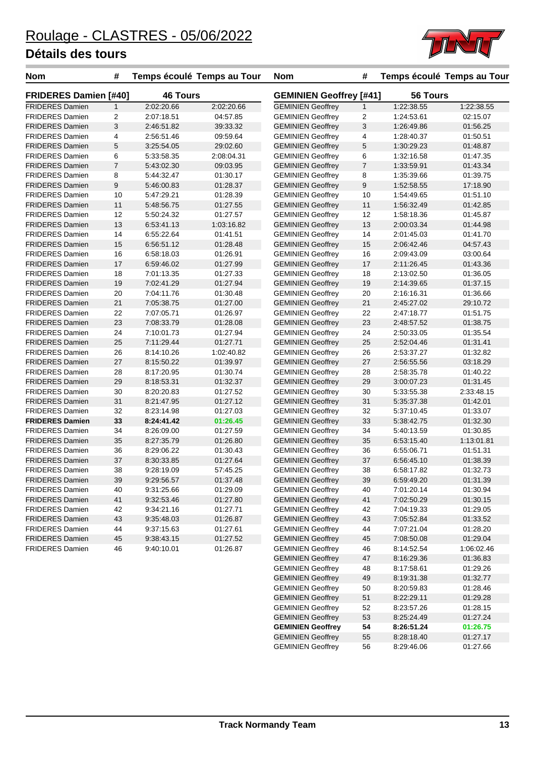# Roulage - CLASTRES - 05/06/2022

## Détails des tours

| Nom | # | Temps écoulé | Temps au Tour |
|---|---|---|---|
| **FRIDERES Damien [#40]** | | **46 Tours** | |
| FRIDERES Damien | 1 | 2:02:20.66 | 2:02:20.66 |
| FRIDERES Damien | 2 | 2:07:18.51 | 04:57.85 |
| FRIDERES Damien | 3 | 2:46:51.82 | 39:33.32 |
| FRIDERES Damien | 4 | 2:56:51.46 | 09:59.64 |
| FRIDERES Damien | 5 | 3:25:54.05 | 29:02.60 |
| FRIDERES Damien | 6 | 5:33:58.35 | 2:08:04.31 |
| FRIDERES Damien | 7 | 5:43:02.30 | 09:03.95 |
| FRIDERES Damien | 8 | 5:44:32.47 | 01:30.17 |
| FRIDERES Damien | 9 | 5:46:00.83 | 01:28.37 |
| FRIDERES Damien | 10 | 5:47:29.21 | 01:28.39 |
| FRIDERES Damien | 11 | 5:48:56.75 | 01:27.55 |
| FRIDERES Damien | 12 | 5:50:24.32 | 01:27.57 |
| FRIDERES Damien | 13 | 6:53:41.13 | 1:03:16.82 |
| FRIDERES Damien | 14 | 6:55:22.64 | 01:41.51 |
| FRIDERES Damien | 15 | 6:56:51.12 | 01:28.48 |
| FRIDERES Damien | 16 | 6:58:18.03 | 01:26.91 |
| FRIDERES Damien | 17 | 6:59:46.02 | 01:27.99 |
| FRIDERES Damien | 18 | 7:01:13.35 | 01:27.33 |
| FRIDERES Damien | 19 | 7:02:41.29 | 01:27.94 |
| FRIDERES Damien | 20 | 7:04:11.76 | 01:30.48 |
| FRIDERES Damien | 21 | 7:05:38.75 | 01:27.00 |
| FRIDERES Damien | 22 | 7:07:05.71 | 01:26.97 |
| FRIDERES Damien | 23 | 7:08:33.79 | 01:28.08 |
| FRIDERES Damien | 24 | 7:10:01.73 | 01:27.94 |
| FRIDERES Damien | 25 | 7:11:29.44 | 01:27.71 |
| FRIDERES Damien | 26 | 8:14:10.26 | 1:02:40.82 |
| FRIDERES Damien | 27 | 8:15:50.22 | 01:39.97 |
| FRIDERES Damien | 28 | 8:17:20.95 | 01:30.74 |
| FRIDERES Damien | 29 | 8:18:53.31 | 01:32.37 |
| FRIDERES Damien | 30 | 8:20:20.83 | 01:27.52 |
| FRIDERES Damien | 31 | 8:21:47.95 | 01:27.12 |
| FRIDERES Damien | 32 | 8:23:14.98 | 01:27.03 |
| **FRIDERES Damien** | **33** | **8:24:41.42** | **01:26.45** |
| FRIDERES Damien | 34 | 8:26:09.00 | 01:27.59 |
| FRIDERES Damien | 35 | 8:27:35.79 | 01:26.80 |
| FRIDERES Damien | 36 | 8:29:06.22 | 01:30.43 |
| FRIDERES Damien | 37 | 8:30:33.85 | 01:27.64 |
| FRIDERES Damien | 38 | 9:28:19.09 | 57:45.25 |
| FRIDERES Damien | 39 | 9:29:56.57 | 01:37.48 |
| FRIDERES Damien | 40 | 9:31:25.66 | 01:29.09 |
| FRIDERES Damien | 41 | 9:32:53.46 | 01:27.80 |
| FRIDERES Damien | 42 | 9:34:21.16 | 01:27.71 |
| FRIDERES Damien | 43 | 9:35:48.03 | 01:26.87 |
| FRIDERES Damien | 44 | 9:37:15.63 | 01:27.61 |
| FRIDERES Damien | 45 | 9:38:43.15 | 01:27.52 |
| FRIDERES Damien | 46 | 9:40:10.01 | 01:26.87 |

| Nom | # | Temps écoulé | Temps au Tour |
|---|---|---|---|
| **GEMINIEN Geoffrey [#41]** | | **56 Tours** | |
| GEMINIEN Geoffrey | 1 | 1:22:38.55 | 1:22:38.55 |
| GEMINIEN Geoffrey | 2 | 1:24:53.61 | 02:15.07 |
| GEMINIEN Geoffrey | 3 | 1:26:49.86 | 01:56.25 |
| GEMINIEN Geoffrey | 4 | 1:28:40.37 | 01:50.51 |
| GEMINIEN Geoffrey | 5 | 1:30:29.23 | 01:48.87 |
| GEMINIEN Geoffrey | 6 | 1:32:16.58 | 01:47.35 |
| GEMINIEN Geoffrey | 7 | 1:33:59.91 | 01:43.34 |
| GEMINIEN Geoffrey | 8 | 1:35:39.66 | 01:39.75 |
| GEMINIEN Geoffrey | 9 | 1:52:58.55 | 17:18.90 |
| GEMINIEN Geoffrey | 10 | 1:54:49.65 | 01:51.10 |
| GEMINIEN Geoffrey | 11 | 1:56:32.49 | 01:42.85 |
| GEMINIEN Geoffrey | 12 | 1:58:18.36 | 01:45.87 |
| GEMINIEN Geoffrey | 13 | 2:00:03.34 | 01:44.98 |
| GEMINIEN Geoffrey | 14 | 2:01:45.03 | 01:41.70 |
| GEMINIEN Geoffrey | 15 | 2:06:42.46 | 04:57.43 |
| GEMINIEN Geoffrey | 16 | 2:09:43.09 | 03:00.64 |
| GEMINIEN Geoffrey | 17 | 2:11:26.45 | 01:43.36 |
| GEMINIEN Geoffrey | 18 | 2:13:02.50 | 01:36.05 |
| GEMINIEN Geoffrey | 19 | 2:14:39.65 | 01:37.15 |
| GEMINIEN Geoffrey | 20 | 2:16:16.31 | 01:36.66 |
| GEMINIEN Geoffrey | 21 | 2:45:27.02 | 29:10.72 |
| GEMINIEN Geoffrey | 22 | 2:47:18.77 | 01:51.75 |
| GEMINIEN Geoffrey | 23 | 2:48:57.52 | 01:38.75 |
| GEMINIEN Geoffrey | 24 | 2:50:33.05 | 01:35.54 |
| GEMINIEN Geoffrey | 25 | 2:52:04.46 | 01:31.41 |
| GEMINIEN Geoffrey | 26 | 2:53:37.27 | 01:32.82 |
| GEMINIEN Geoffrey | 27 | 2:56:55.56 | 03:18.29 |
| GEMINIEN Geoffrey | 28 | 2:58:35.78 | 01:40.22 |
| GEMINIEN Geoffrey | 29 | 3:00:07.23 | 01:31.45 |
| GEMINIEN Geoffrey | 30 | 5:33:55.38 | 2:33:48.15 |
| GEMINIEN Geoffrey | 31 | 5:35:37.38 | 01:42.01 |
| GEMINIEN Geoffrey | 32 | 5:37:10.45 | 01:33.07 |
| GEMINIEN Geoffrey | 33 | 5:38:42.75 | 01:32.30 |
| GEMINIEN Geoffrey | 34 | 5:40:13.59 | 01:30.85 |
| GEMINIEN Geoffrey | 35 | 6:53:15.40 | 1:13:01.81 |
| GEMINIEN Geoffrey | 36 | 6:55:06.71 | 01:51.31 |
| GEMINIEN Geoffrey | 37 | 6:56:45.10 | 01:38.39 |
| GEMINIEN Geoffrey | 38 | 6:58:17.82 | 01:32.73 |
| GEMINIEN Geoffrey | 39 | 6:59:49.20 | 01:31.39 |
| GEMINIEN Geoffrey | 40 | 7:01:20.14 | 01:30.94 |
| GEMINIEN Geoffrey | 41 | 7:02:50.29 | 01:30.15 |
| GEMINIEN Geoffrey | 42 | 7:04:19.33 | 01:29.05 |
| GEMINIEN Geoffrey | 43 | 7:05:52.84 | 01:33.52 |
| GEMINIEN Geoffrey | 44 | 7:07:21.04 | 01:28.20 |
| GEMINIEN Geoffrey | 45 | 7:08:50.08 | 01:29.04 |
| GEMINIEN Geoffrey | 46 | 8:14:52.54 | 1:06:02.46 |
| GEMINIEN Geoffrey | 47 | 8:16:29.36 | 01:36.83 |
| GEMINIEN Geoffrey | 48 | 8:17:58.61 | 01:29.26 |
| GEMINIEN Geoffrey | 49 | 8:19:31.38 | 01:32.77 |
| GEMINIEN Geoffrey | 50 | 8:20:59.83 | 01:28.46 |
| GEMINIEN Geoffrey | 51 | 8:22:29.11 | 01:29.28 |
| GEMINIEN Geoffrey | 52 | 8:23:57.26 | 01:28.15 |
| GEMINIEN Geoffrey | 53 | 8:25:24.49 | 01:27.24 |
| **GEMINIEN Geoffrey** | **54** | **8:26:51.24** | **01:26.75** |
| GEMINIEN Geoffrey | 55 | 8:28:18.40 | 01:27.17 |
| GEMINIEN Geoffrey | 56 | 8:29:46.06 | 01:27.66 |

Track Normandy Team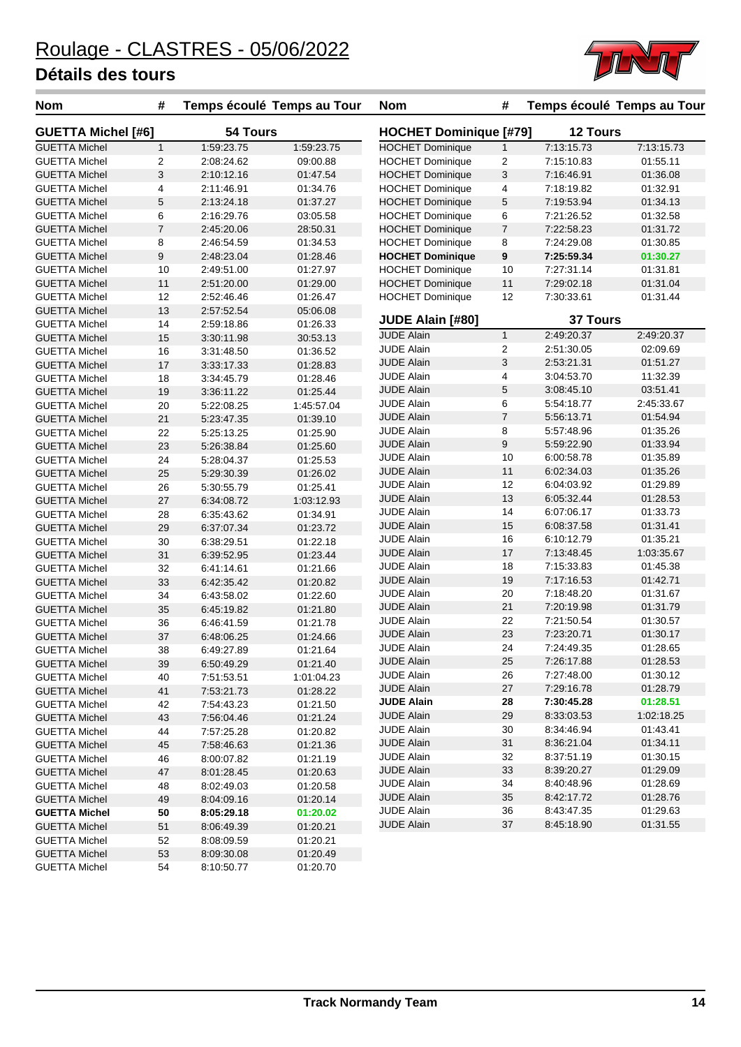# Roulage - CLASTRES - 05/06/2022

## Détails des tours

### GUETTA Michel [#6] — 54 Tours

| Nom | # | Temps écoulé | Temps au Tour |
|---|---|---|---|
| GUETTA Michel | 1 | 1:59:23.75 | 1:59:23.75 |
| GUETTA Michel | 2 | 2:08:24.62 | 09:00.88 |
| GUETTA Michel | 3 | 2:10:12.16 | 01:47.54 |
| GUETTA Michel | 4 | 2:11:46.91 | 01:34.76 |
| GUETTA Michel | 5 | 2:13:24.18 | 01:37.27 |
| GUETTA Michel | 6 | 2:16:29.76 | 03:05.58 |
| GUETTA Michel | 7 | 2:45:20.06 | 28:50.31 |
| GUETTA Michel | 8 | 2:46:54.59 | 01:34.53 |
| GUETTA Michel | 9 | 2:48:23.04 | 01:28.46 |
| GUETTA Michel | 10 | 2:49:51.00 | 01:27.97 |
| GUETTA Michel | 11 | 2:51:20.00 | 01:29.00 |
| GUETTA Michel | 12 | 2:52:46.46 | 01:26.47 |
| GUETTA Michel | 13 | 2:57:52.54 | 05:06.08 |
| GUETTA Michel | 14 | 2:59:18.86 | 01:26.33 |
| GUETTA Michel | 15 | 3:30:11.98 | 30:53.13 |
| GUETTA Michel | 16 | 3:31:48.50 | 01:36.52 |
| GUETTA Michel | 17 | 3:33:17.33 | 01:28.83 |
| GUETTA Michel | 18 | 3:34:45.79 | 01:28.46 |
| GUETTA Michel | 19 | 3:36:11.22 | 01:25.44 |
| GUETTA Michel | 20 | 5:22:08.25 | 1:45:57.04 |
| GUETTA Michel | 21 | 5:23:47.35 | 01:39.10 |
| GUETTA Michel | 22 | 5:25:13.25 | 01:25.90 |
| GUETTA Michel | 23 | 5:26:38.84 | 01:25.60 |
| GUETTA Michel | 24 | 5:28:04.37 | 01:25.53 |
| GUETTA Michel | 25 | 5:29:30.39 | 01:26.02 |
| GUETTA Michel | 26 | 5:30:55.79 | 01:25.41 |
| GUETTA Michel | 27 | 6:34:08.72 | 1:03:12.93 |
| GUETTA Michel | 28 | 6:35:43.62 | 01:34.91 |
| GUETTA Michel | 29 | 6:37:07.34 | 01:23.72 |
| GUETTA Michel | 30 | 6:38:29.51 | 01:22.18 |
| GUETTA Michel | 31 | 6:39:52.95 | 01:23.44 |
| GUETTA Michel | 32 | 6:41:14.61 | 01:21.66 |
| GUETTA Michel | 33 | 6:42:35.42 | 01:20.82 |
| GUETTA Michel | 34 | 6:43:58.02 | 01:22.60 |
| GUETTA Michel | 35 | 6:45:19.82 | 01:21.80 |
| GUETTA Michel | 36 | 6:46:41.59 | 01:21.78 |
| GUETTA Michel | 37 | 6:48:06.25 | 01:24.66 |
| GUETTA Michel | 38 | 6:49:27.89 | 01:21.64 |
| GUETTA Michel | 39 | 6:50:49.29 | 01:21.40 |
| GUETTA Michel | 40 | 7:51:53.51 | 1:01:04.23 |
| GUETTA Michel | 41 | 7:53:21.73 | 01:28.22 |
| GUETTA Michel | 42 | 7:54:43.23 | 01:21.50 |
| GUETTA Michel | 43 | 7:56:04.46 | 01:21.24 |
| GUETTA Michel | 44 | 7:57:25.28 | 01:20.82 |
| GUETTA Michel | 45 | 7:58:46.63 | 01:21.36 |
| GUETTA Michel | 46 | 8:00:07.82 | 01:21.19 |
| GUETTA Michel | 47 | 8:01:28.45 | 01:20.63 |
| GUETTA Michel | 48 | 8:02:49.03 | 01:20.58 |
| GUETTA Michel | 49 | 8:04:09.16 | 01:20.14 |
| **GUETTA Michel** | **50** | **8:05:29.18** | **01:20.02** |
| GUETTA Michel | 51 | 8:06:49.39 | 01:20.21 |
| GUETTA Michel | 52 | 8:08:09.59 | 01:20.21 |
| GUETTA Michel | 53 | 8:09:30.08 | 01:20.49 |
| GUETTA Michel | 54 | 8:10:50.77 | 01:20.70 |

### HOCHET Dominique [#79] — 12 Tours

| Nom | # | Temps écoulé | Temps au Tour |
|---|---|---|---|
| HOCHET Dominique | 1 | 7:13:15.73 | 7:13:15.73 |
| HOCHET Dominique | 2 | 7:15:10.83 | 01:55.11 |
| HOCHET Dominique | 3 | 7:16:46.91 | 01:36.08 |
| HOCHET Dominique | 4 | 7:18:19.82 | 01:32.91 |
| HOCHET Dominique | 5 | 7:19:53.94 | 01:34.13 |
| HOCHET Dominique | 6 | 7:21:26.52 | 01:32.58 |
| HOCHET Dominique | 7 | 7:22:58.23 | 01:31.72 |
| HOCHET Dominique | 8 | 7:24:29.08 | 01:30.85 |
| **HOCHET Dominique** | **9** | **7:25:59.34** | **01:30.27** |
| HOCHET Dominique | 10 | 7:27:31.14 | 01:31.81 |
| HOCHET Dominique | 11 | 7:29:02.18 | 01:31.04 |
| HOCHET Dominique | 12 | 7:30:33.61 | 01:31.44 |

### JUDE Alain [#80] — 37 Tours

| Nom | # | Temps écoulé | Temps au Tour |
|---|---|---|---|
| JUDE Alain | 1 | 2:49:20.37 | 2:49:20.37 |
| JUDE Alain | 2 | 2:51:30.05 | 02:09.69 |
| JUDE Alain | 3 | 2:53:21.31 | 01:51.27 |
| JUDE Alain | 4 | 3:04:53.70 | 11:32.39 |
| JUDE Alain | 5 | 3:08:45.10 | 03:51.41 |
| JUDE Alain | 6 | 5:54:18.77 | 2:45:33.67 |
| JUDE Alain | 7 | 5:56:13.71 | 01:54.94 |
| JUDE Alain | 8 | 5:57:48.96 | 01:35.26 |
| JUDE Alain | 9 | 5:59:22.90 | 01:33.94 |
| JUDE Alain | 10 | 6:00:58.78 | 01:35.89 |
| JUDE Alain | 11 | 6:02:34.03 | 01:35.26 |
| JUDE Alain | 12 | 6:04:03.92 | 01:29.89 |
| JUDE Alain | 13 | 6:05:32.44 | 01:28.53 |
| JUDE Alain | 14 | 6:07:06.17 | 01:33.73 |
| JUDE Alain | 15 | 6:08:37.58 | 01:31.41 |
| JUDE Alain | 16 | 6:10:12.79 | 01:35.21 |
| JUDE Alain | 17 | 7:13:48.45 | 1:03:35.67 |
| JUDE Alain | 18 | 7:15:33.83 | 01:45.38 |
| JUDE Alain | 19 | 7:17:16.53 | 01:42.71 |
| JUDE Alain | 20 | 7:18:48.20 | 01:31.67 |
| JUDE Alain | 21 | 7:20:19.98 | 01:31.79 |
| JUDE Alain | 22 | 7:21:50.54 | 01:30.57 |
| JUDE Alain | 23 | 7:23:20.71 | 01:30.17 |
| JUDE Alain | 24 | 7:24:49.35 | 01:28.65 |
| JUDE Alain | 25 | 7:26:17.88 | 01:28.53 |
| JUDE Alain | 26 | 7:27:48.00 | 01:30.12 |
| JUDE Alain | 27 | 7:29:16.78 | 01:28.79 |
| **JUDE Alain** | **28** | **7:30:45.28** | **01:28.51** |
| JUDE Alain | 29 | 8:33:03.53 | 1:02:18.25 |
| JUDE Alain | 30 | 8:34:46.94 | 01:43.41 |
| JUDE Alain | 31 | 8:36:21.04 | 01:34.11 |
| JUDE Alain | 32 | 8:37:51.19 | 01:30.15 |
| JUDE Alain | 33 | 8:39:20.27 | 01:29.09 |
| JUDE Alain | 34 | 8:40:48.96 | 01:28.69 |
| JUDE Alain | 35 | 8:42:17.72 | 01:28.76 |
| JUDE Alain | 36 | 8:43:47.35 | 01:29.63 |
| JUDE Alain | 37 | 8:45:18.90 | 01:31.55 |

Track Normandy Team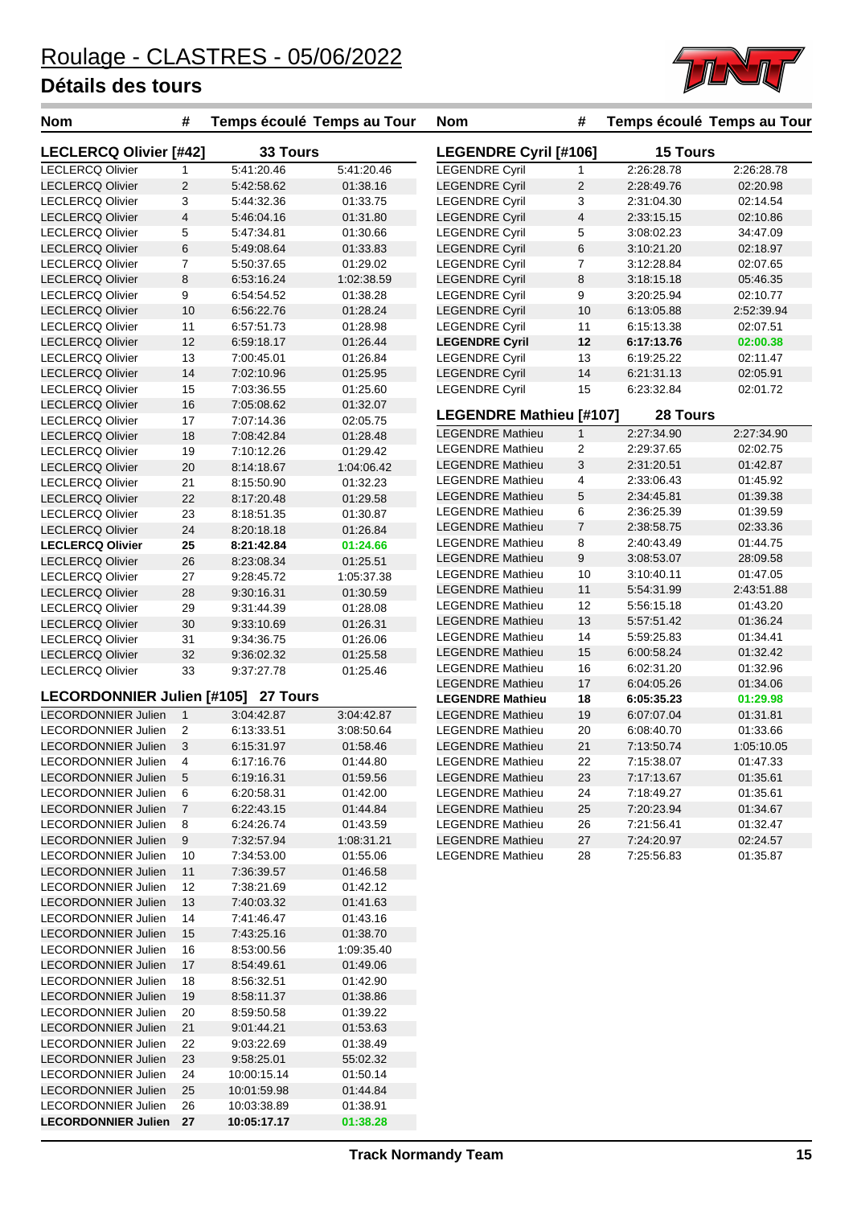# Roulage - CLASTRES - 05/06/2022

## Détails des tours

### LECLERCQ Olivier [#42] — 33 Tours

| Nom | # | Temps écoulé | Temps au Tour |
|---|---|---|---|
| LECLERCQ Olivier | 1 | 5:41:20.46 | 5:41:20.46 |
| LECLERCQ Olivier | 2 | 5:42:58.62 | 01:38.16 |
| LECLERCQ Olivier | 3 | 5:44:32.36 | 01:33.75 |
| LECLERCQ Olivier | 4 | 5:46:04.16 | 01:31.80 |
| LECLERCQ Olivier | 5 | 5:47:34.81 | 01:30.66 |
| LECLERCQ Olivier | 6 | 5:49:08.64 | 01:33.83 |
| LECLERCQ Olivier | 7 | 5:50:37.65 | 01:29.02 |
| LECLERCQ Olivier | 8 | 6:53:16.24 | 1:02:38.59 |
| LECLERCQ Olivier | 9 | 6:54:54.52 | 01:38.28 |
| LECLERCQ Olivier | 10 | 6:56:22.76 | 01:28.24 |
| LECLERCQ Olivier | 11 | 6:57:51.73 | 01:28.98 |
| LECLERCQ Olivier | 12 | 6:59:18.17 | 01:26.44 |
| LECLERCQ Olivier | 13 | 7:00:45.01 | 01:26.84 |
| LECLERCQ Olivier | 14 | 7:02:10.96 | 01:25.95 |
| LECLERCQ Olivier | 15 | 7:03:36.55 | 01:25.60 |
| LECLERCQ Olivier | 16 | 7:05:08.62 | 01:32.07 |
| LECLERCQ Olivier | 17 | 7:07:14.36 | 02:05.75 |
| LECLERCQ Olivier | 18 | 7:08:42.84 | 01:28.48 |
| LECLERCQ Olivier | 19 | 7:10:12.26 | 01:29.42 |
| LECLERCQ Olivier | 20 | 8:14:18.67 | 1:04:06.42 |
| LECLERCQ Olivier | 21 | 8:15:50.90 | 01:32.23 |
| LECLERCQ Olivier | 22 | 8:17:20.48 | 01:29.58 |
| LECLERCQ Olivier | 23 | 8:18:51.35 | 01:30.87 |
| LECLERCQ Olivier | 24 | 8:20:18.18 | 01:26.84 |
| **LECLERCQ Olivier** | **25** | **8:21:42.84** | **01:24.66** |
| LECLERCQ Olivier | 26 | 8:23:08.34 | 01:25.51 |
| LECLERCQ Olivier | 27 | 9:28:45.72 | 1:05:37.38 |
| LECLERCQ Olivier | 28 | 9:30:16.31 | 01:30.59 |
| LECLERCQ Olivier | 29 | 9:31:44.39 | 01:28.08 |
| LECLERCQ Olivier | 30 | 9:33:10.69 | 01:26.31 |
| LECLERCQ Olivier | 31 | 9:34:36.75 | 01:26.06 |
| LECLERCQ Olivier | 32 | 9:36:02.32 | 01:25.58 |
| LECLERCQ Olivier | 33 | 9:37:27.78 | 01:25.46 |

### LECORDONNIER Julien [#105] — 27 Tours

| Nom | # | Temps écoulé | Temps au Tour |
|---|---|---|---|
| LECORDONNIER Julien | 1 | 3:04:42.87 | 3:04:42.87 |
| LECORDONNIER Julien | 2 | 6:13:33.51 | 3:08:50.64 |
| LECORDONNIER Julien | 3 | 6:15:31.97 | 01:58.46 |
| LECORDONNIER Julien | 4 | 6:17:16.76 | 01:44.80 |
| LECORDONNIER Julien | 5 | 6:19:16.31 | 01:59.56 |
| LECORDONNIER Julien | 6 | 6:20:58.31 | 01:42.00 |
| LECORDONNIER Julien | 7 | 6:22:43.15 | 01:44.84 |
| LECORDONNIER Julien | 8 | 6:24:26.74 | 01:43.59 |
| LECORDONNIER Julien | 9 | 7:32:57.94 | 1:08:31.21 |
| LECORDONNIER Julien | 10 | 7:34:53.00 | 01:55.06 |
| LECORDONNIER Julien | 11 | 7:36:39.57 | 01:46.58 |
| LECORDONNIER Julien | 12 | 7:38:21.69 | 01:42.12 |
| LECORDONNIER Julien | 13 | 7:40:03.32 | 01:41.63 |
| LECORDONNIER Julien | 14 | 7:41:46.47 | 01:43.16 |
| LECORDONNIER Julien | 15 | 7:43:25.16 | 01:38.70 |
| LECORDONNIER Julien | 16 | 8:53:00.56 | 1:09:35.40 |
| LECORDONNIER Julien | 17 | 8:54:49.61 | 01:49.06 |
| LECORDONNIER Julien | 18 | 8:56:32.51 | 01:42.90 |
| LECORDONNIER Julien | 19 | 8:58:11.37 | 01:38.86 |
| LECORDONNIER Julien | 20 | 8:59:50.58 | 01:39.22 |
| LECORDONNIER Julien | 21 | 9:01:44.21 | 01:53.63 |
| LECORDONNIER Julien | 22 | 9:03:22.69 | 01:38.49 |
| LECORDONNIER Julien | 23 | 9:58:25.01 | 55:02.32 |
| LECORDONNIER Julien | 24 | 10:00:15.14 | 01:50.14 |
| LECORDONNIER Julien | 25 | 10:01:59.98 | 01:44.84 |
| LECORDONNIER Julien | 26 | 10:03:38.89 | 01:38.91 |
| **LECORDONNIER Julien** | **27** | **10:05:17.17** | **01:38.28** |

### LEGENDRE Cyril [#106] — 15 Tours

| Nom | # | Temps écoulé | Temps au Tour |
|---|---|---|---|
| LEGENDRE Cyril | 1 | 2:26:28.78 | 2:26:28.78 |
| LEGENDRE Cyril | 2 | 2:28:49.76 | 02:20.98 |
| LEGENDRE Cyril | 3 | 2:31:04.30 | 02:14.54 |
| LEGENDRE Cyril | 4 | 2:33:15.15 | 02:10.86 |
| LEGENDRE Cyril | 5 | 3:08:02.23 | 34:47.09 |
| LEGENDRE Cyril | 6 | 3:10:21.20 | 02:18.97 |
| LEGENDRE Cyril | 7 | 3:12:28.84 | 02:07.65 |
| LEGENDRE Cyril | 8 | 3:18:15.18 | 05:46.35 |
| LEGENDRE Cyril | 9 | 3:20:25.94 | 02:10.77 |
| LEGENDRE Cyril | 10 | 6:13:05.88 | 2:52:39.94 |
| LEGENDRE Cyril | 11 | 6:15:13.38 | 02:07.51 |
| **LEGENDRE Cyril** | **12** | **6:17:13.76** | **02:00.38** |
| LEGENDRE Cyril | 13 | 6:19:25.22 | 02:11.47 |
| LEGENDRE Cyril | 14 | 6:21:31.13 | 02:05.91 |
| LEGENDRE Cyril | 15 | 6:23:32.84 | 02:01.72 |

### LEGENDRE Mathieu [#107] — 28 Tours

| Nom | # | Temps écoulé | Temps au Tour |
|---|---|---|---|
| LEGENDRE Mathieu | 1 | 2:27:34.90 | 2:27:34.90 |
| LEGENDRE Mathieu | 2 | 2:29:37.65 | 02:02.75 |
| LEGENDRE Mathieu | 3 | 2:31:20.51 | 01:42.87 |
| LEGENDRE Mathieu | 4 | 2:33:06.43 | 01:45.92 |
| LEGENDRE Mathieu | 5 | 2:34:45.81 | 01:39.38 |
| LEGENDRE Mathieu | 6 | 2:36:25.39 | 01:39.59 |
| LEGENDRE Mathieu | 7 | 2:38:58.75 | 02:33.36 |
| LEGENDRE Mathieu | 8 | 2:40:43.49 | 01:44.75 |
| LEGENDRE Mathieu | 9 | 3:08:53.07 | 28:09.58 |
| LEGENDRE Mathieu | 10 | 3:10:40.11 | 01:47.05 |
| LEGENDRE Mathieu | 11 | 5:54:31.99 | 2:43:51.88 |
| LEGENDRE Mathieu | 12 | 5:56:15.18 | 01:43.20 |
| LEGENDRE Mathieu | 13 | 5:57:51.42 | 01:36.24 |
| LEGENDRE Mathieu | 14 | 5:59:25.83 | 01:34.41 |
| LEGENDRE Mathieu | 15 | 6:00:58.24 | 01:32.42 |
| LEGENDRE Mathieu | 16 | 6:02:31.20 | 01:32.96 |
| LEGENDRE Mathieu | 17 | 6:04:05.26 | 01:34.06 |
| **LEGENDRE Mathieu** | **18** | **6:05:35.23** | **01:29.98** |
| LEGENDRE Mathieu | 19 | 6:07:07.04 | 01:31.81 |
| LEGENDRE Mathieu | 20 | 6:08:40.70 | 01:33.66 |
| LEGENDRE Mathieu | 21 | 7:13:50.74 | 1:05:10.05 |
| LEGENDRE Mathieu | 22 | 7:15:38.07 | 01:47.33 |
| LEGENDRE Mathieu | 23 | 7:17:13.67 | 01:35.61 |
| LEGENDRE Mathieu | 24 | 7:18:49.27 | 01:35.61 |
| LEGENDRE Mathieu | 25 | 7:20:23.94 | 01:34.67 |
| LEGENDRE Mathieu | 26 | 7:21:56.41 | 01:32.47 |
| LEGENDRE Mathieu | 27 | 7:24:20.97 | 02:24.57 |
| LEGENDRE Mathieu | 28 | 7:25:56.83 | 01:35.87 |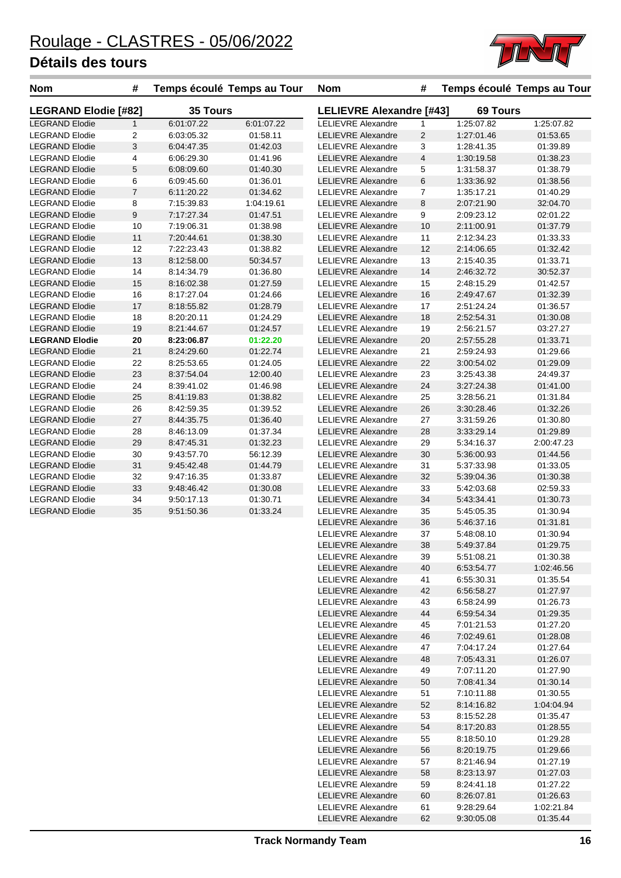# Roulage - CLASTRES - 05/06/2022

## Détails des tours

### LEGRAND Elodie [#82] — 35 Tours

| Nom | # | Temps écoulé | Temps au Tour |
|---|---|---|---|
| LEGRAND Elodie | 1 | 6:01:07.22 | 6:01:07.22 |
| LEGRAND Elodie | 2 | 6:03:05.32 | 01:58.11 |
| LEGRAND Elodie | 3 | 6:04:47.35 | 01:42.03 |
| LEGRAND Elodie | 4 | 6:06:29.30 | 01:41.96 |
| LEGRAND Elodie | 5 | 6:08:09.60 | 01:40.30 |
| LEGRAND Elodie | 6 | 6:09:45.60 | 01:36.01 |
| LEGRAND Elodie | 7 | 6:11:20.22 | 01:34.62 |
| LEGRAND Elodie | 8 | 7:15:39.83 | 1:04:19.61 |
| LEGRAND Elodie | 9 | 7:17:27.34 | 01:47.51 |
| LEGRAND Elodie | 10 | 7:19:06.31 | 01:38.98 |
| LEGRAND Elodie | 11 | 7:20:44.61 | 01:38.30 |
| LEGRAND Elodie | 12 | 7:22:23.43 | 01:38.82 |
| LEGRAND Elodie | 13 | 8:12:58.00 | 50:34.57 |
| LEGRAND Elodie | 14 | 8:14:34.79 | 01:36.80 |
| LEGRAND Elodie | 15 | 8:16:02.38 | 01:27.59 |
| LEGRAND Elodie | 16 | 8:17:27.04 | 01:24.66 |
| LEGRAND Elodie | 17 | 8:18:55.82 | 01:28.79 |
| LEGRAND Elodie | 18 | 8:20:20.11 | 01:24.29 |
| LEGRAND Elodie | 19 | 8:21:44.67 | 01:24.57 |
| **LEGRAND Elodie** | **20** | **8:23:06.87** | **01:22.20** |
| LEGRAND Elodie | 21 | 8:24:29.60 | 01:22.74 |
| LEGRAND Elodie | 22 | 8:25:53.65 | 01:24.05 |
| LEGRAND Elodie | 23 | 8:37:54.04 | 12:00.40 |
| LEGRAND Elodie | 24 | 8:39:41.02 | 01:46.98 |
| LEGRAND Elodie | 25 | 8:41:19.83 | 01:38.82 |
| LEGRAND Elodie | 26 | 8:42:59.35 | 01:39.52 |
| LEGRAND Elodie | 27 | 8:44:35.75 | 01:36.40 |
| LEGRAND Elodie | 28 | 8:46:13.09 | 01:37.34 |
| LEGRAND Elodie | 29 | 8:47:45.31 | 01:32.23 |
| LEGRAND Elodie | 30 | 9:43:57.70 | 56:12.39 |
| LEGRAND Elodie | 31 | 9:45:42.48 | 01:44.79 |
| LEGRAND Elodie | 32 | 9:47:16.35 | 01:33.87 |
| LEGRAND Elodie | 33 | 9:48:46.42 | 01:30.08 |
| LEGRAND Elodie | 34 | 9:50:17.13 | 01:30.71 |
| LEGRAND Elodie | 35 | 9:51:50.36 | 01:33.24 |

### LELIEVRE Alexandre [#43] — 69 Tours

| Nom | # | Temps écoulé | Temps au Tour |
|---|---|---|---|
| LELIEVRE Alexandre | 1 | 1:25:07.82 | 1:25:07.82 |
| LELIEVRE Alexandre | 2 | 1:27:01.46 | 01:53.65 |
| LELIEVRE Alexandre | 3 | 1:28:41.35 | 01:39.89 |
| LELIEVRE Alexandre | 4 | 1:30:19.58 | 01:38.23 |
| LELIEVRE Alexandre | 5 | 1:31:58.37 | 01:38.79 |
| LELIEVRE Alexandre | 6 | 1:33:36.92 | 01:38.56 |
| LELIEVRE Alexandre | 7 | 1:35:17.21 | 01:40.29 |
| LELIEVRE Alexandre | 8 | 2:07:21.90 | 32:04.70 |
| LELIEVRE Alexandre | 9 | 2:09:23.12 | 02:01.22 |
| LELIEVRE Alexandre | 10 | 2:11:00.91 | 01:37.79 |
| LELIEVRE Alexandre | 11 | 2:12:34.23 | 01:33.33 |
| LELIEVRE Alexandre | 12 | 2:14:06.65 | 01:32.42 |
| LELIEVRE Alexandre | 13 | 2:15:40.35 | 01:33.71 |
| LELIEVRE Alexandre | 14 | 2:46:32.72 | 30:52.37 |
| LELIEVRE Alexandre | 15 | 2:48:15.29 | 01:42.57 |
| LELIEVRE Alexandre | 16 | 2:49:47.67 | 01:32.39 |
| LELIEVRE Alexandre | 17 | 2:51:24.24 | 01:36.57 |
| LELIEVRE Alexandre | 18 | 2:52:54.31 | 01:30.08 |
| LELIEVRE Alexandre | 19 | 2:56:21.57 | 03:27.27 |
| LELIEVRE Alexandre | 20 | 2:57:55.28 | 01:33.71 |
| LELIEVRE Alexandre | 21 | 2:59:24.93 | 01:29.66 |
| LELIEVRE Alexandre | 22 | 3:00:54.02 | 01:29.09 |
| LELIEVRE Alexandre | 23 | 3:25:43.38 | 24:49.37 |
| LELIEVRE Alexandre | 24 | 3:27:24.38 | 01:41.00 |
| LELIEVRE Alexandre | 25 | 3:28:56.21 | 01:31.84 |
| LELIEVRE Alexandre | 26 | 3:30:28.46 | 01:32.26 |
| LELIEVRE Alexandre | 27 | 3:31:59.26 | 01:30.80 |
| LELIEVRE Alexandre | 28 | 3:33:29.14 | 01:29.89 |
| LELIEVRE Alexandre | 29 | 5:34:16.37 | 2:00:47.23 |
| LELIEVRE Alexandre | 30 | 5:36:00.93 | 01:44.56 |
| LELIEVRE Alexandre | 31 | 5:37:33.98 | 01:33.05 |
| LELIEVRE Alexandre | 32 | 5:39:04.36 | 01:30.38 |
| LELIEVRE Alexandre | 33 | 5:42:03.68 | 02:59.33 |
| LELIEVRE Alexandre | 34 | 5:43:34.41 | 01:30.73 |
| LELIEVRE Alexandre | 35 | 5:45:05.35 | 01:30.94 |
| LELIEVRE Alexandre | 36 | 5:46:37.16 | 01:31.81 |
| LELIEVRE Alexandre | 37 | 5:48:08.10 | 01:30.94 |
| LELIEVRE Alexandre | 38 | 5:49:37.84 | 01:29.75 |
| LELIEVRE Alexandre | 39 | 5:51:08.21 | 01:30.38 |
| LELIEVRE Alexandre | 40 | 6:53:54.77 | 1:02:46.56 |
| LELIEVRE Alexandre | 41 | 6:55:30.31 | 01:35.54 |
| LELIEVRE Alexandre | 42 | 6:56:58.27 | 01:27.97 |
| LELIEVRE Alexandre | 43 | 6:58:24.99 | 01:26.73 |
| LELIEVRE Alexandre | 44 | 6:59:54.34 | 01:29.35 |
| LELIEVRE Alexandre | 45 | 7:01:21.53 | 01:27.20 |
| LELIEVRE Alexandre | 46 | 7:02:49.61 | 01:28.08 |
| LELIEVRE Alexandre | 47 | 7:04:17.24 | 01:27.64 |
| LELIEVRE Alexandre | 48 | 7:05:43.31 | 01:26.07 |
| LELIEVRE Alexandre | 49 | 7:07:11.20 | 01:27.90 |
| LELIEVRE Alexandre | 50 | 7:08:41.34 | 01:30.14 |
| LELIEVRE Alexandre | 51 | 7:10:11.88 | 01:30.55 |
| LELIEVRE Alexandre | 52 | 8:14:16.82 | 1:04:04.94 |
| LELIEVRE Alexandre | 53 | 8:15:52.28 | 01:35.47 |
| LELIEVRE Alexandre | 54 | 8:17:20.83 | 01:28.55 |
| LELIEVRE Alexandre | 55 | 8:18:50.10 | 01:29.28 |
| LELIEVRE Alexandre | 56 | 8:20:19.75 | 01:29.66 |
| LELIEVRE Alexandre | 57 | 8:21:46.94 | 01:27.19 |
| LELIEVRE Alexandre | 58 | 8:23:13.97 | 01:27.03 |
| LELIEVRE Alexandre | 59 | 8:24:41.18 | 01:27.22 |
| LELIEVRE Alexandre | 60 | 8:26:07.81 | 01:26.63 |
| LELIEVRE Alexandre | 61 | 9:28:29.64 | 1:02:21.84 |
| LELIEVRE Alexandre | 62 | 9:30:05.08 | 01:35.44 |

Track Normandy Team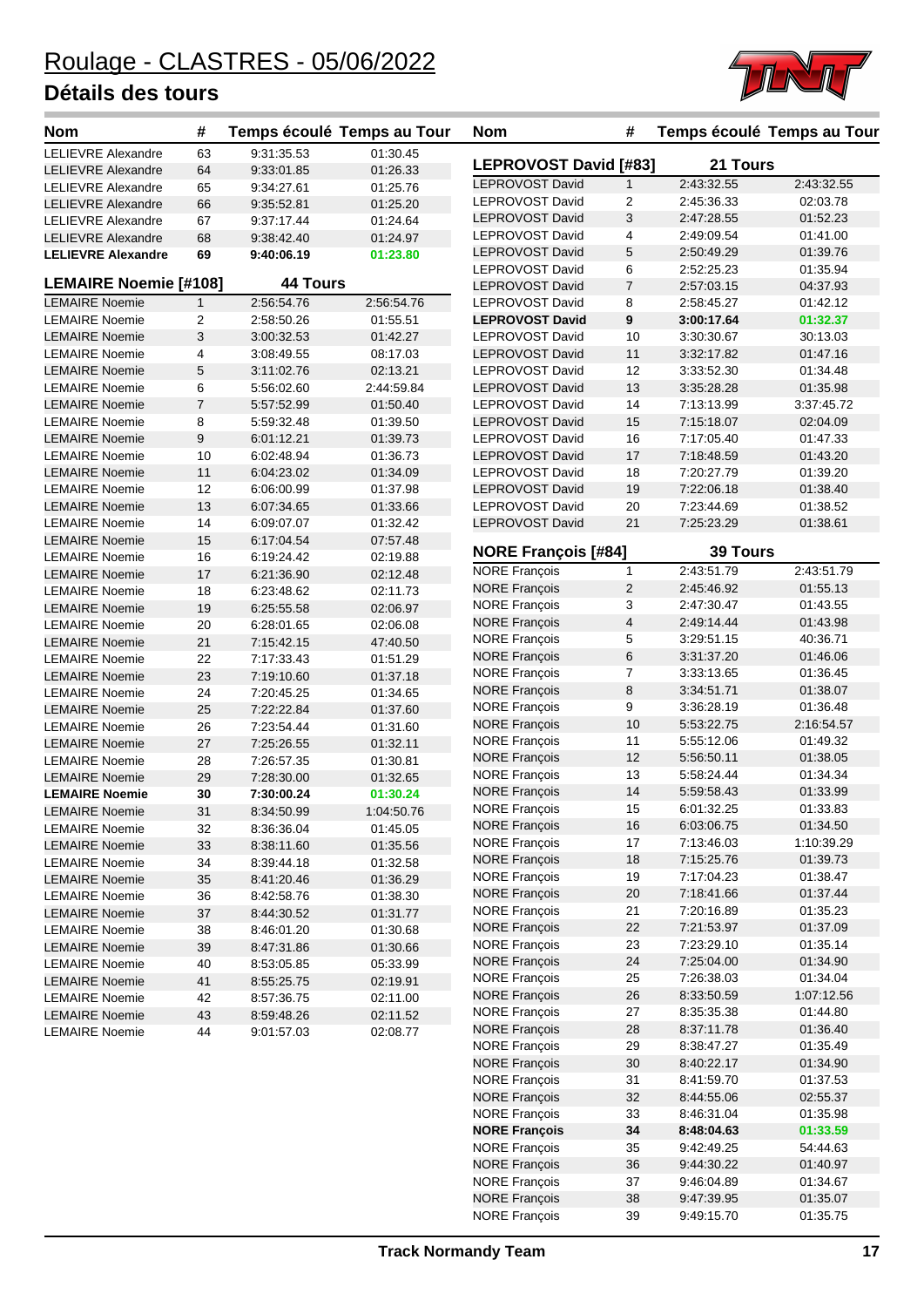# Roulage - CLASTRES - 05/06/2022

## Détails des tours

| Nom | # | Temps écoulé | Temps au Tour |
|---|---|---|---|
| LELIEVRE Alexandre | 63 | 9:31:35.53 | 01:30.45 |
| LELIEVRE Alexandre | 64 | 9:33:01.85 | 01:26.33 |
| LELIEVRE Alexandre | 65 | 9:34:27.61 | 01:25.76 |
| LELIEVRE Alexandre | 66 | 9:35:52.81 | 01:25.20 |
| LELIEVRE Alexandre | 67 | 9:37:17.44 | 01:24.64 |
| LELIEVRE Alexandre | 68 | 9:38:42.40 | 01:24.97 |
| **LELIEVRE Alexandre** | **69** | **9:40:06.19** | **01:23.80** |

### LEMAIRE Noemie [#108] — 44 Tours

| Nom | # | Temps écoulé | Temps au Tour |
|---|---|---|---|
| LEMAIRE Noemie | 1 | 2:56:54.76 | 2:56:54.76 |
| LEMAIRE Noemie | 2 | 2:58:50.26 | 01:55.51 |
| LEMAIRE Noemie | 3 | 3:00:32.53 | 01:42.27 |
| LEMAIRE Noemie | 4 | 3:08:49.55 | 08:17.03 |
| LEMAIRE Noemie | 5 | 3:11:02.76 | 02:13.21 |
| LEMAIRE Noemie | 6 | 5:56:02.60 | 2:44:59.84 |
| LEMAIRE Noemie | 7 | 5:57:52.99 | 01:50.40 |
| LEMAIRE Noemie | 8 | 5:59:32.48 | 01:39.50 |
| LEMAIRE Noemie | 9 | 6:01:12.21 | 01:39.73 |
| LEMAIRE Noemie | 10 | 6:02:48.94 | 01:36.73 |
| LEMAIRE Noemie | 11 | 6:04:23.02 | 01:34.09 |
| LEMAIRE Noemie | 12 | 6:06:00.99 | 01:37.98 |
| LEMAIRE Noemie | 13 | 6:07:34.65 | 01:33.66 |
| LEMAIRE Noemie | 14 | 6:09:07.07 | 01:32.42 |
| LEMAIRE Noemie | 15 | 6:17:04.54 | 07:57.48 |
| LEMAIRE Noemie | 16 | 6:19:24.42 | 02:19.88 |
| LEMAIRE Noemie | 17 | 6:21:36.90 | 02:12.48 |
| LEMAIRE Noemie | 18 | 6:23:48.62 | 02:11.73 |
| LEMAIRE Noemie | 19 | 6:25:55.58 | 02:06.97 |
| LEMAIRE Noemie | 20 | 6:28:01.65 | 02:06.08 |
| LEMAIRE Noemie | 21 | 7:15:42.15 | 47:40.50 |
| LEMAIRE Noemie | 22 | 7:17:33.43 | 01:51.29 |
| LEMAIRE Noemie | 23 | 7:19:10.60 | 01:37.18 |
| LEMAIRE Noemie | 24 | 7:20:45.25 | 01:34.65 |
| LEMAIRE Noemie | 25 | 7:22:22.84 | 01:37.60 |
| LEMAIRE Noemie | 26 | 7:23:54.44 | 01:31.60 |
| LEMAIRE Noemie | 27 | 7:25:26.55 | 01:32.11 |
| LEMAIRE Noemie | 28 | 7:26:57.35 | 01:30.81 |
| LEMAIRE Noemie | 29 | 7:28:30.00 | 01:32.65 |
| **LEMAIRE Noemie** | **30** | **7:30:00.24** | **01:30.24** |
| LEMAIRE Noemie | 31 | 8:34:50.99 | 1:04:50.76 |
| LEMAIRE Noemie | 32 | 8:36:36.04 | 01:45.05 |
| LEMAIRE Noemie | 33 | 8:38:11.60 | 01:35.56 |
| LEMAIRE Noemie | 34 | 8:39:44.18 | 01:32.58 |
| LEMAIRE Noemie | 35 | 8:41:20.46 | 01:36.29 |
| LEMAIRE Noemie | 36 | 8:42:58.76 | 01:38.30 |
| LEMAIRE Noemie | 37 | 8:44:30.52 | 01:31.77 |
| LEMAIRE Noemie | 38 | 8:46:01.20 | 01:30.68 |
| LEMAIRE Noemie | 39 | 8:47:31.86 | 01:30.66 |
| LEMAIRE Noemie | 40 | 8:53:05.85 | 05:33.99 |
| LEMAIRE Noemie | 41 | 8:55:25.75 | 02:19.91 |
| LEMAIRE Noemie | 42 | 8:57:36.75 | 02:11.00 |
| LEMAIRE Noemie | 43 | 8:59:48.26 | 02:11.52 |
| LEMAIRE Noemie | 44 | 9:01:57.03 | 02:08.77 |

### LEPROVOST David [#83] — 21 Tours

| Nom | # | Temps écoulé | Temps au Tour |
|---|---|---|---|
| LEPROVOST David | 1 | 2:43:32.55 | 2:43:32.55 |
| LEPROVOST David | 2 | 2:45:36.33 | 02:03.78 |
| LEPROVOST David | 3 | 2:47:28.55 | 01:52.23 |
| LEPROVOST David | 4 | 2:49:09.54 | 01:41.00 |
| LEPROVOST David | 5 | 2:50:49.29 | 01:39.76 |
| LEPROVOST David | 6 | 2:52:25.23 | 01:35.94 |
| LEPROVOST David | 7 | 2:57:03.15 | 04:37.93 |
| LEPROVOST David | 8 | 2:58:45.27 | 01:42.12 |
| **LEPROVOST David** | **9** | **3:00:17.64** | **01:32.37** |
| LEPROVOST David | 10 | 3:30:30.67 | 30:13.03 |
| LEPROVOST David | 11 | 3:32:17.82 | 01:47.16 |
| LEPROVOST David | 12 | 3:33:52.30 | 01:34.48 |
| LEPROVOST David | 13 | 3:35:28.28 | 01:35.98 |
| LEPROVOST David | 14 | 7:13:13.99 | 3:37:45.72 |
| LEPROVOST David | 15 | 7:15:18.07 | 02:04.09 |
| LEPROVOST David | 16 | 7:17:05.40 | 01:47.33 |
| LEPROVOST David | 17 | 7:18:48.59 | 01:43.20 |
| LEPROVOST David | 18 | 7:20:27.79 | 01:39.20 |
| LEPROVOST David | 19 | 7:22:06.18 | 01:38.40 |
| LEPROVOST David | 20 | 7:23:44.69 | 01:38.52 |
| LEPROVOST David | 21 | 7:25:23.29 | 01:38.61 |

### NORE François [#84] — 39 Tours

| Nom | # | Temps écoulé | Temps au Tour |
|---|---|---|---|
| NORE François | 1 | 2:43:51.79 | 2:43:51.79 |
| NORE François | 2 | 2:45:46.92 | 01:55.13 |
| NORE François | 3 | 2:47:30.47 | 01:43.55 |
| NORE François | 4 | 2:49:14.44 | 01:43.98 |
| NORE François | 5 | 3:29:51.15 | 40:36.71 |
| NORE François | 6 | 3:31:37.20 | 01:46.06 |
| NORE François | 7 | 3:33:13.65 | 01:36.45 |
| NORE François | 8 | 3:34:51.71 | 01:38.07 |
| NORE François | 9 | 3:36:28.19 | 01:36.48 |
| NORE François | 10 | 5:53:22.75 | 2:16:54.57 |
| NORE François | 11 | 5:55:12.06 | 01:49.32 |
| NORE François | 12 | 5:56:50.11 | 01:38.05 |
| NORE François | 13 | 5:58:24.44 | 01:34.34 |
| NORE François | 14 | 5:59:58.43 | 01:33.99 |
| NORE François | 15 | 6:01:32.25 | 01:33.83 |
| NORE François | 16 | 6:03:06.75 | 01:34.50 |
| NORE François | 17 | 7:13:46.03 | 1:10:39.29 |
| NORE François | 18 | 7:15:25.76 | 01:39.73 |
| NORE François | 19 | 7:17:04.23 | 01:38.47 |
| NORE François | 20 | 7:18:41.66 | 01:37.44 |
| NORE François | 21 | 7:20:16.89 | 01:35.23 |
| NORE François | 22 | 7:21:53.97 | 01:37.09 |
| NORE François | 23 | 7:23:29.10 | 01:35.14 |
| NORE François | 24 | 7:25:04.00 | 01:34.90 |
| NORE François | 25 | 7:26:38.03 | 01:34.04 |
| NORE François | 26 | 8:33:50.59 | 1:07:12.56 |
| NORE François | 27 | 8:35:35.38 | 01:44.80 |
| NORE François | 28 | 8:37:11.78 | 01:36.40 |
| NORE François | 29 | 8:38:47.27 | 01:35.49 |
| NORE François | 30 | 8:40:22.17 | 01:34.90 |
| NORE François | 31 | 8:41:59.70 | 01:37.53 |
| NORE François | 32 | 8:44:55.06 | 02:55.37 |
| NORE François | 33 | 8:46:31.04 | 01:35.98 |
| **NORE François** | **34** | **8:48:04.63** | **01:33.59** |
| NORE François | 35 | 9:42:49.25 | 54:44.63 |
| NORE François | 36 | 9:44:30.22 | 01:40.97 |
| NORE François | 37 | 9:46:04.89 | 01:34.67 |
| NORE François | 38 | 9:47:39.95 | 01:35.07 |
| NORE François | 39 | 9:49:15.70 | 01:35.75 |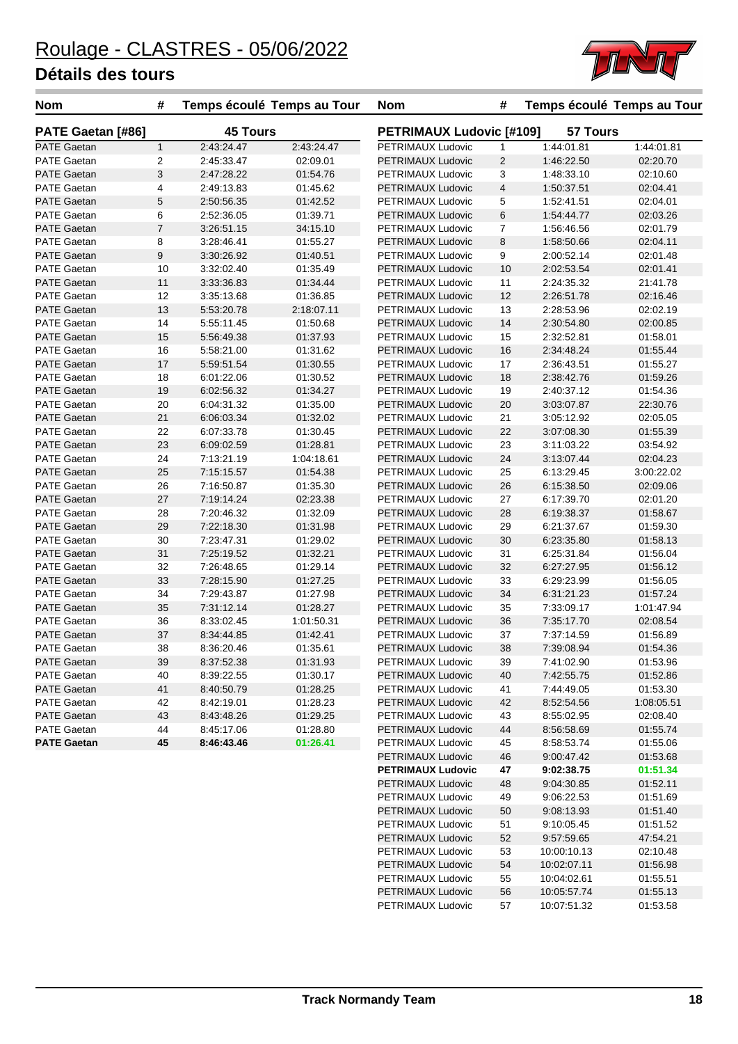# Roulage - CLASTRES - 05/06/2022

## Détails des tours

| Nom | # | Temps écoulé | Temps au Tour |
|---|---|---|---|
| **PATE Gaetan [#86]** | | **45 Tours** | |
| PATE Gaetan | 1 | 2:43:24.47 | 2:43:24.47 |
| PATE Gaetan | 2 | 2:45:33.47 | 02:09.01 |
| PATE Gaetan | 3 | 2:47:28.22 | 01:54.76 |
| PATE Gaetan | 4 | 2:49:13.83 | 01:45.62 |
| PATE Gaetan | 5 | 2:50:56.35 | 01:42.52 |
| PATE Gaetan | 6 | 2:52:36.05 | 01:39.71 |
| PATE Gaetan | 7 | 3:26:51.15 | 34:15.10 |
| PATE Gaetan | 8 | 3:28:46.41 | 01:55.27 |
| PATE Gaetan | 9 | 3:30:26.92 | 01:40.51 |
| PATE Gaetan | 10 | 3:32:02.40 | 01:35.49 |
| PATE Gaetan | 11 | 3:33:36.83 | 01:34.44 |
| PATE Gaetan | 12 | 3:35:13.68 | 01:36.85 |
| PATE Gaetan | 13 | 5:53:20.78 | 2:18:07.11 |
| PATE Gaetan | 14 | 5:55:11.45 | 01:50.68 |
| PATE Gaetan | 15 | 5:56:49.38 | 01:37.93 |
| PATE Gaetan | 16 | 5:58:21.00 | 01:31.62 |
| PATE Gaetan | 17 | 5:59:51.54 | 01:30.55 |
| PATE Gaetan | 18 | 6:01:22.06 | 01:30.52 |
| PATE Gaetan | 19 | 6:02:56.32 | 01:34.27 |
| PATE Gaetan | 20 | 6:04:31.32 | 01:35.00 |
| PATE Gaetan | 21 | 6:06:03.34 | 01:32.02 |
| PATE Gaetan | 22 | 6:07:33.78 | 01:30.45 |
| PATE Gaetan | 23 | 6:09:02.59 | 01:28.81 |
| PATE Gaetan | 24 | 7:13:21.19 | 1:04:18.61 |
| PATE Gaetan | 25 | 7:15:15.57 | 01:54.38 |
| PATE Gaetan | 26 | 7:16:50.87 | 01:35.30 |
| PATE Gaetan | 27 | 7:19:14.24 | 02:23.38 |
| PATE Gaetan | 28 | 7:20:46.32 | 01:32.09 |
| PATE Gaetan | 29 | 7:22:18.30 | 01:31.98 |
| PATE Gaetan | 30 | 7:23:47.31 | 01:29.02 |
| PATE Gaetan | 31 | 7:25:19.52 | 01:32.21 |
| PATE Gaetan | 32 | 7:26:48.65 | 01:29.14 |
| PATE Gaetan | 33 | 7:28:15.90 | 01:27.25 |
| PATE Gaetan | 34 | 7:29:43.87 | 01:27.98 |
| PATE Gaetan | 35 | 7:31:12.14 | 01:28.27 |
| PATE Gaetan | 36 | 8:33:02.45 | 1:01:50.31 |
| PATE Gaetan | 37 | 8:34:44.85 | 01:42.41 |
| PATE Gaetan | 38 | 8:36:20.46 | 01:35.61 |
| PATE Gaetan | 39 | 8:37:52.38 | 01:31.93 |
| PATE Gaetan | 40 | 8:39:22.55 | 01:30.17 |
| PATE Gaetan | 41 | 8:40:50.79 | 01:28.25 |
| PATE Gaetan | 42 | 8:42:19.01 | 01:28.23 |
| PATE Gaetan | 43 | 8:43:48.26 | 01:29.25 |
| PATE Gaetan | 44 | 8:45:17.06 | 01:28.80 |
| **PATE Gaetan** | **45** | **8:46:43.46** | **01:26.41** |

| Nom | # | Temps écoulé | Temps au Tour |
|---|---|---|---|
| **PETRIMAUX Ludovic [#109]** | | **57 Tours** | |
| PETRIMAUX Ludovic | 1 | 1:44:01.81 | 1:44:01.81 |
| PETRIMAUX Ludovic | 2 | 1:46:22.50 | 02:20.70 |
| PETRIMAUX Ludovic | 3 | 1:48:33.10 | 02:10.60 |
| PETRIMAUX Ludovic | 4 | 1:50:37.51 | 02:04.41 |
| PETRIMAUX Ludovic | 5 | 1:52:41.51 | 02:04.01 |
| PETRIMAUX Ludovic | 6 | 1:54:44.77 | 02:03.26 |
| PETRIMAUX Ludovic | 7 | 1:56:46.56 | 02:01.79 |
| PETRIMAUX Ludovic | 8 | 1:58:50.66 | 02:04.11 |
| PETRIMAUX Ludovic | 9 | 2:00:52.14 | 02:01.48 |
| PETRIMAUX Ludovic | 10 | 2:02:53.54 | 02:01.41 |
| PETRIMAUX Ludovic | 11 | 2:24:35.32 | 21:41.78 |
| PETRIMAUX Ludovic | 12 | 2:26:51.78 | 02:16.46 |
| PETRIMAUX Ludovic | 13 | 2:28:53.96 | 02:02.19 |
| PETRIMAUX Ludovic | 14 | 2:30:54.80 | 02:00.85 |
| PETRIMAUX Ludovic | 15 | 2:32:52.81 | 01:58.01 |
| PETRIMAUX Ludovic | 16 | 2:34:48.24 | 01:55.44 |
| PETRIMAUX Ludovic | 17 | 2:36:43.51 | 01:55.27 |
| PETRIMAUX Ludovic | 18 | 2:38:42.76 | 01:59.26 |
| PETRIMAUX Ludovic | 19 | 2:40:37.12 | 01:54.36 |
| PETRIMAUX Ludovic | 20 | 3:03:07.87 | 22:30.76 |
| PETRIMAUX Ludovic | 21 | 3:05:12.92 | 02:05.05 |
| PETRIMAUX Ludovic | 22 | 3:07:08.30 | 01:55.39 |
| PETRIMAUX Ludovic | 23 | 3:11:03.22 | 03:54.92 |
| PETRIMAUX Ludovic | 24 | 3:13:07.44 | 02:04.23 |
| PETRIMAUX Ludovic | 25 | 6:13:29.45 | 3:00:22.02 |
| PETRIMAUX Ludovic | 26 | 6:15:38.50 | 02:09.06 |
| PETRIMAUX Ludovic | 27 | 6:17:39.70 | 02:01.20 |
| PETRIMAUX Ludovic | 28 | 6:19:38.37 | 01:58.67 |
| PETRIMAUX Ludovic | 29 | 6:21:37.67 | 01:59.30 |
| PETRIMAUX Ludovic | 30 | 6:23:35.80 | 01:58.13 |
| PETRIMAUX Ludovic | 31 | 6:25:31.84 | 01:56.04 |
| PETRIMAUX Ludovic | 32 | 6:27:27.95 | 01:56.12 |
| PETRIMAUX Ludovic | 33 | 6:29:23.99 | 01:56.05 |
| PETRIMAUX Ludovic | 34 | 6:31:21.23 | 01:57.24 |
| PETRIMAUX Ludovic | 35 | 7:33:09.17 | 1:01:47.94 |
| PETRIMAUX Ludovic | 36 | 7:35:17.70 | 02:08.54 |
| PETRIMAUX Ludovic | 37 | 7:37:14.59 | 01:56.89 |
| PETRIMAUX Ludovic | 38 | 7:39:08.94 | 01:54.36 |
| PETRIMAUX Ludovic | 39 | 7:41:02.90 | 01:53.96 |
| PETRIMAUX Ludovic | 40 | 7:42:55.75 | 01:52.86 |
| PETRIMAUX Ludovic | 41 | 7:44:49.05 | 01:53.30 |
| PETRIMAUX Ludovic | 42 | 8:52:54.56 | 1:08:05.51 |
| PETRIMAUX Ludovic | 43 | 8:55:02.95 | 02:08.40 |
| PETRIMAUX Ludovic | 44 | 8:56:58.69 | 01:55.74 |
| PETRIMAUX Ludovic | 45 | 8:58:53.74 | 01:55.06 |
| PETRIMAUX Ludovic | 46 | 9:00:47.42 | 01:53.68 |
| **PETRIMAUX Ludovic** | **47** | **9:02:38.75** | **01:51.34** |
| PETRIMAUX Ludovic | 48 | 9:04:30.85 | 01:52.11 |
| PETRIMAUX Ludovic | 49 | 9:06:22.53 | 01:51.69 |
| PETRIMAUX Ludovic | 50 | 9:08:13.93 | 01:51.40 |
| PETRIMAUX Ludovic | 51 | 9:10:05.45 | 01:51.52 |
| PETRIMAUX Ludovic | 52 | 9:57:59.65 | 47:54.21 |
| PETRIMAUX Ludovic | 53 | 10:00:10.13 | 02:10.48 |
| PETRIMAUX Ludovic | 54 | 10:02:07.11 | 01:56.98 |
| PETRIMAUX Ludovic | 55 | 10:04:02.61 | 01:55.51 |
| PETRIMAUX Ludovic | 56 | 10:05:57.74 | 01:55.13 |
| PETRIMAUX Ludovic | 57 | 10:07:51.32 | 01:53.58 |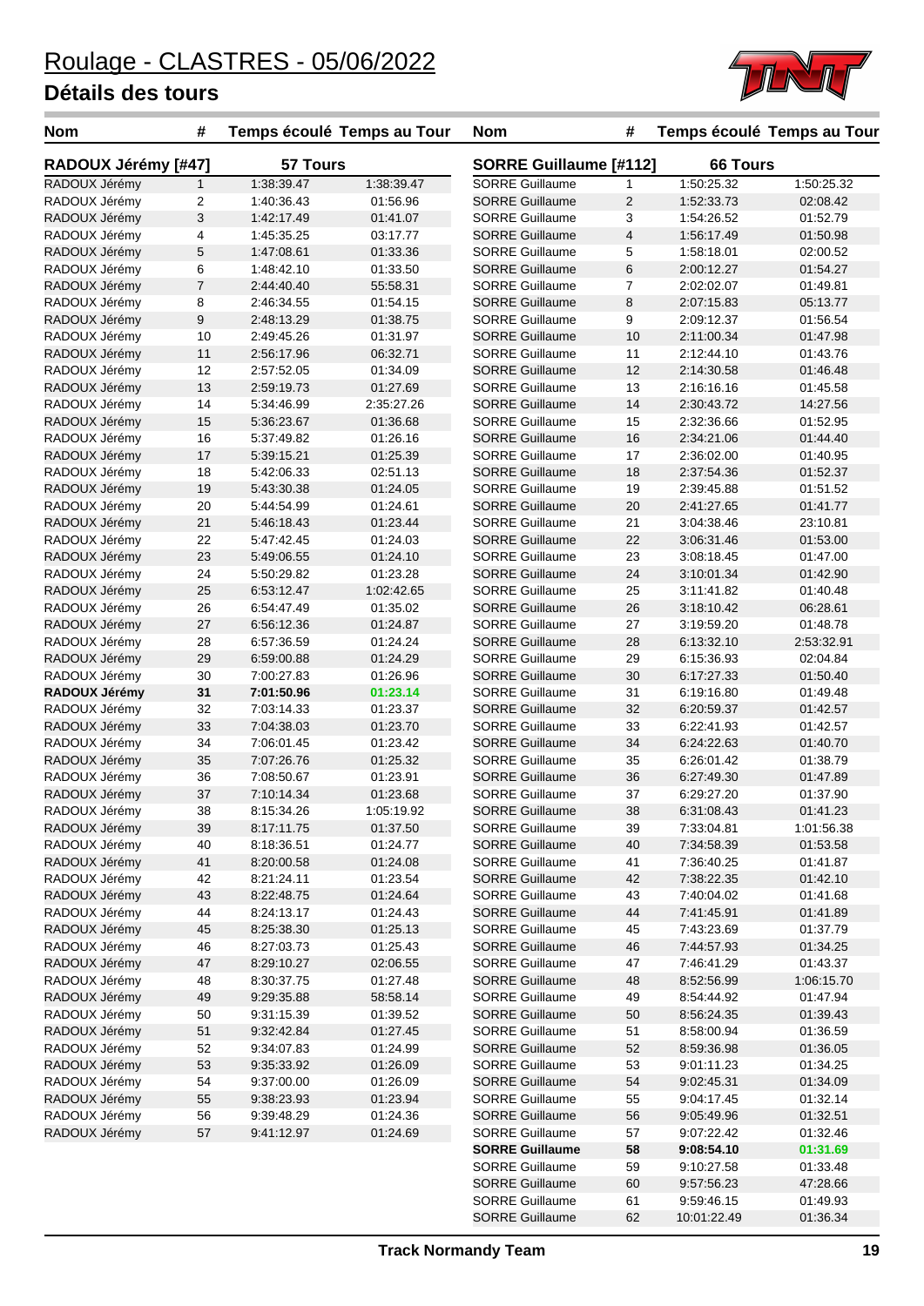# Roulage - CLASTRES - 05/06/2022

## Détails des tours

| Nom | # | Temps écoulé | Temps au Tour |
|---|---|---|---|
| **RADOUX Jérémy [#47]** | | **57 Tours** | |
| RADOUX Jérémy | 1 | 1:38:39.47 | 1:38:39.47 |
| RADOUX Jérémy | 2 | 1:40:36.43 | 01:56.96 |
| RADOUX Jérémy | 3 | 1:42:17.49 | 01:41.07 |
| RADOUX Jérémy | 4 | 1:45:35.25 | 03:17.77 |
| RADOUX Jérémy | 5 | 1:47:08.61 | 01:33.36 |
| RADOUX Jérémy | 6 | 1:48:42.10 | 01:33.50 |
| RADOUX Jérémy | 7 | 2:44:40.40 | 55:58.31 |
| RADOUX Jérémy | 8 | 2:46:34.55 | 01:54.15 |
| RADOUX Jérémy | 9 | 2:48:13.29 | 01:38.75 |
| RADOUX Jérémy | 10 | 2:49:45.26 | 01:31.97 |
| RADOUX Jérémy | 11 | 2:56:17.96 | 06:32.71 |
| RADOUX Jérémy | 12 | 2:57:52.05 | 01:34.09 |
| RADOUX Jérémy | 13 | 2:59:19.73 | 01:27.69 |
| RADOUX Jérémy | 14 | 5:34:46.99 | 2:35:27.26 |
| RADOUX Jérémy | 15 | 5:36:23.67 | 01:36.68 |
| RADOUX Jérémy | 16 | 5:37:49.82 | 01:26.16 |
| RADOUX Jérémy | 17 | 5:39:15.21 | 01:25.39 |
| RADOUX Jérémy | 18 | 5:42:06.33 | 02:51.13 |
| RADOUX Jérémy | 19 | 5:43:30.38 | 01:24.05 |
| RADOUX Jérémy | 20 | 5:44:54.99 | 01:24.61 |
| RADOUX Jérémy | 21 | 5:46:18.43 | 01:23.44 |
| RADOUX Jérémy | 22 | 5:47:42.45 | 01:24.03 |
| RADOUX Jérémy | 23 | 5:49:06.55 | 01:24.10 |
| RADOUX Jérémy | 24 | 5:50:29.82 | 01:23.28 |
| RADOUX Jérémy | 25 | 6:53:12.47 | 1:02:42.65 |
| RADOUX Jérémy | 26 | 6:54:47.49 | 01:35.02 |
| RADOUX Jérémy | 27 | 6:56:12.36 | 01:24.87 |
| RADOUX Jérémy | 28 | 6:57:36.59 | 01:24.24 |
| RADOUX Jérémy | 29 | 6:59:00.88 | 01:24.29 |
| RADOUX Jérémy | 30 | 7:00:27.83 | 01:26.96 |
| **RADOUX Jérémy** | **31** | **7:01:50.96** | **01:23.14** |
| RADOUX Jérémy | 32 | 7:03:14.33 | 01:23.37 |
| RADOUX Jérémy | 33 | 7:04:38.03 | 01:23.70 |
| RADOUX Jérémy | 34 | 7:06:01.45 | 01:23.42 |
| RADOUX Jérémy | 35 | 7:07:26.76 | 01:25.32 |
| RADOUX Jérémy | 36 | 7:08:50.67 | 01:23.91 |
| RADOUX Jérémy | 37 | 7:10:14.34 | 01:23.68 |
| RADOUX Jérémy | 38 | 8:15:34.26 | 1:05:19.92 |
| RADOUX Jérémy | 39 | 8:17:11.75 | 01:37.50 |
| RADOUX Jérémy | 40 | 8:18:36.51 | 01:24.77 |
| RADOUX Jérémy | 41 | 8:20:00.58 | 01:24.08 |
| RADOUX Jérémy | 42 | 8:21:24.11 | 01:23.54 |
| RADOUX Jérémy | 43 | 8:22:48.75 | 01:24.64 |
| RADOUX Jérémy | 44 | 8:24:13.17 | 01:24.43 |
| RADOUX Jérémy | 45 | 8:25:38.30 | 01:25.13 |
| RADOUX Jérémy | 46 | 8:27:03.73 | 01:25.43 |
| RADOUX Jérémy | 47 | 8:29:10.27 | 02:06.55 |
| RADOUX Jérémy | 48 | 8:30:37.75 | 01:27.48 |
| RADOUX Jérémy | 49 | 9:29:35.88 | 58:58.14 |
| RADOUX Jérémy | 50 | 9:31:15.39 | 01:39.52 |
| RADOUX Jérémy | 51 | 9:32:42.84 | 01:27.45 |
| RADOUX Jérémy | 52 | 9:34:07.83 | 01:24.99 |
| RADOUX Jérémy | 53 | 9:35:33.92 | 01:26.09 |
| RADOUX Jérémy | 54 | 9:37:00.00 | 01:26.09 |
| RADOUX Jérémy | 55 | 9:38:23.93 | 01:23.94 |
| RADOUX Jérémy | 56 | 9:39:48.29 | 01:24.36 |
| RADOUX Jérémy | 57 | 9:41:12.97 | 01:24.69 |

| Nom | # | Temps écoulé | Temps au Tour |
|---|---|---|---|
| **SORRE Guillaume [#112]** | | **66 Tours** | |
| SORRE Guillaume | 1 | 1:50:25.32 | 1:50:25.32 |
| SORRE Guillaume | 2 | 1:52:33.73 | 02:08.42 |
| SORRE Guillaume | 3 | 1:54:26.52 | 01:52.79 |
| SORRE Guillaume | 4 | 1:56:17.49 | 01:50.98 |
| SORRE Guillaume | 5 | 1:58:18.01 | 02:00.52 |
| SORRE Guillaume | 6 | 2:00:12.27 | 01:54.27 |
| SORRE Guillaume | 7 | 2:02:02.07 | 01:49.81 |
| SORRE Guillaume | 8 | 2:07:15.83 | 05:13.77 |
| SORRE Guillaume | 9 | 2:09:12.37 | 01:56.54 |
| SORRE Guillaume | 10 | 2:11:00.34 | 01:47.98 |
| SORRE Guillaume | 11 | 2:12:44.10 | 01:43.76 |
| SORRE Guillaume | 12 | 2:14:30.58 | 01:46.48 |
| SORRE Guillaume | 13 | 2:16:16.16 | 01:45.58 |
| SORRE Guillaume | 14 | 2:30:43.72 | 14:27.56 |
| SORRE Guillaume | 15 | 2:32:36.66 | 01:52.95 |
| SORRE Guillaume | 16 | 2:34:21.06 | 01:44.40 |
| SORRE Guillaume | 17 | 2:36:02.00 | 01:40.95 |
| SORRE Guillaume | 18 | 2:37:54.36 | 01:52.37 |
| SORRE Guillaume | 19 | 2:39:45.88 | 01:51.52 |
| SORRE Guillaume | 20 | 2:41:27.65 | 01:41.77 |
| SORRE Guillaume | 21 | 3:04:38.46 | 23:10.81 |
| SORRE Guillaume | 22 | 3:06:31.46 | 01:53.00 |
| SORRE Guillaume | 23 | 3:08:18.45 | 01:47.00 |
| SORRE Guillaume | 24 | 3:10:01.34 | 01:42.90 |
| SORRE Guillaume | 25 | 3:11:41.82 | 01:40.48 |
| SORRE Guillaume | 26 | 3:18:10.42 | 06:28.61 |
| SORRE Guillaume | 27 | 3:19:59.20 | 01:48.78 |
| SORRE Guillaume | 28 | 6:13:32.10 | 2:53:32.91 |
| SORRE Guillaume | 29 | 6:15:36.93 | 02:04.84 |
| SORRE Guillaume | 30 | 6:17:27.33 | 01:50.40 |
| SORRE Guillaume | 31 | 6:19:16.80 | 01:49.48 |
| SORRE Guillaume | 32 | 6:20:59.37 | 01:42.57 |
| SORRE Guillaume | 33 | 6:22:41.93 | 01:42.57 |
| SORRE Guillaume | 34 | 6:24:22.63 | 01:40.70 |
| SORRE Guillaume | 35 | 6:26:01.42 | 01:38.79 |
| SORRE Guillaume | 36 | 6:27:49.30 | 01:47.89 |
| SORRE Guillaume | 37 | 6:29:27.20 | 01:37.90 |
| SORRE Guillaume | 38 | 6:31:08.43 | 01:41.23 |
| SORRE Guillaume | 39 | 7:33:04.81 | 1:01:56.38 |
| SORRE Guillaume | 40 | 7:34:58.39 | 01:53.58 |
| SORRE Guillaume | 41 | 7:36:40.25 | 01:41.87 |
| SORRE Guillaume | 42 | 7:38:22.35 | 01:42.10 |
| SORRE Guillaume | 43 | 7:40:04.02 | 01:41.68 |
| SORRE Guillaume | 44 | 7:41:45.91 | 01:41.89 |
| SORRE Guillaume | 45 | 7:43:23.69 | 01:37.79 |
| SORRE Guillaume | 46 | 7:44:57.93 | 01:34.25 |
| SORRE Guillaume | 47 | 7:46:41.29 | 01:43.37 |
| SORRE Guillaume | 48 | 8:52:56.99 | 1:06:15.70 |
| SORRE Guillaume | 49 | 8:54:44.92 | 01:47.94 |
| SORRE Guillaume | 50 | 8:56:24.35 | 01:39.43 |
| SORRE Guillaume | 51 | 8:58:00.94 | 01:36.59 |
| SORRE Guillaume | 52 | 8:59:36.98 | 01:36.05 |
| SORRE Guillaume | 53 | 9:01:11.23 | 01:34.25 |
| SORRE Guillaume | 54 | 9:02:45.31 | 01:34.09 |
| SORRE Guillaume | 55 | 9:04:17.45 | 01:32.14 |
| SORRE Guillaume | 56 | 9:05:49.96 | 01:32.51 |
| SORRE Guillaume | 57 | 9:07:22.42 | 01:32.46 |
| **SORRE Guillaume** | **58** | **9:08:54.10** | **01:31.69** |
| SORRE Guillaume | 59 | 9:10:27.58 | 01:33.48 |
| SORRE Guillaume | 60 | 9:57:56.23 | 47:28.66 |
| SORRE Guillaume | 61 | 9:59:46.15 | 01:49.93 |
| SORRE Guillaume | 62 | 10:01:22.49 | 01:36.34 |

Track Normandy Team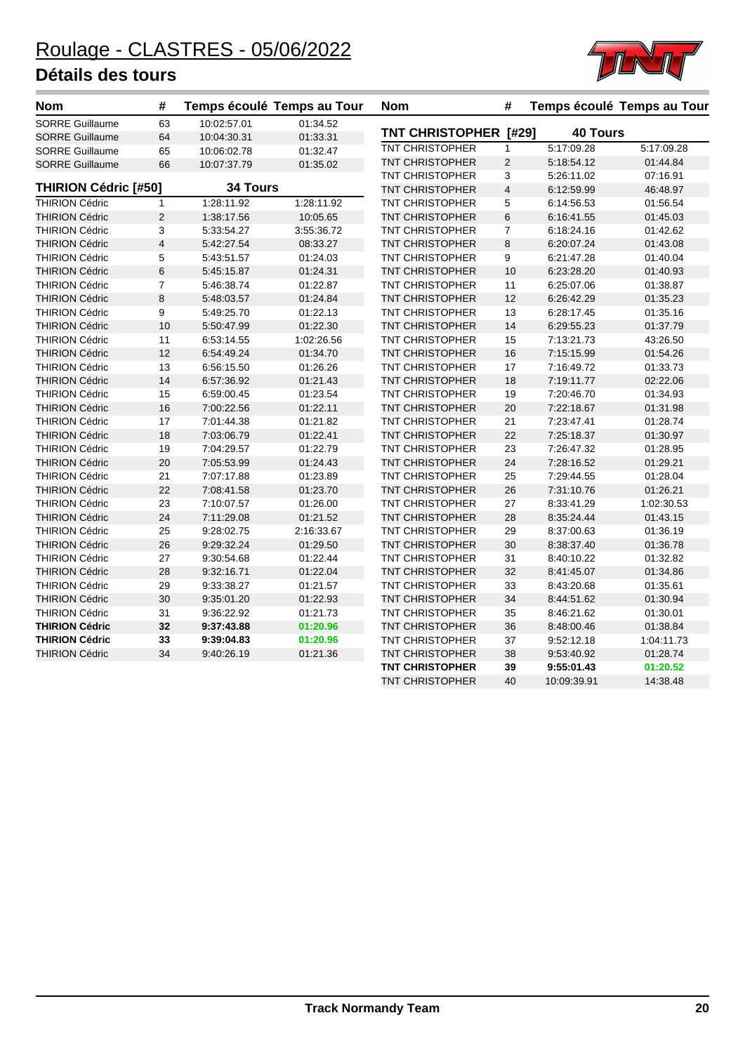# Roulage - CLASTRES - 05/06/2022

## Détails des tours

| Nom | # | Temps écoulé | Temps au Tour |
|---|---|---|---|
| SORRE Guillaume | 63 | 10:02:57.01 | 01:34.52 |
| SORRE Guillaume | 64 | 10:04:30.31 | 01:33.31 |
| SORRE Guillaume | 65 | 10:06:02.78 | 01:32.47 |
| SORRE Guillaume | 66 | 10:07:37.79 | 01:35.02 |
| **THIRION Cédric [#50]** | | **34 Tours** | |
| THIRION Cédric | 1 | 1:28:11.92 | 1:28:11.92 |
| THIRION Cédric | 2 | 1:38:17.56 | 10:05.65 |
| THIRION Cédric | 3 | 5:33:54.27 | 3:55:36.72 |
| THIRION Cédric | 4 | 5:42:27.54 | 08:33.27 |
| THIRION Cédric | 5 | 5:43:51.57 | 01:24.03 |
| THIRION Cédric | 6 | 5:45:15.87 | 01:24.31 |
| THIRION Cédric | 7 | 5:46:38.74 | 01:22.87 |
| THIRION Cédric | 8 | 5:48:03.57 | 01:24.84 |
| THIRION Cédric | 9 | 5:49:25.70 | 01:22.13 |
| THIRION Cédric | 10 | 5:50:47.99 | 01:22.30 |
| THIRION Cédric | 11 | 6:53:14.55 | 1:02:26.56 |
| THIRION Cédric | 12 | 6:54:49.24 | 01:34.70 |
| THIRION Cédric | 13 | 6:56:15.50 | 01:26.26 |
| THIRION Cédric | 14 | 6:57:36.92 | 01:21.43 |
| THIRION Cédric | 15 | 6:59:00.45 | 01:23.54 |
| THIRION Cédric | 16 | 7:00:22.56 | 01:22.11 |
| THIRION Cédric | 17 | 7:01:44.38 | 01:21.82 |
| THIRION Cédric | 18 | 7:03:06.79 | 01:22.41 |
| THIRION Cédric | 19 | 7:04:29.57 | 01:22.79 |
| THIRION Cédric | 20 | 7:05:53.99 | 01:24.43 |
| THIRION Cédric | 21 | 7:07:17.88 | 01:23.89 |
| THIRION Cédric | 22 | 7:08:41.58 | 01:23.70 |
| THIRION Cédric | 23 | 7:10:07.57 | 01:26.00 |
| THIRION Cédric | 24 | 7:11:29.08 | 01:21.52 |
| THIRION Cédric | 25 | 9:28:02.75 | 2:16:33.67 |
| THIRION Cédric | 26 | 9:29:32.24 | 01:29.50 |
| THIRION Cédric | 27 | 9:30:54.68 | 01:22.44 |
| THIRION Cédric | 28 | 9:32:16.71 | 01:22.04 |
| THIRION Cédric | 29 | 9:33:38.27 | 01:21.57 |
| THIRION Cédric | 30 | 9:35:01.20 | 01:22.93 |
| THIRION Cédric | 31 | 9:36:22.92 | 01:21.73 |
| **THIRION Cédric** | **32** | **9:37:43.88** | **01:20.96** |
| **THIRION Cédric** | **33** | **9:39:04.83** | **01:20.96** |
| THIRION Cédric | 34 | 9:40:26.19 | 01:21.36 |

| Nom | # | Temps écoulé | Temps au Tour |
|---|---|---|---|
| **TNT CHRISTOPHER [#29]** | | **40 Tours** | |
| TNT CHRISTOPHER | 1 | 5:17:09.28 | 5:17:09.28 |
| TNT CHRISTOPHER | 2 | 5:18:54.12 | 01:44.84 |
| TNT CHRISTOPHER | 3 | 5:26:11.02 | 07:16.91 |
| TNT CHRISTOPHER | 4 | 6:12:59.99 | 46:48.97 |
| TNT CHRISTOPHER | 5 | 6:14:56.53 | 01:56.54 |
| TNT CHRISTOPHER | 6 | 6:16:41.55 | 01:45.03 |
| TNT CHRISTOPHER | 7 | 6:18:24.16 | 01:42.62 |
| TNT CHRISTOPHER | 8 | 6:20:07.24 | 01:43.08 |
| TNT CHRISTOPHER | 9 | 6:21:47.28 | 01:40.04 |
| TNT CHRISTOPHER | 10 | 6:23:28.20 | 01:40.93 |
| TNT CHRISTOPHER | 11 | 6:25:07.06 | 01:38.87 |
| TNT CHRISTOPHER | 12 | 6:26:42.29 | 01:35.23 |
| TNT CHRISTOPHER | 13 | 6:28:17.45 | 01:35.16 |
| TNT CHRISTOPHER | 14 | 6:29:55.23 | 01:37.79 |
| TNT CHRISTOPHER | 15 | 7:13:21.73 | 43:26.50 |
| TNT CHRISTOPHER | 16 | 7:15:15.99 | 01:54.26 |
| TNT CHRISTOPHER | 17 | 7:16:49.72 | 01:33.73 |
| TNT CHRISTOPHER | 18 | 7:19:11.77 | 02:22.06 |
| TNT CHRISTOPHER | 19 | 7:20:46.70 | 01:34.93 |
| TNT CHRISTOPHER | 20 | 7:22:18.67 | 01:31.98 |
| TNT CHRISTOPHER | 21 | 7:23:47.41 | 01:28.74 |
| TNT CHRISTOPHER | 22 | 7:25:18.37 | 01:30.97 |
| TNT CHRISTOPHER | 23 | 7:26:47.32 | 01:28.95 |
| TNT CHRISTOPHER | 24 | 7:28:16.52 | 01:29.21 |
| TNT CHRISTOPHER | 25 | 7:29:44.55 | 01:28.04 |
| TNT CHRISTOPHER | 26 | 7:31:10.76 | 01:26.21 |
| TNT CHRISTOPHER | 27 | 8:33:41.29 | 1:02:30.53 |
| TNT CHRISTOPHER | 28 | 8:35:24.44 | 01:43.15 |
| TNT CHRISTOPHER | 29 | 8:37:00.63 | 01:36.19 |
| TNT CHRISTOPHER | 30 | 8:38:37.40 | 01:36.78 |
| TNT CHRISTOPHER | 31 | 8:40:10.22 | 01:32.82 |
| TNT CHRISTOPHER | 32 | 8:41:45.07 | 01:34.86 |
| TNT CHRISTOPHER | 33 | 8:43:20.68 | 01:35.61 |
| TNT CHRISTOPHER | 34 | 8:44:51.62 | 01:30.94 |
| TNT CHRISTOPHER | 35 | 8:46:21.62 | 01:30.01 |
| TNT CHRISTOPHER | 36 | 8:48:00.46 | 01:38.84 |
| TNT CHRISTOPHER | 37 | 9:52:12.18 | 1:04:11.73 |
| TNT CHRISTOPHER | 38 | 9:53:40.92 | 01:28.74 |
| **TNT CHRISTOPHER** | **39** | **9:55:01.43** | **01:20.52** |
| TNT CHRISTOPHER | 40 | 10:09:39.91 | 14:38.48 |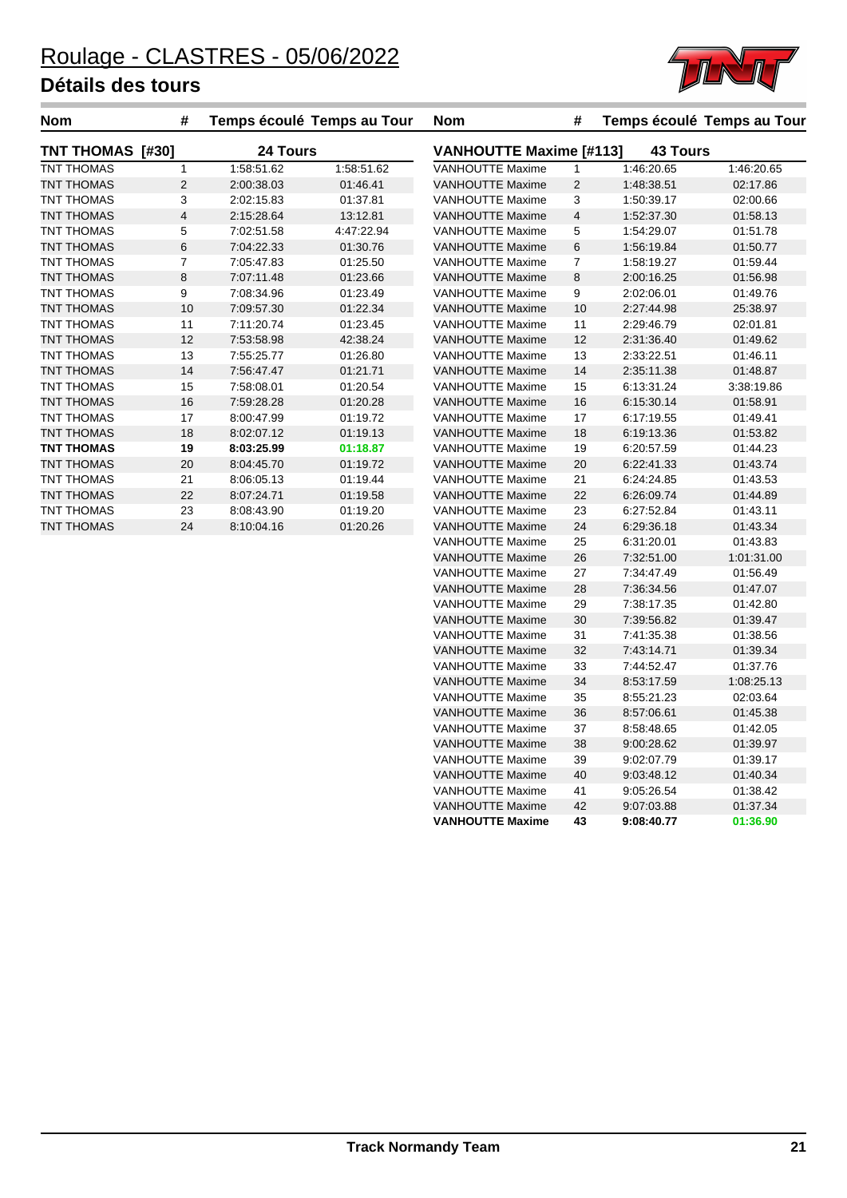# Roulage - CLASTRES - 05/06/2022

## Détails des tours

**TNT THOMAS [#30]** — 24 Tours

| Nom | # | Temps écoulé | Temps au Tour |
|---|---|---|---|
| TNT THOMAS | 1 | 1:58:51.62 | 1:58:51.62 |
| TNT THOMAS | 2 | 2:00:38.03 | 01:46.41 |
| TNT THOMAS | 3 | 2:02:15.83 | 01:37.81 |
| TNT THOMAS | 4 | 2:15:28.64 | 13:12.81 |
| TNT THOMAS | 5 | 7:02:51.58 | 4:47:22.94 |
| TNT THOMAS | 6 | 7:04:22.33 | 01:30.76 |
| TNT THOMAS | 7 | 7:05:47.83 | 01:25.50 |
| TNT THOMAS | 8 | 7:07:11.48 | 01:23.66 |
| TNT THOMAS | 9 | 7:08:34.96 | 01:23.49 |
| TNT THOMAS | 10 | 7:09:57.30 | 01:22.34 |
| TNT THOMAS | 11 | 7:11:20.74 | 01:23.45 |
| TNT THOMAS | 12 | 7:53:58.98 | 42:38.24 |
| TNT THOMAS | 13 | 7:55:25.77 | 01:26.80 |
| TNT THOMAS | 14 | 7:56:47.47 | 01:21.71 |
| TNT THOMAS | 15 | 7:58:08.01 | 01:20.54 |
| TNT THOMAS | 16 | 7:59:28.28 | 01:20.28 |
| TNT THOMAS | 17 | 8:00:47.99 | 01:19.72 |
| TNT THOMAS | 18 | 8:02:07.12 | 01:19.13 |
| **TNT THOMAS** | **19** | **8:03:25.99** | **01:18.87** |
| TNT THOMAS | 20 | 8:04:45.70 | 01:19.72 |
| TNT THOMAS | 21 | 8:06:05.13 | 01:19.44 |
| TNT THOMAS | 22 | 8:07:24.71 | 01:19.58 |
| TNT THOMAS | 23 | 8:08:43.90 | 01:19.20 |
| TNT THOMAS | 24 | 8:10:04.16 | 01:20.26 |

**VANHOUTTE Maxime [#113]** — 43 Tours

| Nom | # | Temps écoulé | Temps au Tour |
|---|---|---|---|
| VANHOUTTE Maxime | 1 | 1:46:20.65 | 1:46:20.65 |
| VANHOUTTE Maxime | 2 | 1:48:38.51 | 02:17.86 |
| VANHOUTTE Maxime | 3 | 1:50:39.17 | 02:00.66 |
| VANHOUTTE Maxime | 4 | 1:52:37.30 | 01:58.13 |
| VANHOUTTE Maxime | 5 | 1:54:29.07 | 01:51.78 |
| VANHOUTTE Maxime | 6 | 1:56:19.84 | 01:50.77 |
| VANHOUTTE Maxime | 7 | 1:58:19.27 | 01:59.44 |
| VANHOUTTE Maxime | 8 | 2:00:16.25 | 01:56.98 |
| VANHOUTTE Maxime | 9 | 2:02:06.01 | 01:49.76 |
| VANHOUTTE Maxime | 10 | 2:27:44.98 | 25:38.97 |
| VANHOUTTE Maxime | 11 | 2:29:46.79 | 02:01.81 |
| VANHOUTTE Maxime | 12 | 2:31:36.40 | 01:49.62 |
| VANHOUTTE Maxime | 13 | 2:33:22.51 | 01:46.11 |
| VANHOUTTE Maxime | 14 | 2:35:11.38 | 01:48.87 |
| VANHOUTTE Maxime | 15 | 6:13:31.24 | 3:38:19.86 |
| VANHOUTTE Maxime | 16 | 6:15:30.14 | 01:58.91 |
| VANHOUTTE Maxime | 17 | 6:17:19.55 | 01:49.41 |
| VANHOUTTE Maxime | 18 | 6:19:13.36 | 01:53.82 |
| VANHOUTTE Maxime | 19 | 6:20:57.59 | 01:44.23 |
| VANHOUTTE Maxime | 20 | 6:22:41.33 | 01:43.74 |
| VANHOUTTE Maxime | 21 | 6:24:24.85 | 01:43.53 |
| VANHOUTTE Maxime | 22 | 6:26:09.74 | 01:44.89 |
| VANHOUTTE Maxime | 23 | 6:27:52.84 | 01:43.11 |
| VANHOUTTE Maxime | 24 | 6:29:36.18 | 01:43.34 |
| VANHOUTTE Maxime | 25 | 6:31:20.01 | 01:43.83 |
| VANHOUTTE Maxime | 26 | 7:32:51.00 | 1:01:31.00 |
| VANHOUTTE Maxime | 27 | 7:34:47.49 | 01:56.49 |
| VANHOUTTE Maxime | 28 | 7:36:34.56 | 01:47.07 |
| VANHOUTTE Maxime | 29 | 7:38:17.35 | 01:42.80 |
| VANHOUTTE Maxime | 30 | 7:39:56.82 | 01:39.47 |
| VANHOUTTE Maxime | 31 | 7:41:35.38 | 01:38.56 |
| VANHOUTTE Maxime | 32 | 7:43:14.71 | 01:39.34 |
| VANHOUTTE Maxime | 33 | 7:44:52.47 | 01:37.76 |
| VANHOUTTE Maxime | 34 | 8:53:17.59 | 1:08:25.13 |
| VANHOUTTE Maxime | 35 | 8:55:21.23 | 02:03.64 |
| VANHOUTTE Maxime | 36 | 8:57:06.61 | 01:45.38 |
| VANHOUTTE Maxime | 37 | 8:58:48.65 | 01:42.05 |
| VANHOUTTE Maxime | 38 | 9:00:28.62 | 01:39.97 |
| VANHOUTTE Maxime | 39 | 9:02:07.79 | 01:39.17 |
| VANHOUTTE Maxime | 40 | 9:03:48.12 | 01:40.34 |
| VANHOUTTE Maxime | 41 | 9:05:26.54 | 01:38.42 |
| VANHOUTTE Maxime | 42 | 9:07:03.88 | 01:37.34 |
| **VANHOUTTE Maxime** | **43** | **9:08:40.77** | **01:36.90** |

**Track Normandy Team**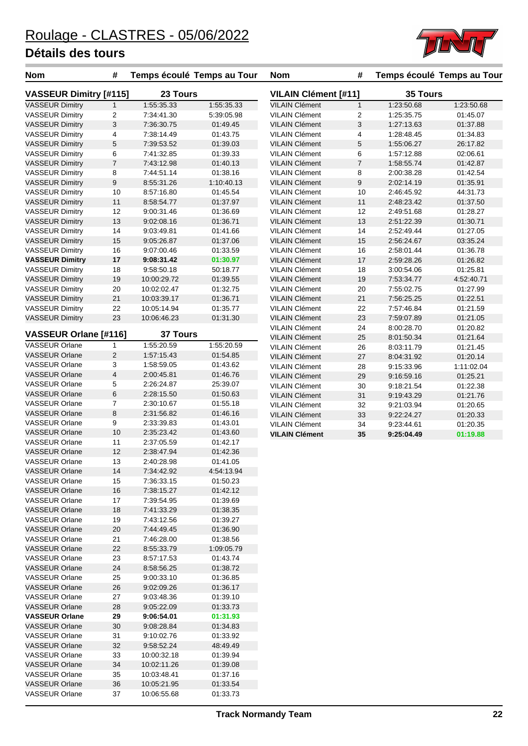# Roulage - CLASTRES - 05/06/2022

## Détails des tours

### VASSEUR Dimitry [#115] — 23 Tours

| Nom | # | Temps écoulé | Temps au Tour |
|---|---|---|---|
| VASSEUR Dimitry | 1 | 1:55:35.33 | 1:55:35.33 |
| VASSEUR Dimitry | 2 | 7:34:41.30 | 5:39:05.98 |
| VASSEUR Dimitry | 3 | 7:36:30.75 | 01:49.45 |
| VASSEUR Dimitry | 4 | 7:38:14.49 | 01:43.75 |
| VASSEUR Dimitry | 5 | 7:39:53.52 | 01:39.03 |
| VASSEUR Dimitry | 6 | 7:41:32.85 | 01:39.33 |
| VASSEUR Dimitry | 7 | 7:43:12.98 | 01:40.13 |
| VASSEUR Dimitry | 8 | 7:44:51.14 | 01:38.16 |
| VASSEUR Dimitry | 9 | 8:55:31.26 | 1:10:40.13 |
| VASSEUR Dimitry | 10 | 8:57:16.80 | 01:45.54 |
| VASSEUR Dimitry | 11 | 8:58:54.77 | 01:37.97 |
| VASSEUR Dimitry | 12 | 9:00:31.46 | 01:36.69 |
| VASSEUR Dimitry | 13 | 9:02:08.16 | 01:36.71 |
| VASSEUR Dimitry | 14 | 9:03:49.81 | 01:41.66 |
| VASSEUR Dimitry | 15 | 9:05:26.87 | 01:37.06 |
| VASSEUR Dimitry | 16 | 9:07:00.46 | 01:33.59 |
| **VASSEUR Dimitry** | **17** | **9:08:31.42** | **01:30.97** |
| VASSEUR Dimitry | 18 | 9:58:50.18 | 50:18.77 |
| VASSEUR Dimitry | 19 | 10:00:29.72 | 01:39.55 |
| VASSEUR Dimitry | 20 | 10:02:02.47 | 01:32.75 |
| VASSEUR Dimitry | 21 | 10:03:39.17 | 01:36.71 |
| VASSEUR Dimitry | 22 | 10:05:14.94 | 01:35.77 |
| VASSEUR Dimitry | 23 | 10:06:46.23 | 01:31.30 |

### VASSEUR Orlane [#116] — 37 Tours

| Nom | # | Temps écoulé | Temps au Tour |
|---|---|---|---|
| VASSEUR Orlane | 1 | 1:55:20.59 | 1:55:20.59 |
| VASSEUR Orlane | 2 | 1:57:15.43 | 01:54.85 |
| VASSEUR Orlane | 3 | 1:58:59.05 | 01:43.62 |
| VASSEUR Orlane | 4 | 2:00:45.81 | 01:46.76 |
| VASSEUR Orlane | 5 | 2:26:24.87 | 25:39.07 |
| VASSEUR Orlane | 6 | 2:28:15.50 | 01:50.63 |
| VASSEUR Orlane | 7 | 2:30:10.67 | 01:55.18 |
| VASSEUR Orlane | 8 | 2:31:56.82 | 01:46.16 |
| VASSEUR Orlane | 9 | 2:33:39.83 | 01:43.01 |
| VASSEUR Orlane | 10 | 2:35:23.42 | 01:43.60 |
| VASSEUR Orlane | 11 | 2:37:05.59 | 01:42.17 |
| VASSEUR Orlane | 12 | 2:38:47.94 | 01:42.36 |
| VASSEUR Orlane | 13 | 2:40:28.98 | 01:41.05 |
| VASSEUR Orlane | 14 | 7:34:42.92 | 4:54:13.94 |
| VASSEUR Orlane | 15 | 7:36:33.15 | 01:50.23 |
| VASSEUR Orlane | 16 | 7:38:15.27 | 01:42.12 |
| VASSEUR Orlane | 17 | 7:39:54.95 | 01:39.69 |
| VASSEUR Orlane | 18 | 7:41:33.29 | 01:38.35 |
| VASSEUR Orlane | 19 | 7:43:12.56 | 01:39.27 |
| VASSEUR Orlane | 20 | 7:44:49.45 | 01:36.90 |
| VASSEUR Orlane | 21 | 7:46:28.00 | 01:38.56 |
| VASSEUR Orlane | 22 | 8:55:33.79 | 1:09:05.79 |
| VASSEUR Orlane | 23 | 8:57:17.53 | 01:43.74 |
| VASSEUR Orlane | 24 | 8:58:56.25 | 01:38.72 |
| VASSEUR Orlane | 25 | 9:00:33.10 | 01:36.85 |
| VASSEUR Orlane | 26 | 9:02:09.26 | 01:36.17 |
| VASSEUR Orlane | 27 | 9:03:48.36 | 01:39.10 |
| VASSEUR Orlane | 28 | 9:05:22.09 | 01:33.73 |
| **VASSEUR Orlane** | **29** | **9:06:54.01** | **01:31.93** |
| VASSEUR Orlane | 30 | 9:08:28.84 | 01:34.83 |
| VASSEUR Orlane | 31 | 9:10:02.76 | 01:33.92 |
| VASSEUR Orlane | 32 | 9:58:52.24 | 48:49.49 |
| VASSEUR Orlane | 33 | 10:00:32.18 | 01:39.94 |
| VASSEUR Orlane | 34 | 10:02:11.26 | 01:39.08 |
| VASSEUR Orlane | 35 | 10:03:48.41 | 01:37.16 |
| VASSEUR Orlane | 36 | 10:05:21.95 | 01:33.54 |
| VASSEUR Orlane | 37 | 10:06:55.68 | 01:33.73 |

### VILAIN Clément [#11] — 35 Tours

| Nom | # | Temps écoulé | Temps au Tour |
|---|---|---|---|
| VILAIN Clément | 1 | 1:23:50.68 | 1:23:50.68 |
| VILAIN Clément | 2 | 1:25:35.75 | 01:45.07 |
| VILAIN Clément | 3 | 1:27:13.63 | 01:37.88 |
| VILAIN Clément | 4 | 1:28:48.45 | 01:34.83 |
| VILAIN Clément | 5 | 1:55:06.27 | 26:17.82 |
| VILAIN Clément | 6 | 1:57:12.88 | 02:06.61 |
| VILAIN Clément | 7 | 1:58:55.74 | 01:42.87 |
| VILAIN Clément | 8 | 2:00:38.28 | 01:42.54 |
| VILAIN Clément | 9 | 2:02:14.19 | 01:35.91 |
| VILAIN Clément | 10 | 2:46:45.92 | 44:31.73 |
| VILAIN Clément | 11 | 2:48:23.42 | 01:37.50 |
| VILAIN Clément | 12 | 2:49:51.68 | 01:28.27 |
| VILAIN Clément | 13 | 2:51:22.39 | 01:30.71 |
| VILAIN Clément | 14 | 2:52:49.44 | 01:27.05 |
| VILAIN Clément | 15 | 2:56:24.67 | 03:35.24 |
| VILAIN Clément | 16 | 2:58:01.44 | 01:36.78 |
| VILAIN Clément | 17 | 2:59:28.26 | 01:26.82 |
| VILAIN Clément | 18 | 3:00:54.06 | 01:25.81 |
| VILAIN Clément | 19 | 7:53:34.77 | 4:52:40.71 |
| VILAIN Clément | 20 | 7:55:02.75 | 01:27.99 |
| VILAIN Clément | 21 | 7:56:25.25 | 01:22.51 |
| VILAIN Clément | 22 | 7:57:46.84 | 01:21.59 |
| VILAIN Clément | 23 | 7:59:07.89 | 01:21.05 |
| VILAIN Clément | 24 | 8:00:28.70 | 01:20.82 |
| VILAIN Clément | 25 | 8:01:50.34 | 01:21.64 |
| VILAIN Clément | 26 | 8:03:11.79 | 01:21.45 |
| VILAIN Clément | 27 | 8:04:31.92 | 01:20.14 |
| VILAIN Clément | 28 | 9:15:33.96 | 1:11:02.04 |
| VILAIN Clément | 29 | 9:16:59.16 | 01:25.21 |
| VILAIN Clément | 30 | 9:18:21.54 | 01:22.38 |
| VILAIN Clément | 31 | 9:19:43.29 | 01:21.76 |
| VILAIN Clément | 32 | 9:21:03.94 | 01:20.65 |
| VILAIN Clément | 33 | 9:22:24.27 | 01:20.33 |
| VILAIN Clément | 34 | 9:23:44.61 | 01:20.35 |
| **VILAIN Clément** | **35** | **9:25:04.49** | **01:19.88** |

Track Normandy Team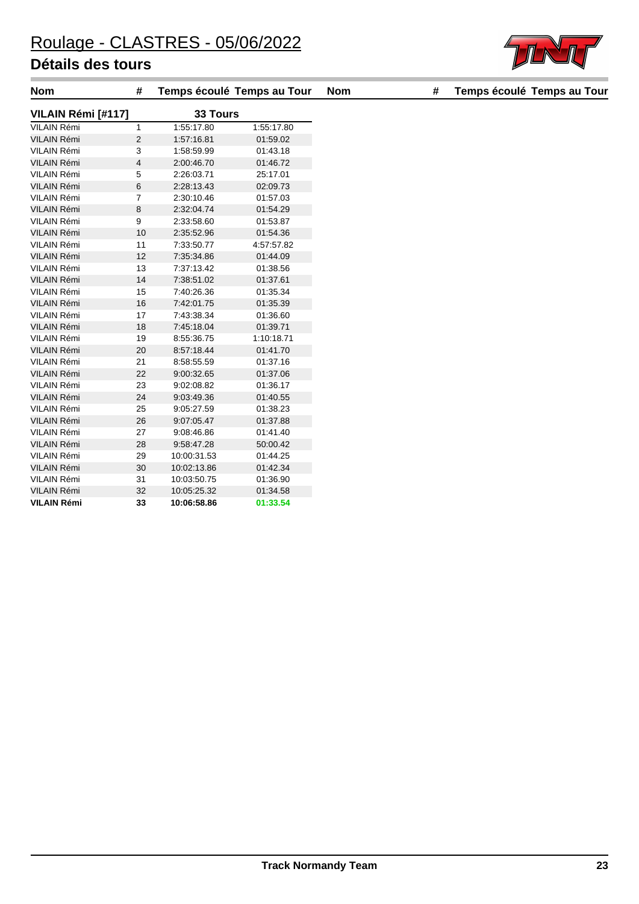# Roulage - CLASTRES - 05/06/2022

## Détails des tours

| Nom | # | Temps écoulé | Temps au Tour |
|---|---|---|---|
| **VILAIN Rémi [#117]** | | **33 Tours** | |
| VILAIN Rémi | 1 | 1:55:17.80 | 1:55:17.80 |
| VILAIN Rémi | 2 | 1:57:16.81 | 01:59.02 |
| VILAIN Rémi | 3 | 1:58:59.99 | 01:43.18 |
| VILAIN Rémi | 4 | 2:00:46.70 | 01:46.72 |
| VILAIN Rémi | 5 | 2:26:03.71 | 25:17.01 |
| VILAIN Rémi | 6 | 2:28:13.43 | 02:09.73 |
| VILAIN Rémi | 7 | 2:30:10.46 | 01:57.03 |
| VILAIN Rémi | 8 | 2:32:04.74 | 01:54.29 |
| VILAIN Rémi | 9 | 2:33:58.60 | 01:53.87 |
| VILAIN Rémi | 10 | 2:35:52.96 | 01:54.36 |
| VILAIN Rémi | 11 | 7:33:50.77 | 4:57:57.82 |
| VILAIN Rémi | 12 | 7:35:34.86 | 01:44.09 |
| VILAIN Rémi | 13 | 7:37:13.42 | 01:38.56 |
| VILAIN Rémi | 14 | 7:38:51.02 | 01:37.61 |
| VILAIN Rémi | 15 | 7:40:26.36 | 01:35.34 |
| VILAIN Rémi | 16 | 7:42:01.75 | 01:35.39 |
| VILAIN Rémi | 17 | 7:43:38.34 | 01:36.60 |
| VILAIN Rémi | 18 | 7:45:18.04 | 01:39.71 |
| VILAIN Rémi | 19 | 8:55:36.75 | 1:10:18.71 |
| VILAIN Rémi | 20 | 8:57:18.44 | 01:41.70 |
| VILAIN Rémi | 21 | 8:58:55.59 | 01:37.16 |
| VILAIN Rémi | 22 | 9:00:32.65 | 01:37.06 |
| VILAIN Rémi | 23 | 9:02:08.82 | 01:36.17 |
| VILAIN Rémi | 24 | 9:03:49.36 | 01:40.55 |
| VILAIN Rémi | 25 | 9:05:27.59 | 01:38.23 |
| VILAIN Rémi | 26 | 9:07:05.47 | 01:37.88 |
| VILAIN Rémi | 27 | 9:08:46.86 | 01:41.40 |
| VILAIN Rémi | 28 | 9:58:47.28 | 50:00.42 |
| VILAIN Rémi | 29 | 10:00:31.53 | 01:44.25 |
| VILAIN Rémi | 30 | 10:02:13.86 | 01:42.34 |
| VILAIN Rémi | 31 | 10:03:50.75 | 01:36.90 |
| VILAIN Rémi | 32 | 10:05:25.32 | 01:34.58 |
| **VILAIN Rémi** | **33** | **10:06:58.86** | **01:33.54** |

Track Normandy Team